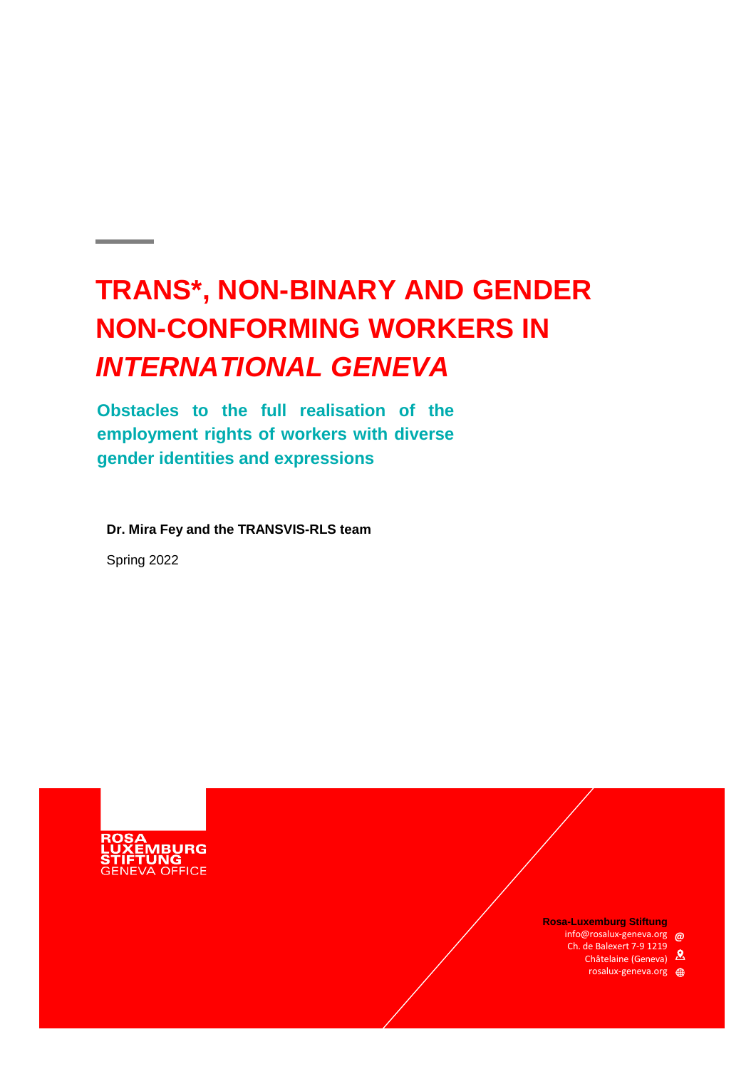# TRANS*, NON-BINARY AND GENDER NON-CONFORMING WORKERS IN *INTERNATIONAL GENEVA*

## Obstacles to the full realisation of the employment rights of workers with diverse gender identities and expressions

**Dr. Mira Fey and the TRANSVIS-RLS team**

Spring 2022

ROSA LUXEMBURG STIFTUNG
GENEVA OFFICE

**Rosa-Luxemburg Stiftung**
info@rosalux-geneva.org
Ch. de Balexert 7-9 1219
Châtelaine (Geneva)
rosalux-geneva.org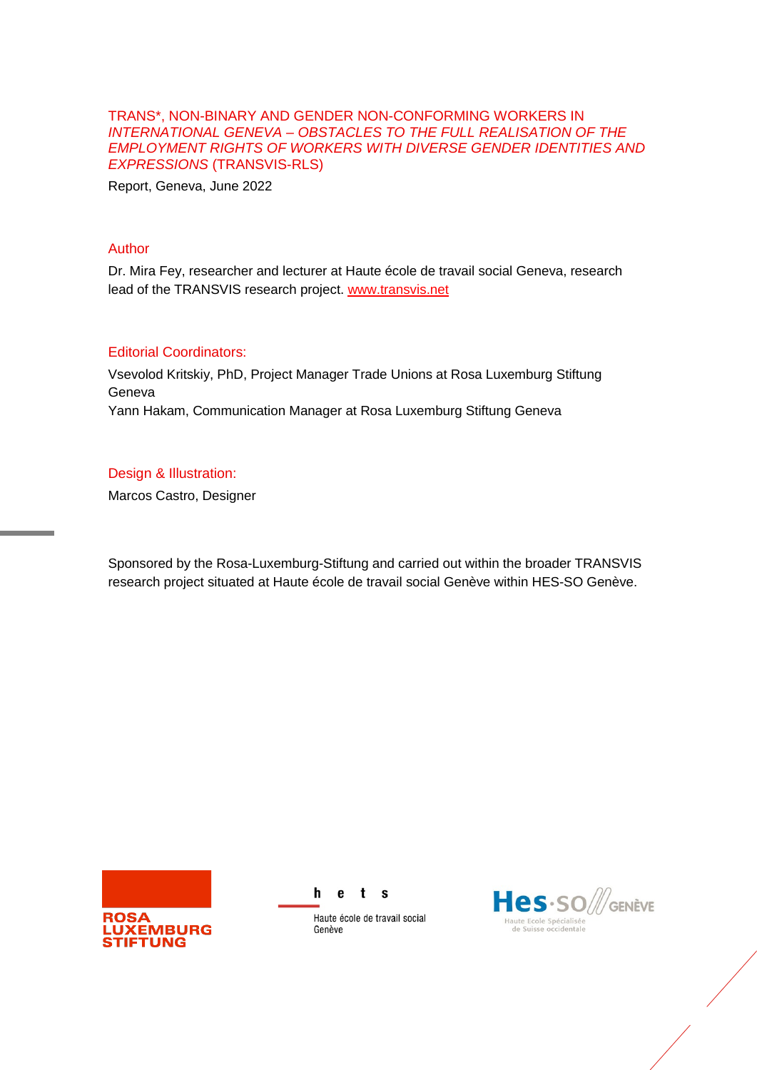TRANS*, NON-BINARY AND GENDER NON-CONFORMING WORKERS IN *INTERNATIONAL GENEVA – OBSTACLES TO THE FULL REALISATION OF THE EMPLOYMENT RIGHTS OF WORKERS WITH DIVERSE GENDER IDENTITIES AND EXPRESSIONS* (TRANSVIS-RLS)

Report, Geneva, June 2022

Author

Dr. Mira Fey, researcher and lecturer at Haute école de travail social Geneva, research lead of the TRANSVIS research project. www.transvis.net

Editorial Coordinators:

Vsevolod Kritskiy, PhD, Project Manager Trade Unions at Rosa Luxemburg Stiftung Geneva
Yann Hakam, Communication Manager at Rosa Luxemburg Stiftung Geneva

Design & Illustration:

Marcos Castro, Designer

Sponsored by the Rosa-Luxemburg-Stiftung and carried out within the broader TRANSVIS research project situated at Haute école de travail social Genève within HES-SO Genève.

ROSA LUXEMBURG STIFTUNG

h e t s
Haute école de travail social Genève

Hes·SO GENÈVE
Haute Ecole Spécialisée de Suisse occidentale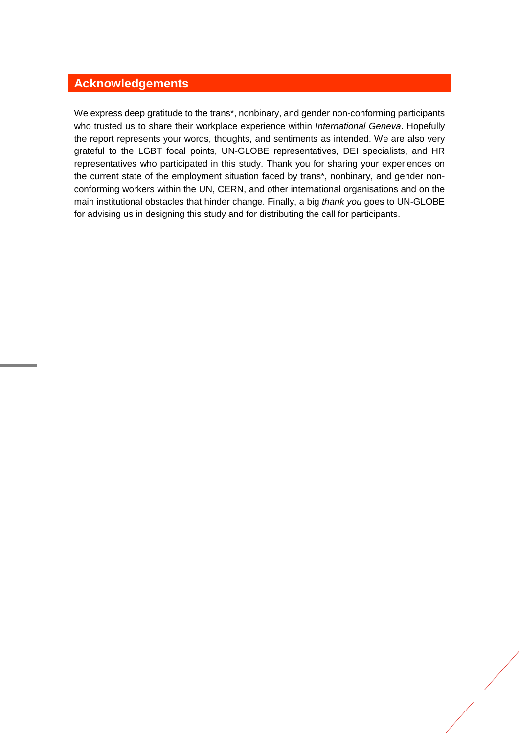## Acknowledgements

We express deep gratitude to the trans*, nonbinary, and gender non-conforming participants who trusted us to share their workplace experience within *International Geneva*. Hopefully the report represents your words, thoughts, and sentiments as intended. We are also very grateful to the LGBT focal points, UN-GLOBE representatives, DEI specialists, and HR representatives who participated in this study. Thank you for sharing your experiences on the current state of the employment situation faced by trans*, nonbinary, and gender non-conforming workers within the UN, CERN, and other international organisations and on the main institutional obstacles that hinder change. Finally, a big *thank you* goes to UN-GLOBE for advising us in designing this study and for distributing the call for participants.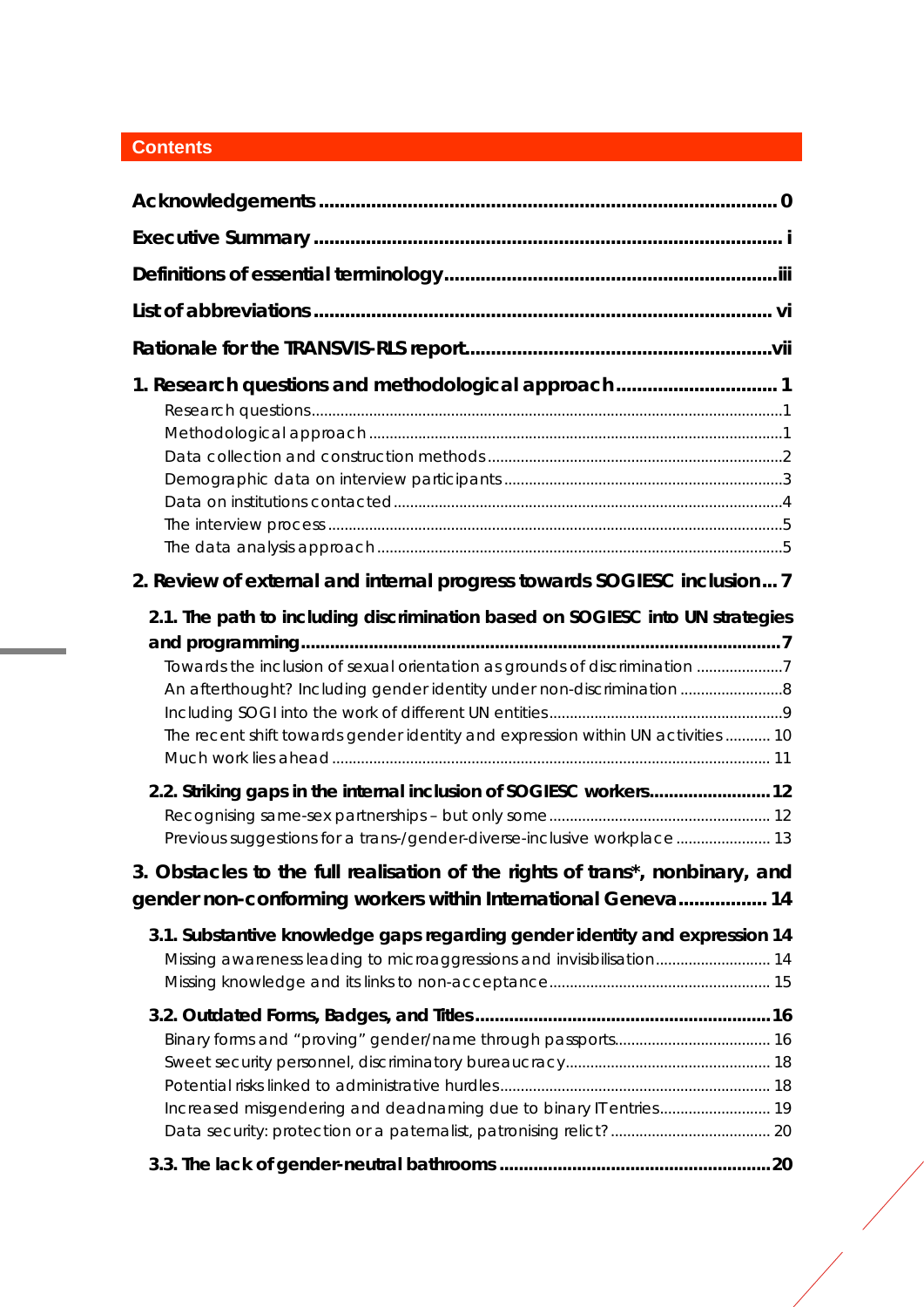## Contents

**Acknowledgements ........................................................................................ 0**

**Executive Summary ........................................................................................ i**

**Definitions of essential terminology................................................................iii**

**List of abbreviations ........................................................................................ vi**

**Rationale for the TRANSVIS-RLS report.........................................................vii**

**1. Research questions and methodological approach ................................ 1**

Research questions.....................................................................................................1

Methodological approach .........................................................................................1

Data collection and construction methods ...........................................................2

Demographic data on interview participants .......................................................3

Data on institutions contacted ..................................................................................4

The interview process .................................................................................................5

The data analysis approach .......................................................................................5

**2. Review of external and internal progress towards SOGIESC inclusion... 7**

**2.1. The path to including discrimination based on SOGIESC into UN strategies and programming.................................................................................................7**

Towards the inclusion of sexual orientation as grounds of discrimination .....................7

An afterthought? Including gender identity under non-discrimination .........................8

Including SOGI into the work of different UN entities.........................................................9

The recent shift towards gender identity and expression within UN activities ........... 10

Much work lies ahead ......................................................................................................... 11

**2.2. Striking gaps in the internal inclusion of SOGIESC workers........................12**

Recognising same-sex partnerships – but only some ..................................................... 12

Previous suggestions for a trans-/gender-diverse-inclusive workplace ....................... 13

**3. Obstacles to the full realisation of the rights of trans\*, nonbinary, and gender non-conforming workers within International Geneva................. 14**

**3.1. Substantive knowledge gaps regarding gender identity and expression 14**

Missing awareness leading to microaggressions and invisibilisation............................ 14

Missing knowledge and its links to non-acceptance...................................................... 15

**3.2. Outdated Forms, Badges, and Titles............................................................16**

Binary forms and "proving" gender/name through passports...................................... 16

Sweet security personnel, discriminatory bureaucracy................................................. 18

Potential risks linked to administrative hurdles................................................................. 18

Increased misgendering and deadnaming due to binary IT entries........................... 19

Data security: protection or a paternalist, patronising relict? ....................................... 20

**3.3. The lack of gender-neutral bathrooms .......................................................20**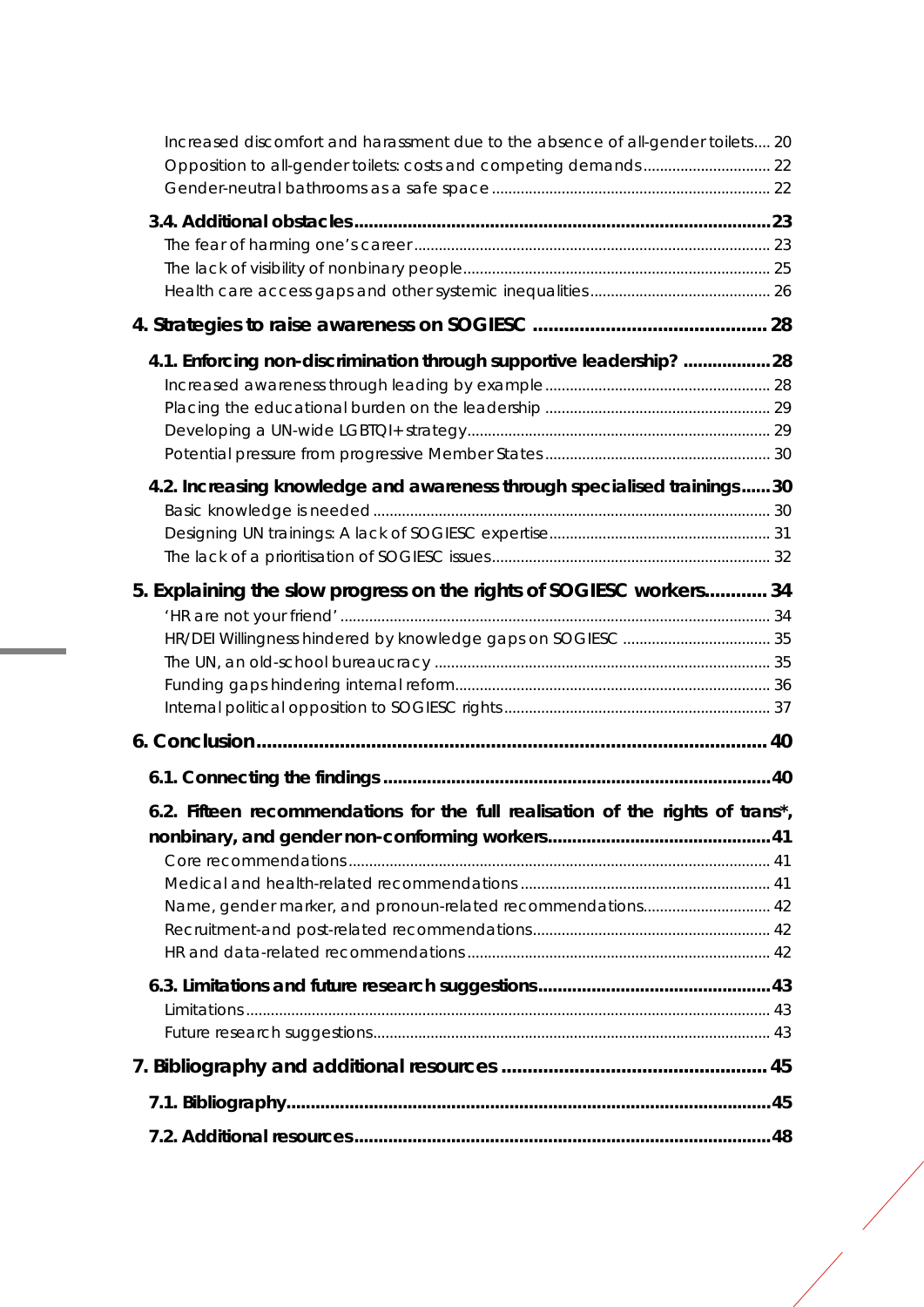Increased discomfort and harassment due to the absence of all-gender toilets.... 20

Opposition to all-gender toilets: costs and competing demands............................... 22

Gender-neutral bathrooms as a safe space.................................................................... 22

**3.4. Additional obstacles........................................................................................23**

The fear of harming one's career....................................................................................... 23

The lack of visibility of nonbinary people........................................................................... 25

Health care access gaps and other systemic inequalities............................................ 26

**4. Strategies to raise awareness on SOGIESC .............................................28**

**4.1. Enforcing non-discrimination through supportive leadership? ..................28**

Increased awareness through leading by example......................................................... 28

Placing the educational burden on the leadership ......................................................... 29

Developing a UN-wide LGBTQI+ strategy.......................................................................... 29

Potential pressure from progressive Member States........................................................ 30

**4.2. Increasing knowledge and awareness through specialised trainings......30**

Basic knowledge is needed ................................................................................................. 30

Designing UN trainings: A lack of SOGIESC expertise...................................................... 31

The lack of a prioritisation of SOGIESC issues.................................................................... 32

**5. Explaining the slow progress on the rights of SOGIESC workers............34**

'HR are not your friend' ......................................................................................................... 34

HR/DEI Willingness hindered by knowledge gaps on SOGIESC .................................... 35

The UN, an old-school bureaucracy ................................................................................. 35

Funding gaps hindering internal reform............................................................................. 36

Internal political opposition to SOGIESC rights................................................................. 37

**6. Conclusion.....................................................................................................40**

**6.1. Connecting the findings ................................................................................40**

**6.2. Fifteen recommendations for the full realisation of the rights of trans\*, nonbinary, and gender non-conforming workers..............................................41**

Core recommendations...................................................................................................... 41

Medical and health-related recommendations ............................................................ 41

Name, gender marker, and pronoun-related recommendations............................... 42

Recruitment-and post-related recommendations.......................................................... 42

HR and data-related recommendations.......................................................................... 42

**6.3. Limitations and future research suggestions................................................43**

Limitations................................................................................................................................ 43

Future research suggestions................................................................................................. 43

**7. Bibliography and additional resources .....................................................45**

**7.1. Bibliography....................................................................................................45**

**7.2. Additional resources......................................................................................48**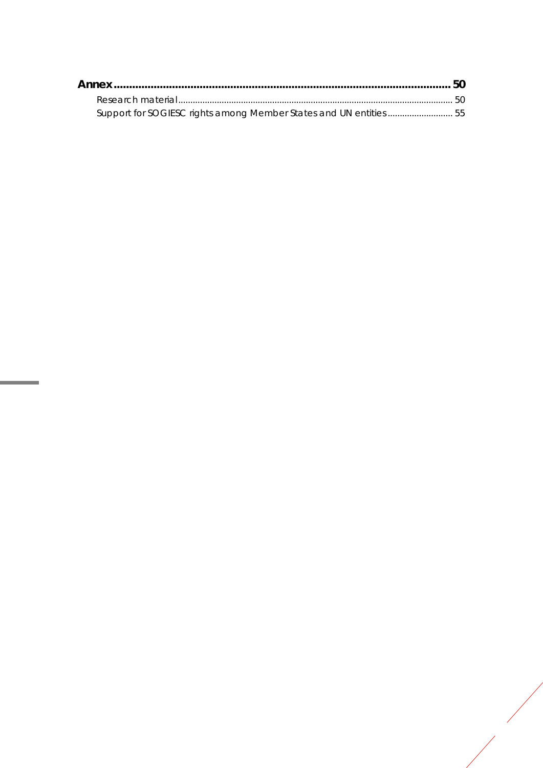**Annex .......................................................................................................... 50**

- Research material ........................................................................................................ 50
- Support for SOGIESC rights among Member States and UN entities ........................... 55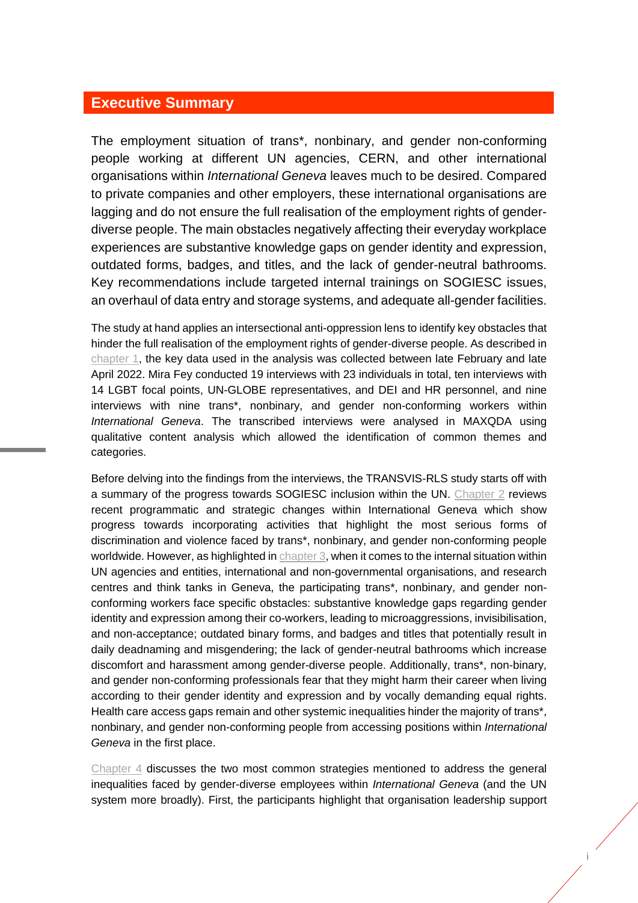# Executive Summary

The employment situation of trans*, nonbinary, and gender non-conforming people working at different UN agencies, CERN, and other international organisations within *International Geneva* leaves much to be desired. Compared to private companies and other employers, these international organisations are lagging and do not ensure the full realisation of the employment rights of gender-diverse people. The main obstacles negatively affecting their everyday workplace experiences are substantive knowledge gaps on gender identity and expression, outdated forms, badges, and titles, and the lack of gender-neutral bathrooms. Key recommendations include targeted internal trainings on SOGIESC issues, an overhaul of data entry and storage systems, and adequate all-gender facilities.

The study at hand applies an intersectional anti-oppression lens to identify key obstacles that hinder the full realisation of the employment rights of gender-diverse people. As described in chapter 1, the key data used in the analysis was collected between late February and late April 2022. Mira Fey conducted 19 interviews with 23 individuals in total, ten interviews with 14 LGBT focal points, UN-GLOBE representatives, and DEI and HR personnel, and nine interviews with nine trans*, nonbinary, and gender non-conforming workers within *International Geneva*. The transcribed interviews were analysed in MAXQDA using qualitative content analysis which allowed the identification of common themes and categories.

Before delving into the findings from the interviews, the TRANSVIS-RLS study starts off with a summary of the progress towards SOGIESC inclusion within the UN. Chapter 2 reviews recent programmatic and strategic changes within International Geneva which show progress towards incorporating activities that highlight the most serious forms of discrimination and violence faced by trans*, nonbinary, and gender non-conforming people worldwide. However, as highlighted in chapter 3, when it comes to the internal situation within UN agencies and entities, international and non-governmental organisations, and research centres and think tanks in Geneva, the participating trans*, nonbinary, and gender non-conforming workers face specific obstacles: substantive knowledge gaps regarding gender identity and expression among their co-workers, leading to microaggressions, invisibilisation, and non-acceptance; outdated binary forms, and badges and titles that potentially result in daily deadnaming and misgendering; the lack of gender-neutral bathrooms which increase discomfort and harassment among gender-diverse people. Additionally, trans*, non-binary, and gender non-conforming professionals fear that they might harm their career when living according to their gender identity and expression and by vocally demanding equal rights. Health care access gaps remain and other systemic inequalities hinder the majority of trans*, nonbinary, and gender non-conforming people from accessing positions within *International Geneva* in the first place.

Chapter 4 discusses the two most common strategies mentioned to address the general inequalities faced by gender-diverse employees within *International Geneva* (and the UN system more broadly). First, the participants highlight that organisation leadership support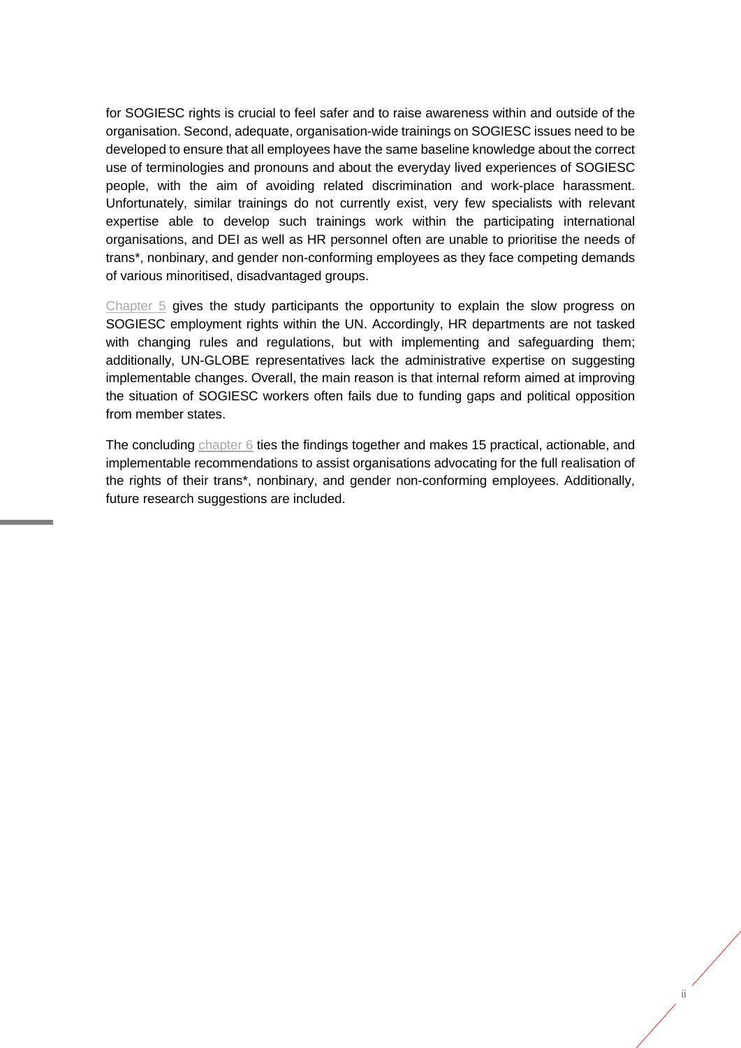for SOGIESC rights is crucial to feel safer and to raise awareness within and outside of the organisation. Second, adequate, organisation-wide trainings on SOGIESC issues need to be developed to ensure that all employees have the same baseline knowledge about the correct use of terminologies and pronouns and about the everyday lived experiences of SOGIESC people, with the aim of avoiding related discrimination and work-place harassment. Unfortunately, similar trainings do not currently exist, very few specialists with relevant expertise able to develop such trainings work within the participating international organisations, and DEI as well as HR personnel often are unable to prioritise the needs of trans*, nonbinary, and gender non-conforming employees as they face competing demands of various minoritised, disadvantaged groups.

Chapter 5 gives the study participants the opportunity to explain the slow progress on SOGIESC employment rights within the UN. Accordingly, HR departments are not tasked with changing rules and regulations, but with implementing and safeguarding them; additionally, UN-GLOBE representatives lack the administrative expertise on suggesting implementable changes. Overall, the main reason is that internal reform aimed at improving the situation of SOGIESC workers often fails due to funding gaps and political opposition from member states.

The concluding chapter 6 ties the findings together and makes 15 practical, actionable, and implementable recommendations to assist organisations advocating for the full realisation of the rights of their trans*, nonbinary, and gender non-conforming employees. Additionally, future research suggestions are included.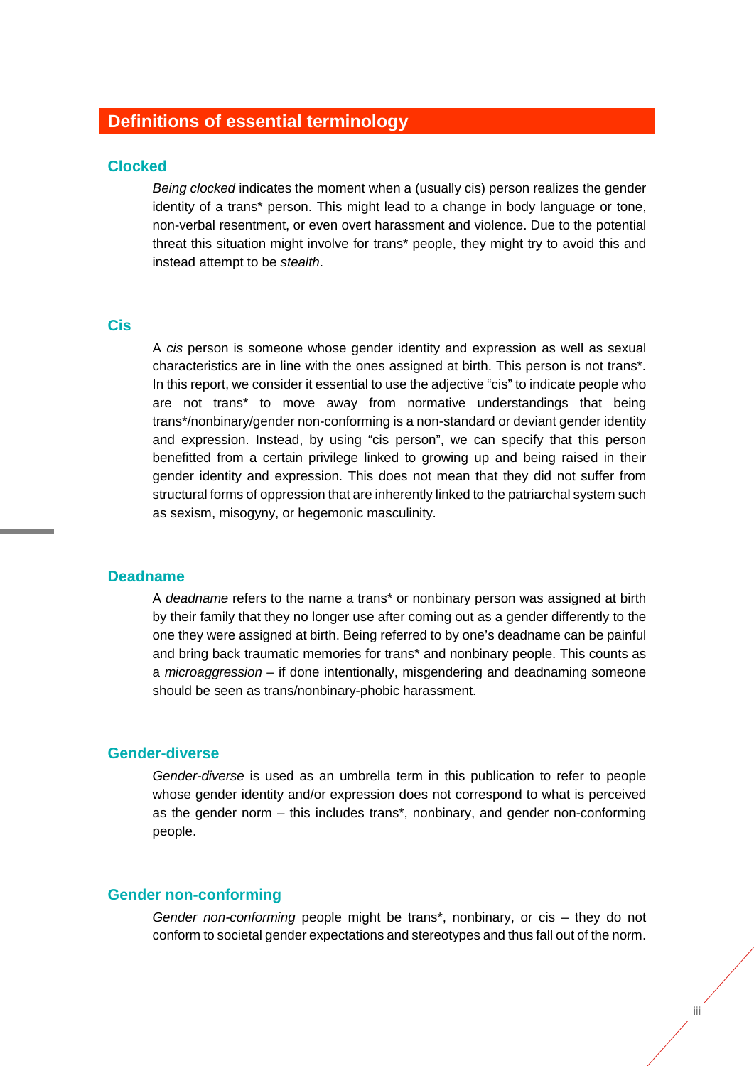## Definitions of essential terminology

### Clocked

*Being clocked* indicates the moment when a (usually cis) person realizes the gender identity of a trans* person. This might lead to a change in body language or tone, non-verbal resentment, or even overt harassment and violence. Due to the potential threat this situation might involve for trans* people, they might try to avoid this and instead attempt to be *stealth*.

### Cis

A *cis* person is someone whose gender identity and expression as well as sexual characteristics are in line with the ones assigned at birth. This person is not trans*. In this report, we consider it essential to use the adjective "cis" to indicate people who are not trans* to move away from normative understandings that being trans*/nonbinary/gender non-conforming is a non-standard or deviant gender identity and expression. Instead, by using "cis person", we can specify that this person benefitted from a certain privilege linked to growing up and being raised in their gender identity and expression. This does not mean that they did not suffer from structural forms of oppression that are inherently linked to the patriarchal system such as sexism, misogyny, or hegemonic masculinity.

### Deadname

A *deadname* refers to the name a trans* or nonbinary person was assigned at birth by their family that they no longer use after coming out as a gender differently to the one they were assigned at birth. Being referred to by one's deadname can be painful and bring back traumatic memories for trans* and nonbinary people. This counts as a *microaggression* – if done intentionally, misgendering and deadnaming someone should be seen as trans/nonbinary-phobic harassment.

### Gender-diverse

*Gender-diverse* is used as an umbrella term in this publication to refer to people whose gender identity and/or expression does not correspond to what is perceived as the gender norm – this includes trans*, nonbinary, and gender non-conforming people.

### Gender non-conforming

*Gender non-conforming* people might be trans*, nonbinary, or cis – they do not conform to societal gender expectations and stereotypes and thus fall out of the norm.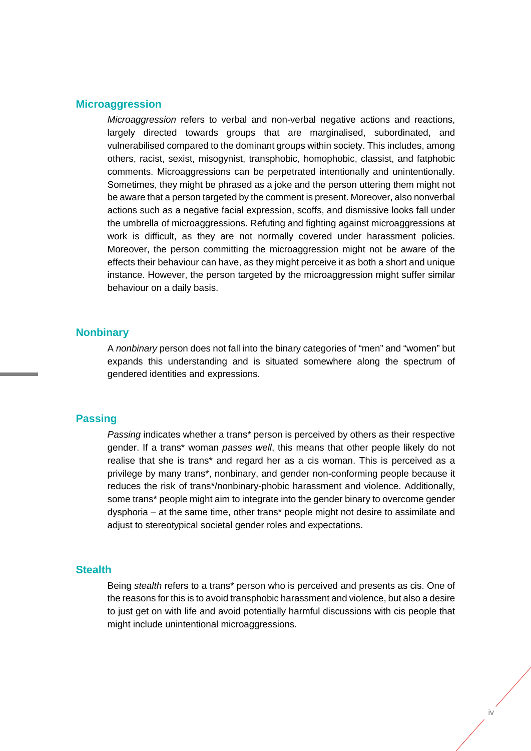## Microaggression

*Microaggression* refers to verbal and non-verbal negative actions and reactions, largely directed towards groups that are marginalised, subordinated, and vulnerabilised compared to the dominant groups within society. This includes, among others, racist, sexist, misogynist, transphobic, homophobic, classist, and fatphobic comments. Microaggressions can be perpetrated intentionally and unintentionally. Sometimes, they might be phrased as a joke and the person uttering them might not be aware that a person targeted by the comment is present. Moreover, also nonverbal actions such as a negative facial expression, scoffs, and dismissive looks fall under the umbrella of microaggressions. Refuting and fighting against microaggressions at work is difficult, as they are not normally covered under harassment policies. Moreover, the person committing the microaggression might not be aware of the effects their behaviour can have, as they might perceive it as both a short and unique instance. However, the person targeted by the microaggression might suffer similar behaviour on a daily basis.

## Nonbinary

A *nonbinary* person does not fall into the binary categories of "men" and "women" but expands this understanding and is situated somewhere along the spectrum of gendered identities and expressions.

## Passing

*Passing* indicates whether a trans* person is perceived by others as their respective gender. If a trans* woman *passes well*, this means that other people likely do not realise that she is trans* and regard her as a cis woman. This is perceived as a privilege by many trans*, nonbinary, and gender non-conforming people because it reduces the risk of trans*/nonbinary-phobic harassment and violence. Additionally, some trans* people might aim to integrate into the gender binary to overcome gender dysphoria – at the same time, other trans* people might not desire to assimilate and adjust to stereotypical societal gender roles and expectations.

## Stealth

Being *stealth* refers to a trans* person who is perceived and presents as cis. One of the reasons for this is to avoid transphobic harassment and violence, but also a desire to just get on with life and avoid potentially harmful discussions with cis people that might include unintentional microaggressions.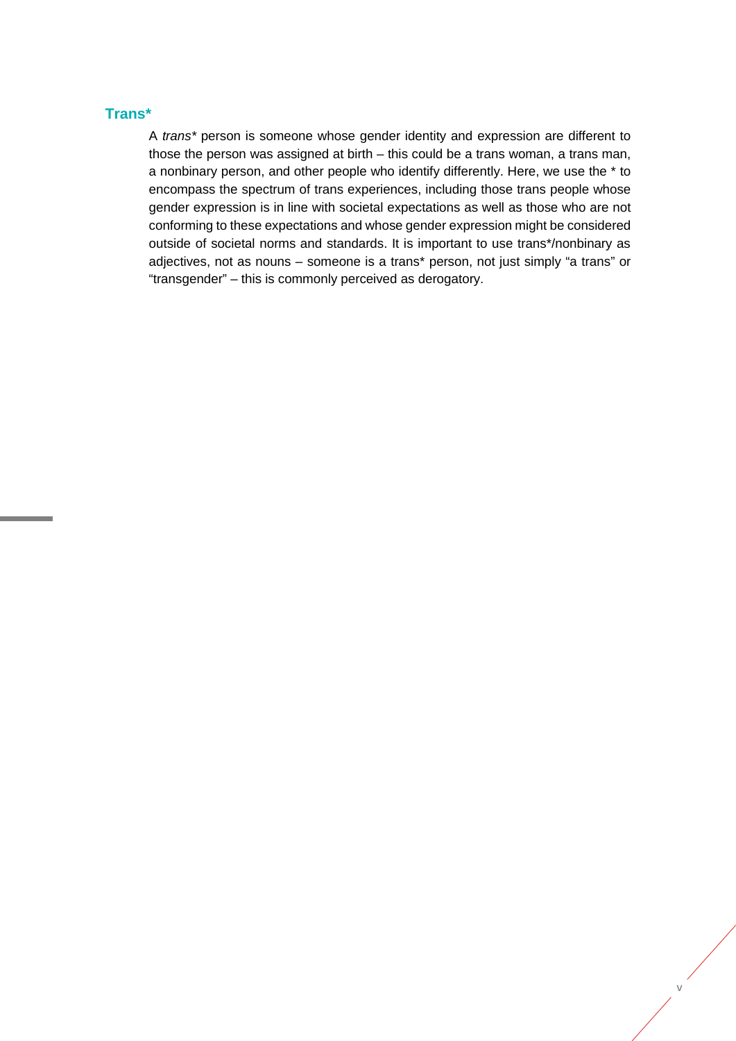### Trans*

A *trans** person is someone whose gender identity and expression are different to those the person was assigned at birth – this could be a trans woman, a trans man, a nonbinary person, and other people who identify differently. Here, we use the * to encompass the spectrum of trans experiences, including those trans people whose gender expression is in line with societal expectations as well as those who are not conforming to these expectations and whose gender expression might be considered outside of societal norms and standards. It is important to use trans*/nonbinary as adjectives, not as nouns – someone is a trans* person, not just simply "a trans" or "transgender" – this is commonly perceived as derogatory.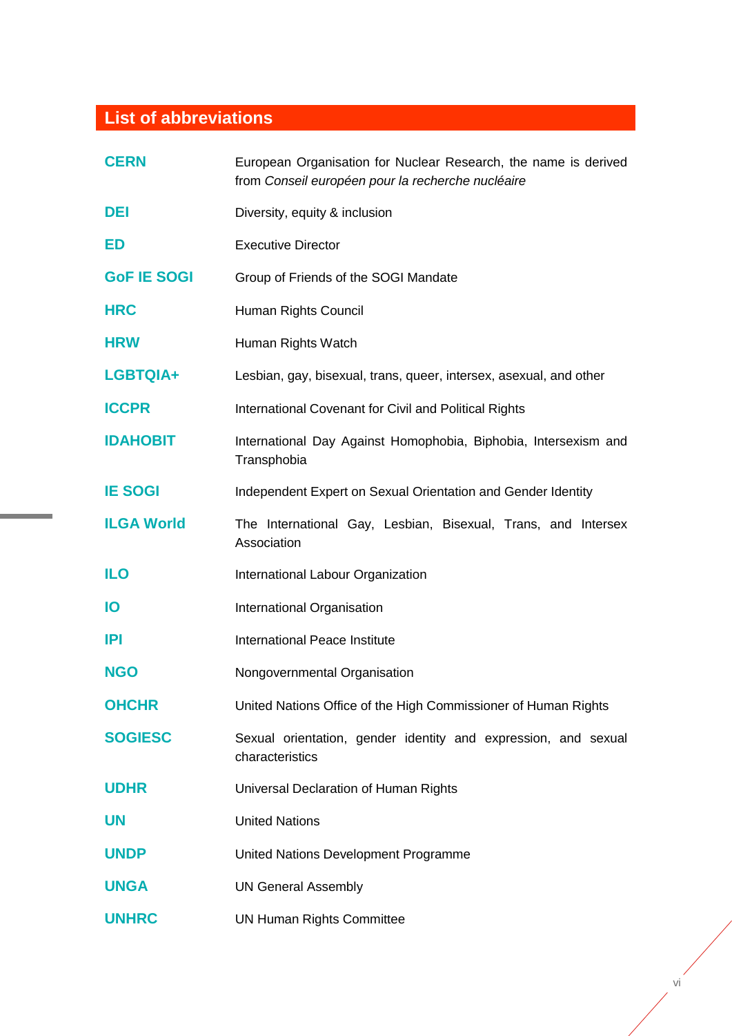## List of abbreviations

| | |
|---|---|
| **CERN** | European Organisation for Nuclear Research, the name is derived from *Conseil européen pour la recherche nucléaire* |
| **DEI** | Diversity, equity & inclusion |
| **ED** | Executive Director |
| **GoF IE SOGI** | Group of Friends of the SOGI Mandate |
| **HRC** | Human Rights Council |
| **HRW** | Human Rights Watch |
| **LGBTQIA+** | Lesbian, gay, bisexual, trans, queer, intersex, asexual, and other |
| **ICCPR** | International Covenant for Civil and Political Rights |
| **IDAHOBIT** | International Day Against Homophobia, Biphobia, Intersexism and Transphobia |
| **IE SOGI** | Independent Expert on Sexual Orientation and Gender Identity |
| **ILGA World** | The International Gay, Lesbian, Bisexual, Trans, and Intersex Association |
| **ILO** | International Labour Organization |
| **IO** | International Organisation |
| **IPI** | International Peace Institute |
| **NGO** | Nongovernmental Organisation |
| **OHCHR** | United Nations Office of the High Commissioner of Human Rights |
| **SOGIESC** | Sexual orientation, gender identity and expression, and sexual characteristics |
| **UDHR** | Universal Declaration of Human Rights |
| **UN** | United Nations |
| **UNDP** | United Nations Development Programme |
| **UNGA** | UN General Assembly |
| **UNHRC** | UN Human Rights Committee |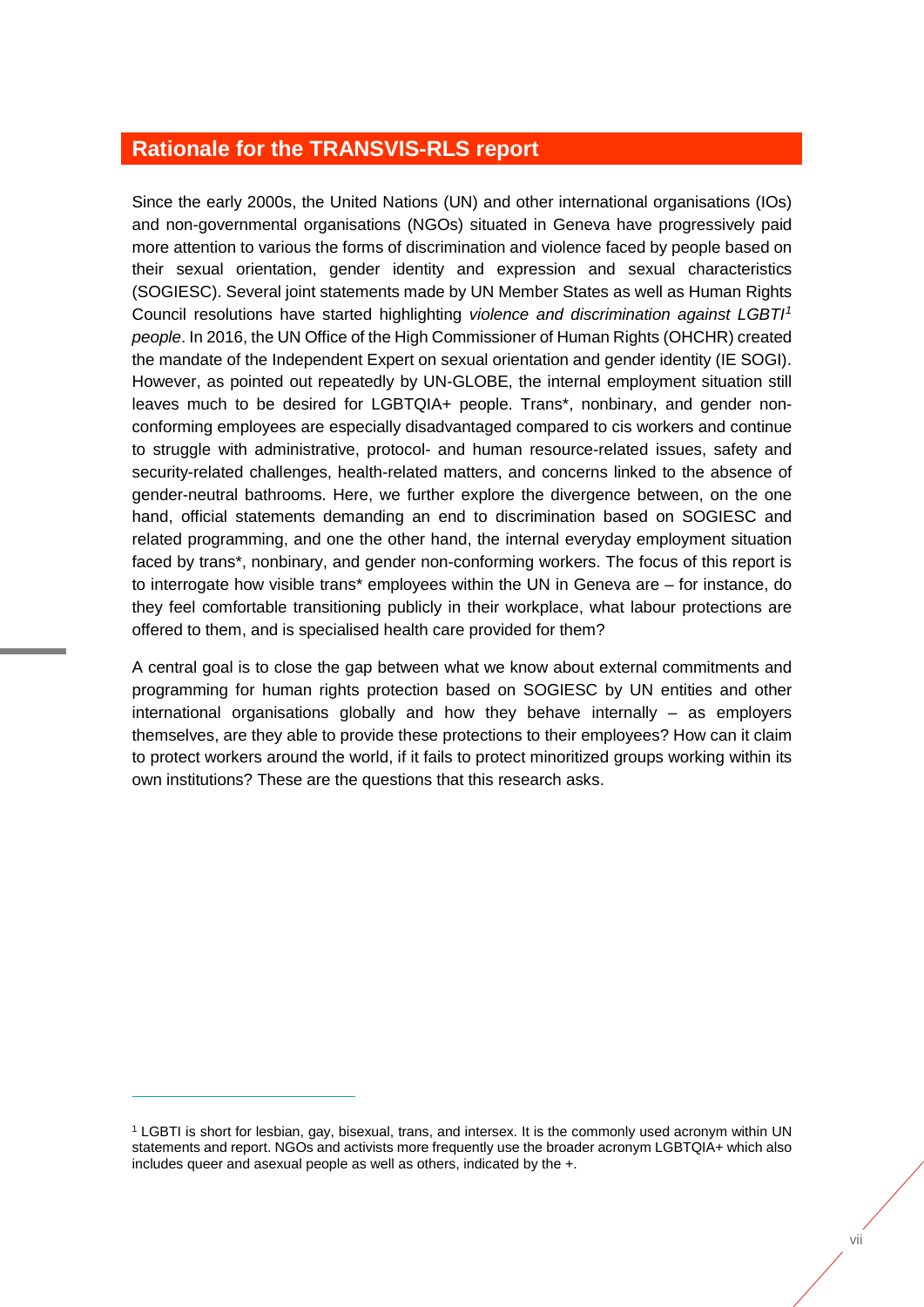## Rationale for the TRANSVIS-RLS report

Since the early 2000s, the United Nations (UN) and other international organisations (IOs) and non-governmental organisations (NGOs) situated in Geneva have progressively paid more attention to various the forms of discrimination and violence faced by people based on their sexual orientation, gender identity and expression and sexual characteristics (SOGIESC). Several joint statements made by UN Member States as well as Human Rights Council resolutions have started highlighting *violence and discrimination against LGBTI*[1] *people*. In 2016, the UN Office of the High Commissioner of Human Rights (OHCHR) created the mandate of the Independent Expert on sexual orientation and gender identity (IE SOGI). However, as pointed out repeatedly by UN-GLOBE, the internal employment situation still leaves much to be desired for LGBTQIA+ people. Trans*, nonbinary, and gender non-conforming employees are especially disadvantaged compared to cis workers and continue to struggle with administrative, protocol- and human resource-related issues, safety and security-related challenges, health-related matters, and concerns linked to the absence of gender-neutral bathrooms. Here, we further explore the divergence between, on the one hand, official statements demanding an end to discrimination based on SOGIESC and related programming, and one the other hand, the internal everyday employment situation faced by trans*, nonbinary, and gender non-conforming workers. The focus of this report is to interrogate how visible trans* employees within the UN in Geneva are – for instance, do they feel comfortable transitioning publicly in their workplace, what labour protections are offered to them, and is specialised health care provided for them?

A central goal is to close the gap between what we know about external commitments and programming for human rights protection based on SOGIESC by UN entities and other international organisations globally and how they behave internally – as employers themselves, are they able to provide these protections to their employees? How can it claim to protect workers around the world, if it fails to protect minoritized groups working within its own institutions? These are the questions that this research asks.

[1] LGBTI is short for lesbian, gay, bisexual, trans, and intersex. It is the commonly used acronym within UN statements and report. NGOs and activists more frequently use the broader acronym LGBTQIA+ which also includes queer and asexual people as well as others, indicated by the +.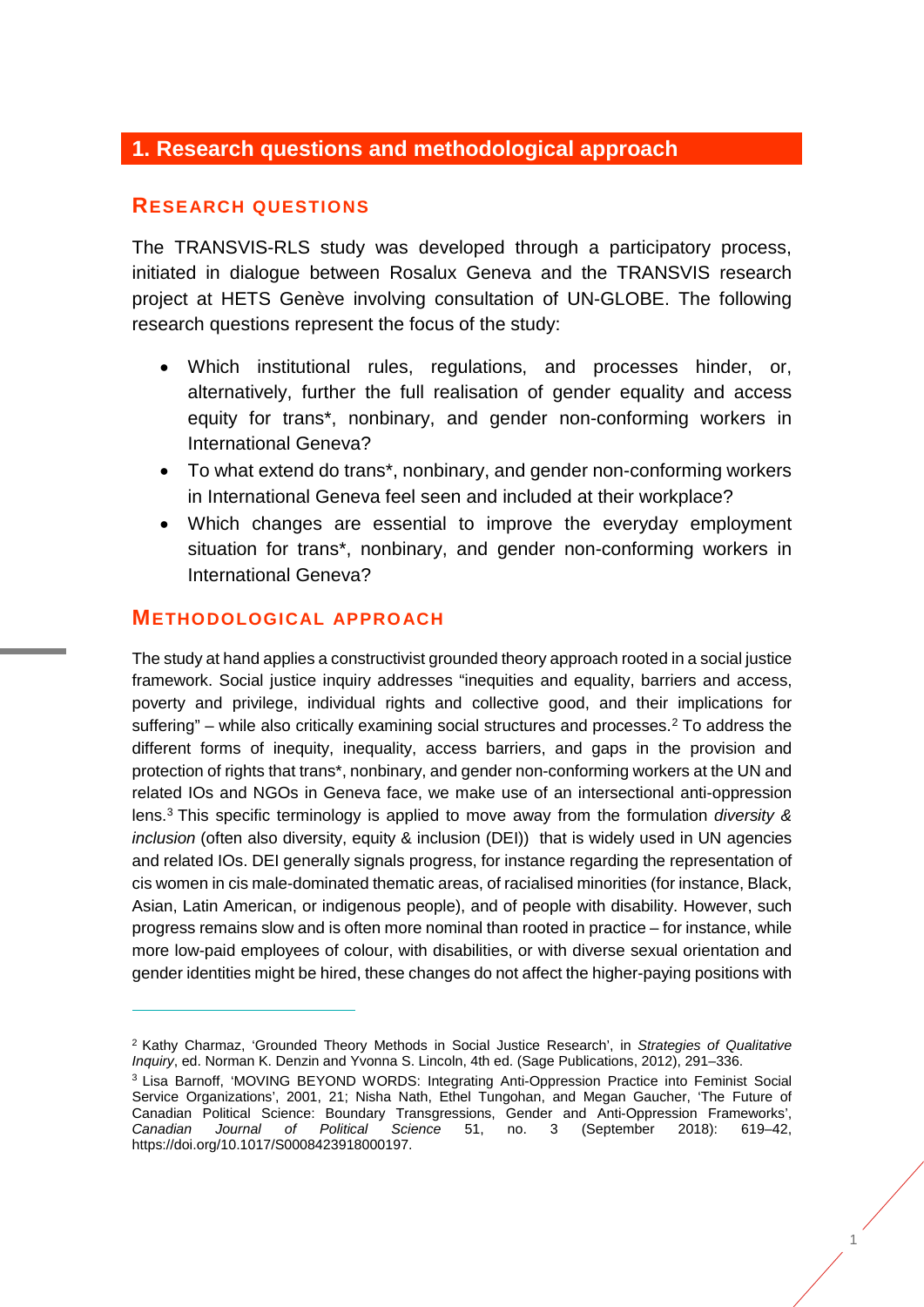# 1. Research questions and methodological approach

## Research questions

The TRANSVIS-RLS study was developed through a participatory process, initiated in dialogue between Rosalux Geneva and the TRANSVIS research project at HETS Genève involving consultation of UN-GLOBE. The following research questions represent the focus of the study:

- Which institutional rules, regulations, and processes hinder, or, alternatively, further the full realisation of gender equality and access equity for trans*, nonbinary, and gender non-conforming workers in International Geneva?
- To what extend do trans*, nonbinary, and gender non-conforming workers in International Geneva feel seen and included at their workplace?
- Which changes are essential to improve the everyday employment situation for trans*, nonbinary, and gender non-conforming workers in International Geneva?

## Methodological approach

The study at hand applies a constructivist grounded theory approach rooted in a social justice framework. Social justice inquiry addresses "inequities and equality, barriers and access, poverty and privilege, individual rights and collective good, and their implications for suffering" – while also critically examining social structures and processes.[2] To address the different forms of inequity, inequality, access barriers, and gaps in the provision and protection of rights that trans*, nonbinary, and gender non-conforming workers at the UN and related IOs and NGOs in Geneva face, we make use of an intersectional anti-oppression lens.[3] This specific terminology is applied to move away from the formulation *diversity & inclusion* (often also diversity, equity & inclusion (DEI)) that is widely used in UN agencies and related IOs. DEI generally signals progress, for instance regarding the representation of cis women in cis male-dominated thematic areas, of racialised minorities (for instance, Black, Asian, Latin American, or indigenous people), and of people with disability. However, such progress remains slow and is often more nominal than rooted in practice – for instance, while more low-paid employees of colour, with disabilities, or with diverse sexual orientation and gender identities might be hired, these changes do not affect the higher-paying positions with

---

[2] Kathy Charmaz, 'Grounded Theory Methods in Social Justice Research', in *Strategies of Qualitative Inquiry*, ed. Norman K. Denzin and Yvonna S. Lincoln, 4th ed. (Sage Publications, 2012), 291–336.

[3] Lisa Barnoff, 'MOVING BEYOND WORDS: Integrating Anti-Oppression Practice into Feminist Social Service Organizations', 2001, 21; Nisha Nath, Ethel Tungohan, and Megan Gaucher, 'The Future of Canadian Political Science: Boundary Transgressions, Gender and Anti-Oppression Frameworks', *Canadian Journal of Political Science* 51, no. 3 (September 2018): 619–42, https://doi.org/10.1017/S0008423918000197.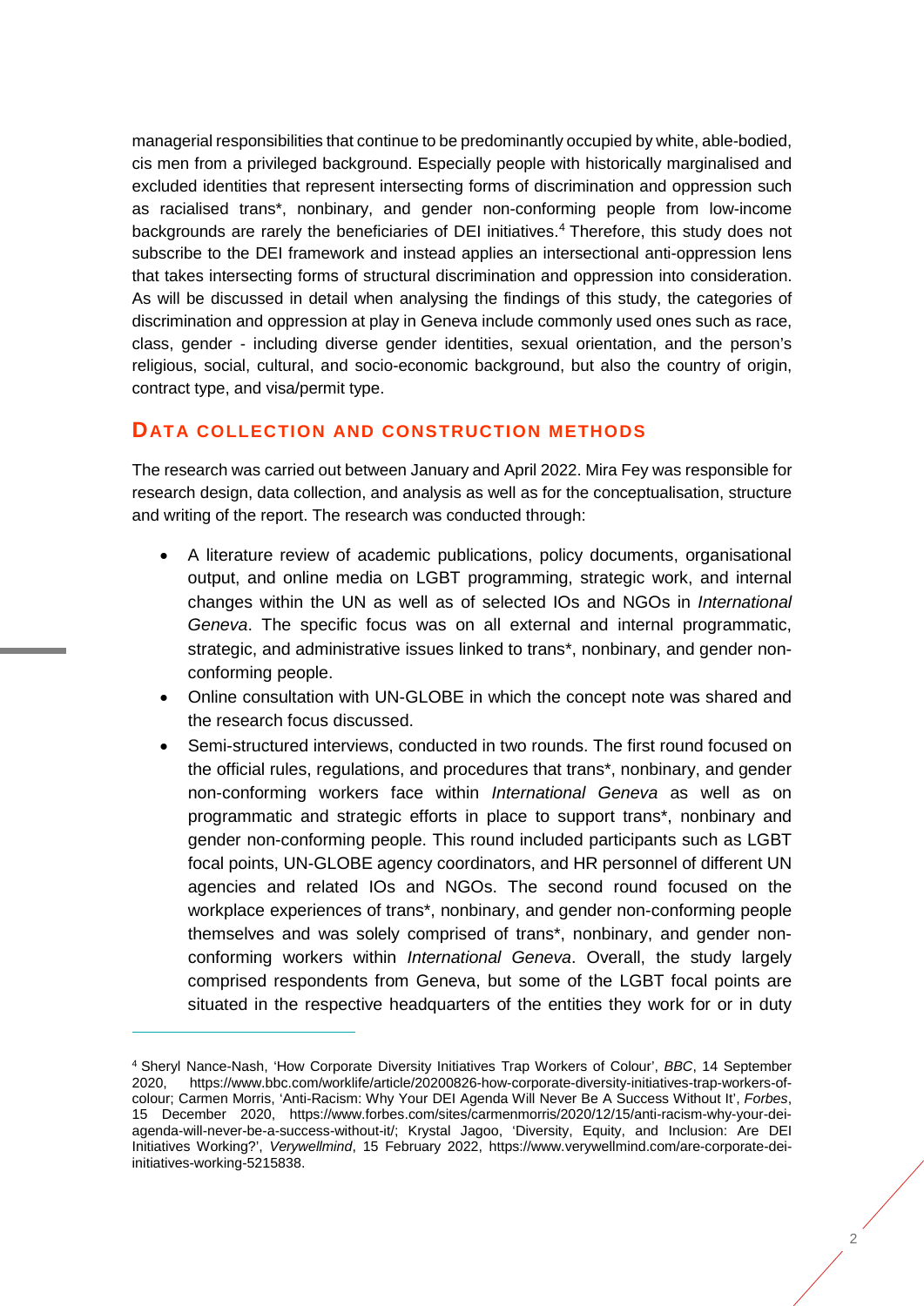managerial responsibilities that continue to be predominantly occupied by white, able-bodied, cis men from a privileged background. Especially people with historically marginalised and excluded identities that represent intersecting forms of discrimination and oppression such as racialised trans*, nonbinary, and gender non-conforming people from low-income backgrounds are rarely the beneficiaries of DEI initiatives.[4] Therefore, this study does not subscribe to the DEI framework and instead applies an intersectional anti-oppression lens that takes intersecting forms of structural discrimination and oppression into consideration. As will be discussed in detail when analysing the findings of this study, the categories of discrimination and oppression at play in Geneva include commonly used ones such as race, class, gender - including diverse gender identities, sexual orientation, and the person's religious, social, cultural, and socio-economic background, but also the country of origin, contract type, and visa/permit type.

## DATA COLLECTION AND CONSTRUCTION METHODS

The research was carried out between January and April 2022. Mira Fey was responsible for research design, data collection, and analysis as well as for the conceptualisation, structure and writing of the report. The research was conducted through:

- A literature review of academic publications, policy documents, organisational output, and online media on LGBT programming, strategic work, and internal changes within the UN as well as of selected IOs and NGOs in *International Geneva*. The specific focus was on all external and internal programmatic, strategic, and administrative issues linked to trans*, nonbinary, and gender non-conforming people.
- Online consultation with UN-GLOBE in which the concept note was shared and the research focus discussed.
- Semi-structured interviews, conducted in two rounds. The first round focused on the official rules, regulations, and procedures that trans*, nonbinary, and gender non-conforming workers face within *International Geneva* as well as on programmatic and strategic efforts in place to support trans*, nonbinary and gender non-conforming people. This round included participants such as LGBT focal points, UN-GLOBE agency coordinators, and HR personnel of different UN agencies and related IOs and NGOs. The second round focused on the workplace experiences of trans*, nonbinary, and gender non-conforming people themselves and was solely comprised of trans*, nonbinary, and gender non-conforming workers within *International Geneva*. Overall, the study largely comprised respondents from Geneva, but some of the LGBT focal points are situated in the respective headquarters of the entities they work for or in duty

---

[4] Sheryl Nance-Nash, 'How Corporate Diversity Initiatives Trap Workers of Colour', *BBC*, 14 September 2020, https://www.bbc.com/worklife/article/20200826-how-corporate-diversity-initiatives-trap-workers-of-colour; Carmen Morris, 'Anti-Racism: Why Your DEI Agenda Will Never Be A Success Without It', *Forbes*, 15 December 2020, https://www.forbes.com/sites/carmenmorris/2020/12/15/anti-racism-why-your-dei-agenda-will-never-be-a-success-without-it/; Krystal Jagoo, 'Diversity, Equity, and Inclusion: Are DEI Initiatives Working?', *Verywellmind*, 15 February 2022, https://www.verywellmind.com/are-corporate-dei-initiatives-working-5215838.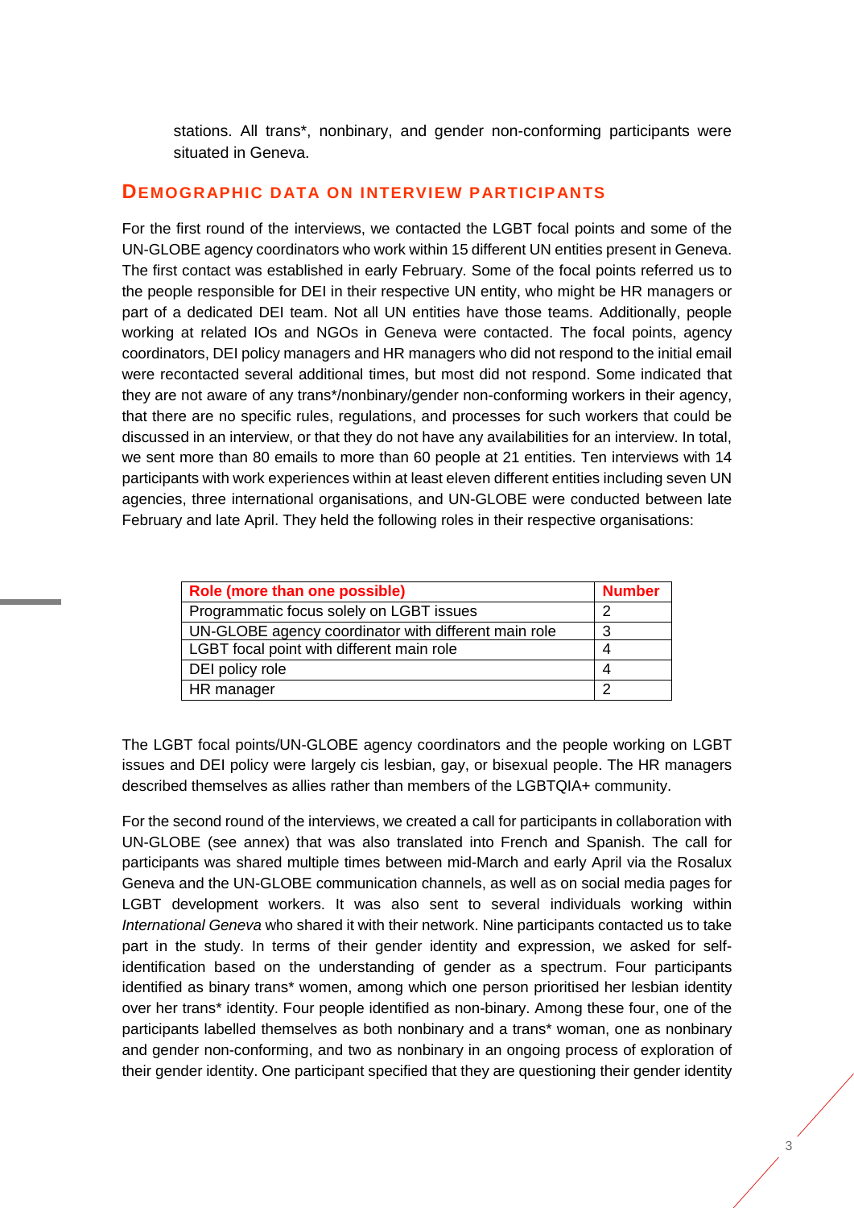stations. All trans*, nonbinary, and gender non-conforming participants were situated in Geneva.

## Demographic data on interview participants

For the first round of the interviews, we contacted the LGBT focal points and some of the UN-GLOBE agency coordinators who work within 15 different UN entities present in Geneva. The first contact was established in early February. Some of the focal points referred us to the people responsible for DEI in their respective UN entity, who might be HR managers or part of a dedicated DEI team. Not all UN entities have those teams. Additionally, people working at related IOs and NGOs in Geneva were contacted. The focal points, agency coordinators, DEI policy managers and HR managers who did not respond to the initial email were recontacted several additional times, but most did not respond. Some indicated that they are not aware of any trans*/nonbinary/gender non-conforming workers in their agency, that there are no specific rules, regulations, and processes for such workers that could be discussed in an interview, or that they do not have any availabilities for an interview. In total, we sent more than 80 emails to more than 60 people at 21 entities. Ten interviews with 14 participants with work experiences within at least eleven different entities including seven UN agencies, three international organisations, and UN-GLOBE were conducted between late February and late April. They held the following roles in their respective organisations:

| Role (more than one possible) | Number |
|---|---|
| Programmatic focus solely on LGBT issues | 2 |
| UN-GLOBE agency coordinator with different main role | 3 |
| LGBT focal point with different main role | 4 |
| DEI policy role | 4 |
| HR manager | 2 |

The LGBT focal points/UN-GLOBE agency coordinators and the people working on LGBT issues and DEI policy were largely cis lesbian, gay, or bisexual people. The HR managers described themselves as allies rather than members of the LGBTQIA+ community.

For the second round of the interviews, we created a call for participants in collaboration with UN-GLOBE (see annex) that was also translated into French and Spanish. The call for participants was shared multiple times between mid-March and early April via the Rosalux Geneva and the UN-GLOBE communication channels, as well as on social media pages for LGBT development workers. It was also sent to several individuals working within *International Geneva* who shared it with their network. Nine participants contacted us to take part in the study. In terms of their gender identity and expression, we asked for self-identification based on the understanding of gender as a spectrum. Four participants identified as binary trans* women, among which one person prioritised her lesbian identity over her trans* identity. Four people identified as non-binary. Among these four, one of the participants labelled themselves as both nonbinary and a trans* woman, one as nonbinary and gender non-conforming, and two as nonbinary in an ongoing process of exploration of their gender identity. One participant specified that they are questioning their gender identity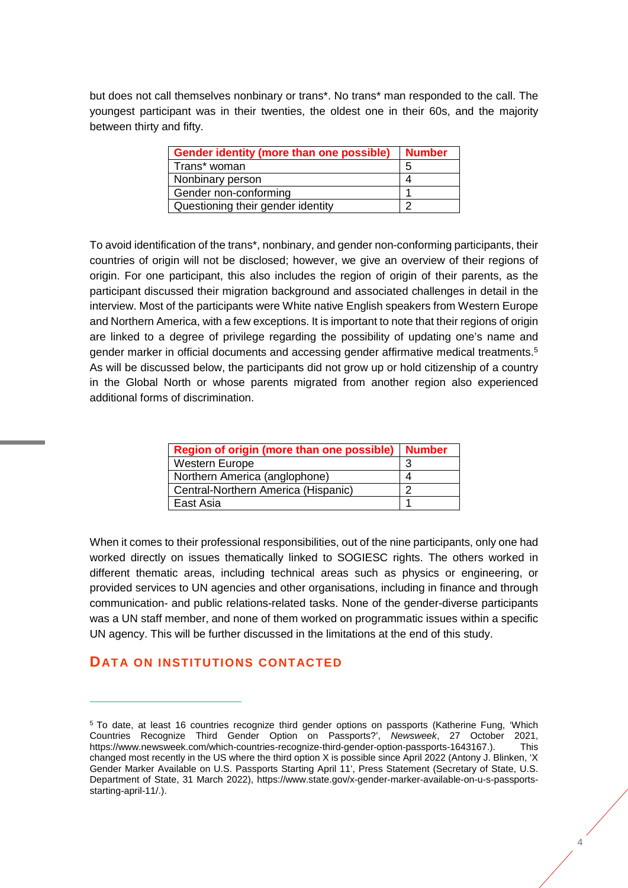but does not call themselves nonbinary or trans*. No trans* man responded to the call. The youngest participant was in their twenties, the oldest one in their 60s, and the majority between thirty and fifty.

| Gender identity (more than one possible) | Number |
|---|---|
| Trans* woman | 5 |
| Nonbinary person | 4 |
| Gender non-conforming | 1 |
| Questioning their gender identity | 2 |

To avoid identification of the trans*, nonbinary, and gender non-conforming participants, their countries of origin will not be disclosed; however, we give an overview of their regions of origin. For one participant, this also includes the region of origin of their parents, as the participant discussed their migration background and associated challenges in detail in the interview. Most of the participants were White native English speakers from Western Europe and Northern America, with a few exceptions. It is important to note that their regions of origin are linked to a degree of privilege regarding the possibility of updating one's name and gender marker in official documents and accessing gender affirmative medical treatments.[5] As will be discussed below, the participants did not grow up or hold citizenship of a country in the Global North or whose parents migrated from another region also experienced additional forms of discrimination.

| Region of origin (more than one possible) | Number |
|---|---|
| Western Europe | 3 |
| Northern America (anglophone) | 4 |
| Central-Northern America (Hispanic) | 2 |
| East Asia | 1 |

When it comes to their professional responsibilities, out of the nine participants, only one had worked directly on issues thematically linked to SOGIESC rights. The others worked in different thematic areas, including technical areas such as physics or engineering, or provided services to UN agencies and other organisations, including in finance and through communication- and public relations-related tasks. None of the gender-diverse participants was a UN staff member, and none of them worked on programmatic issues within a specific UN agency. This will be further discussed in the limitations at the end of this study.

## Data on institutions contacted

[5] To date, at least 16 countries recognize third gender options on passports (Katherine Fung, 'Which Countries Recognize Third Gender Option on Passports?', *Newsweek*, 27 October 2021, https://www.newsweek.com/which-countries-recognize-third-gender-option-passports-1643167.). This changed most recently in the US where the third option X is possible since April 2022 (Antony J. Blinken, 'X Gender Marker Available on U.S. Passports Starting April 11', Press Statement (Secretary of State, U.S. Department of State, 31 March 2022), https://www.state.gov/x-gender-marker-available-on-u-s-passports-starting-april-11/.).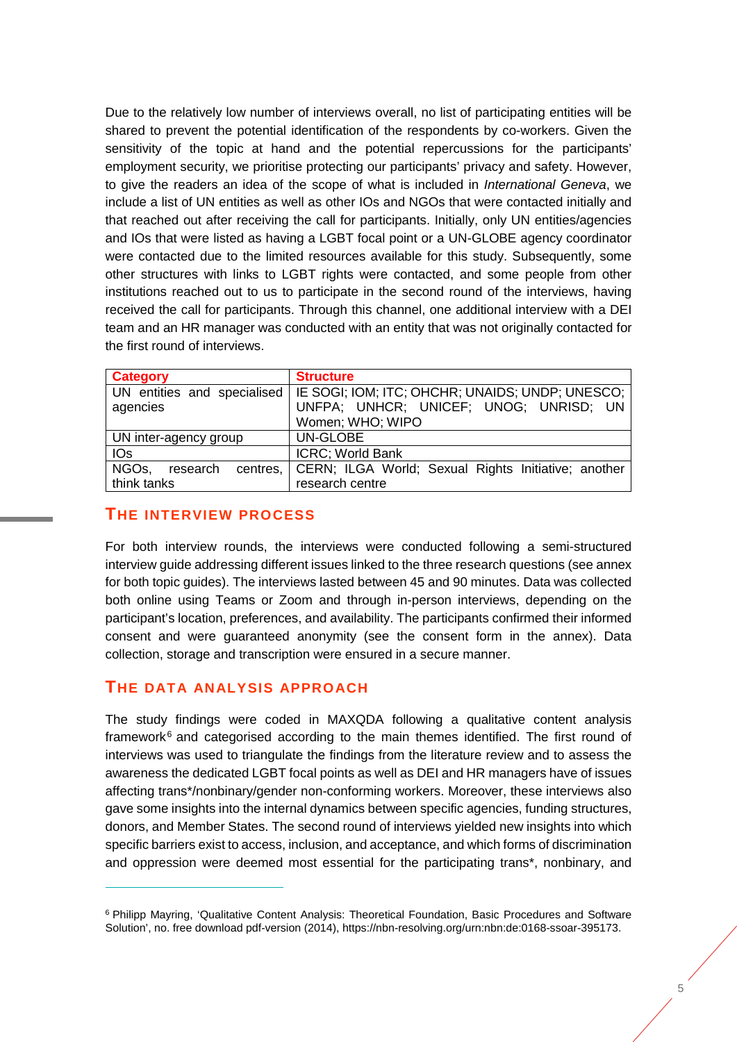Due to the relatively low number of interviews overall, no list of participating entities will be shared to prevent the potential identification of the respondents by co-workers. Given the sensitivity of the topic at hand and the potential repercussions for the participants' employment security, we prioritise protecting our participants' privacy and safety. However, to give the readers an idea of the scope of what is included in *International Geneva*, we include a list of UN entities as well as other IOs and NGOs that were contacted initially and that reached out after receiving the call for participants. Initially, only UN entities/agencies and IOs that were listed as having a LGBT focal point or a UN-GLOBE agency coordinator were contacted due to the limited resources available for this study. Subsequently, some other structures with links to LGBT rights were contacted, and some people from other institutions reached out to us to participate in the second round of the interviews, having received the call for participants. Through this channel, one additional interview with a DEI team and an HR manager was conducted with an entity that was not originally contacted for the first round of interviews.

| Category | Structure |
|---|---|
| UN entities and specialised agencies | IE SOGI; IOM; ITC; OHCHR; UNAIDS; UNDP; UNESCO; UNFPA; UNHCR; UNICEF; UNOG; UNRISD; UN Women; WHO; WIPO |
| UN inter-agency group | UN-GLOBE |
| IOs | ICRC; World Bank |
| NGOs, research centres, think tanks | CERN; ILGA World; Sexual Rights Initiative; another research centre |

## The Interview Process

For both interview rounds, the interviews were conducted following a semi-structured interview guide addressing different issues linked to the three research questions (see annex for both topic guides). The interviews lasted between 45 and 90 minutes. Data was collected both online using Teams or Zoom and through in-person interviews, depending on the participant's location, preferences, and availability. The participants confirmed their informed consent and were guaranteed anonymity (see the consent form in the annex). Data collection, storage and transcription were ensured in a secure manner.

## The Data Analysis Approach

The study findings were coded in MAXQDA following a qualitative content analysis framework[6] and categorised according to the main themes identified. The first round of interviews was used to triangulate the findings from the literature review and to assess the awareness the dedicated LGBT focal points as well as DEI and HR managers have of issues affecting trans*/nonbinary/gender non-conforming workers. Moreover, these interviews also gave some insights into the internal dynamics between specific agencies, funding structures, donors, and Member States. The second round of interviews yielded new insights into which specific barriers exist to access, inclusion, and acceptance, and which forms of discrimination and oppression were deemed most essential for the participating trans*, nonbinary, and

---

[6] Philipp Mayring, 'Qualitative Content Analysis: Theoretical Foundation, Basic Procedures and Software Solution', no. free download pdf-version (2014), https://nbn-resolving.org/urn:nbn:de:0168-ssoar-395173.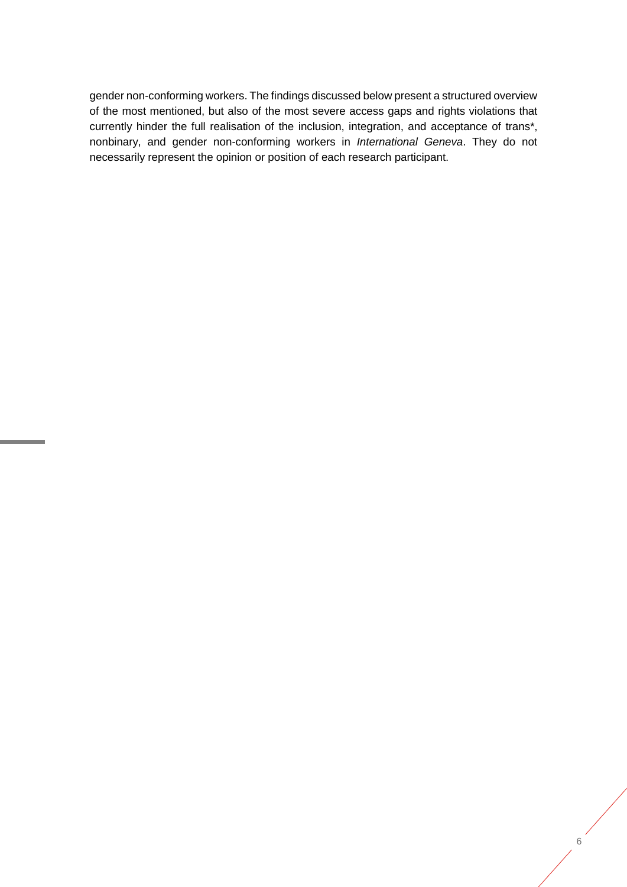gender non-conforming workers. The findings discussed below present a structured overview of the most mentioned, but also of the most severe access gaps and rights violations that currently hinder the full realisation of the inclusion, integration, and acceptance of trans*, nonbinary, and gender non-conforming workers in *International Geneva*. They do not necessarily represent the opinion or position of each research participant.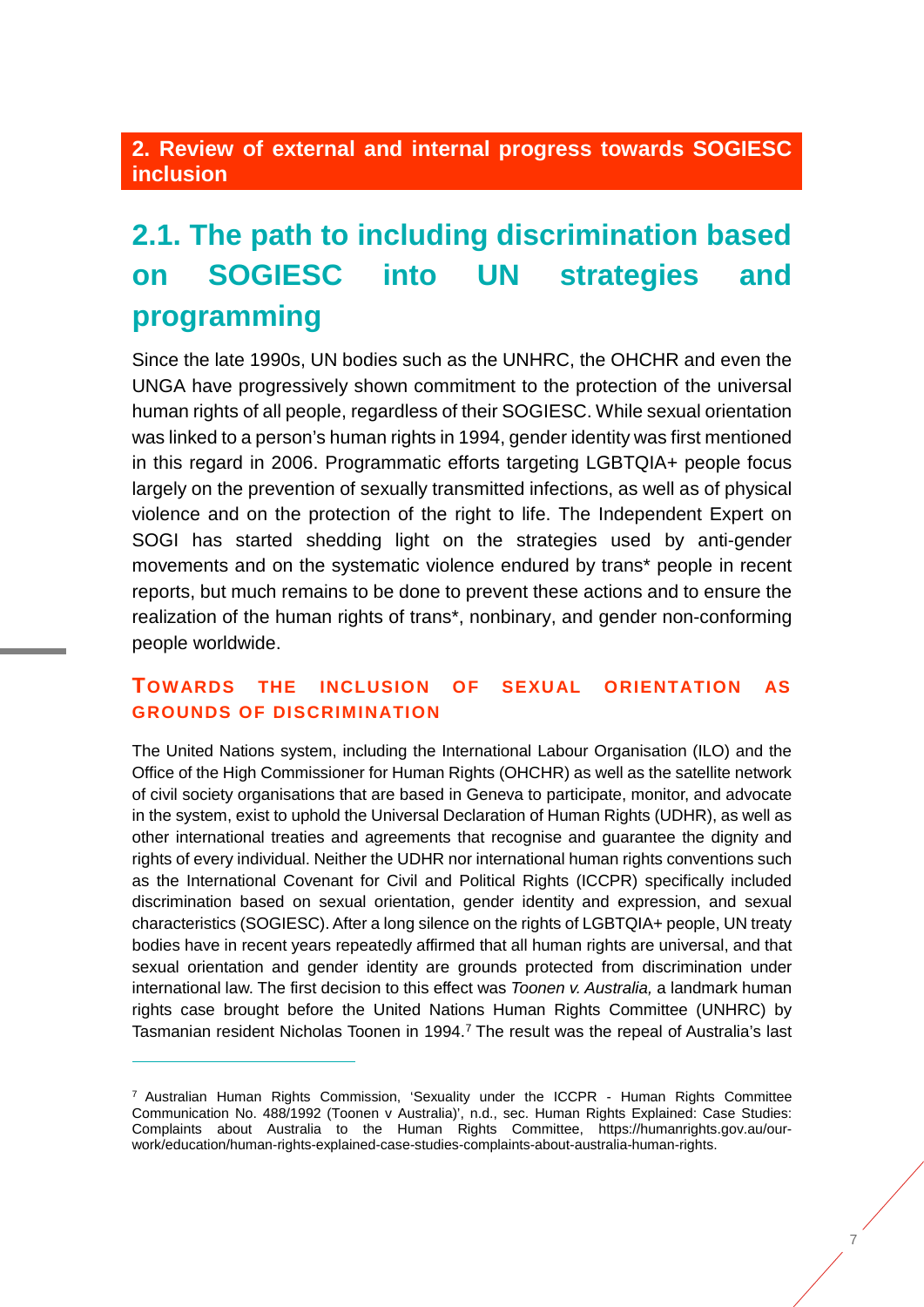# 2. Review of external and internal progress towards SOGIESC inclusion

## 2.1. The path to including discrimination based on SOGIESC into UN strategies and programming

Since the late 1990s, UN bodies such as the UNHRC, the OHCHR and even the UNGA have progressively shown commitment to the protection of the universal human rights of all people, regardless of their SOGIESC. While sexual orientation was linked to a person's human rights in 1994, gender identity was first mentioned in this regard in 2006. Programmatic efforts targeting LGBTQIA+ people focus largely on the prevention of sexually transmitted infections, as well as of physical violence and on the protection of the right to life. The Independent Expert on SOGI has started shedding light on the strategies used by anti-gender movements and on the systematic violence endured by trans* people in recent reports, but much remains to be done to prevent these actions and to ensure the realization of the human rights of trans*, nonbinary, and gender non-conforming people worldwide.

### Towards the inclusion of sexual orientation as grounds of discrimination

The United Nations system, including the International Labour Organisation (ILO) and the Office of the High Commissioner for Human Rights (OHCHR) as well as the satellite network of civil society organisations that are based in Geneva to participate, monitor, and advocate in the system, exist to uphold the Universal Declaration of Human Rights (UDHR), as well as other international treaties and agreements that recognise and guarantee the dignity and rights of every individual. Neither the UDHR nor international human rights conventions such as the International Covenant for Civil and Political Rights (ICCPR) specifically included discrimination based on sexual orientation, gender identity and expression, and sexual characteristics (SOGIESC). After a long silence on the rights of LGBTQIA+ people, UN treaty bodies have in recent years repeatedly affirmed that all human rights are universal, and that sexual orientation and gender identity are grounds protected from discrimination under international law. The first decision to this effect was *Toonen v. Australia,* a landmark human rights case brought before the United Nations Human Rights Committee (UNHRC) by Tasmanian resident Nicholas Toonen in 1994.[7] The result was the repeal of Australia's last

---

[7] Australian Human Rights Commission, 'Sexuality under the ICCPR - Human Rights Committee Communication No. 488/1992 (Toonen v Australia)', n.d., sec. Human Rights Explained: Case Studies: Complaints about Australia to the Human Rights Committee, https://humanrights.gov.au/our-work/education/human-rights-explained-case-studies-complaints-about-australia-human-rights.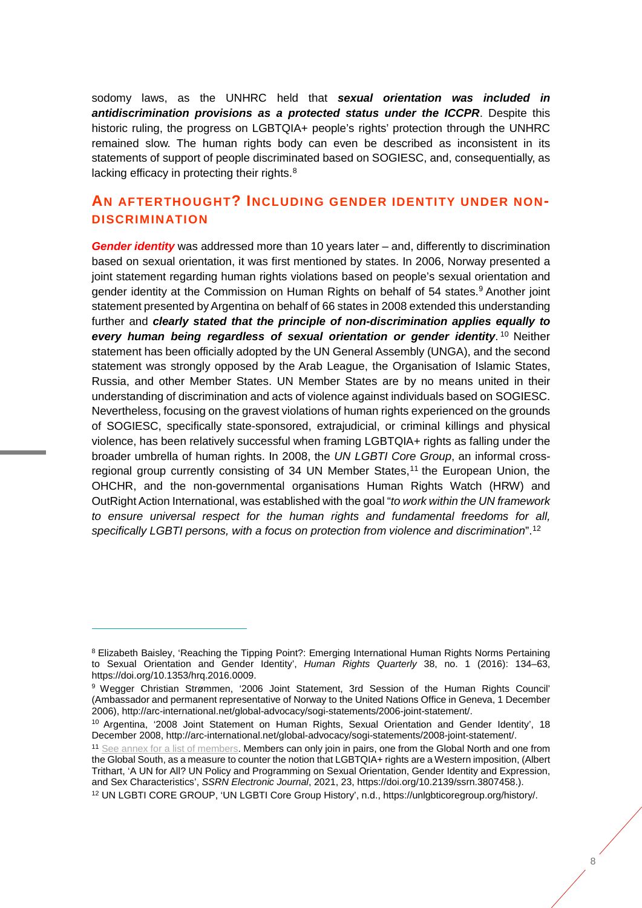sodomy laws, as the UNHRC held that ***sexual orientation was included in antidiscrimination provisions as a protected status under the ICCPR***. Despite this historic ruling, the progress on LGBTQIA+ people's rights' protection through the UNHRC remained slow. The human rights body can even be described as inconsistent in its statements of support of people discriminated based on SOGIESC, and, consequentially, as lacking efficacy in protecting their rights.[8]

## AN AFTERTHOUGHT? INCLUDING GENDER IDENTITY UNDER NON-DISCRIMINATION

***Gender identity*** was addressed more than 10 years later – and, differently to discrimination based on sexual orientation, it was first mentioned by states. In 2006, Norway presented a joint statement regarding human rights violations based on people's sexual orientation and gender identity at the Commission on Human Rights on behalf of 54 states.[9] Another joint statement presented by Argentina on behalf of 66 states in 2008 extended this understanding further and ***clearly stated that the principle of non-discrimination applies equally to every human being regardless of sexual orientation or gender identity***.[10] Neither statement has been officially adopted by the UN General Assembly (UNGA), and the second statement was strongly opposed by the Arab League, the Organisation of Islamic States, Russia, and other Member States. UN Member States are by no means united in their understanding of discrimination and acts of violence against individuals based on SOGIESC. Nevertheless, focusing on the gravest violations of human rights experienced on the grounds of SOGIESC, specifically state-sponsored, extrajudicial, or criminal killings and physical violence, has been relatively successful when framing LGBTQIA+ rights as falling under the broader umbrella of human rights. In 2008, the *UN LGBTI Core Group*, an informal cross-regional group currently consisting of 34 UN Member States,[11] the European Union, the OHCHR, and the non-governmental organisations Human Rights Watch (HRW) and OutRight Action International, was established with the goal "*to work within the UN framework to ensure universal respect for the human rights and fundamental freedoms for all, specifically LGBTI persons, with a focus on protection from violence and discrimination*".[12]

---

[8] Elizabeth Baisley, 'Reaching the Tipping Point?: Emerging International Human Rights Norms Pertaining to Sexual Orientation and Gender Identity', *Human Rights Quarterly* 38, no. 1 (2016): 134–63, https://doi.org/10.1353/hrq.2016.0009.

[9] Wegger Christian Strømmen, '2006 Joint Statement, 3rd Session of the Human Rights Council' (Ambassador and permanent representative of Norway to the United Nations Office in Geneva, 1 December 2006), http://arc-international.net/global-advocacy/sogi-statements/2006-joint-statement/.

[10] Argentina, '2008 Joint Statement on Human Rights, Sexual Orientation and Gender Identity', 18 December 2008, http://arc-international.net/global-advocacy/sogi-statements/2008-joint-statement/.

[11] See annex for a list of members. Members can only join in pairs, one from the Global North and one from the Global South, as a measure to counter the notion that LGBTQIA+ rights are a Western imposition, (Albert Trithart, 'A UN for All? UN Policy and Programming on Sexual Orientation, Gender Identity and Expression, and Sex Characteristics', *SSRN Electronic Journal*, 2021, 23, https://doi.org/10.2139/ssrn.3807458.).

[12] UN LGBTI CORE GROUP, 'UN LGBTI Core Group History', n.d., https://unlgbticoregroup.org/history/.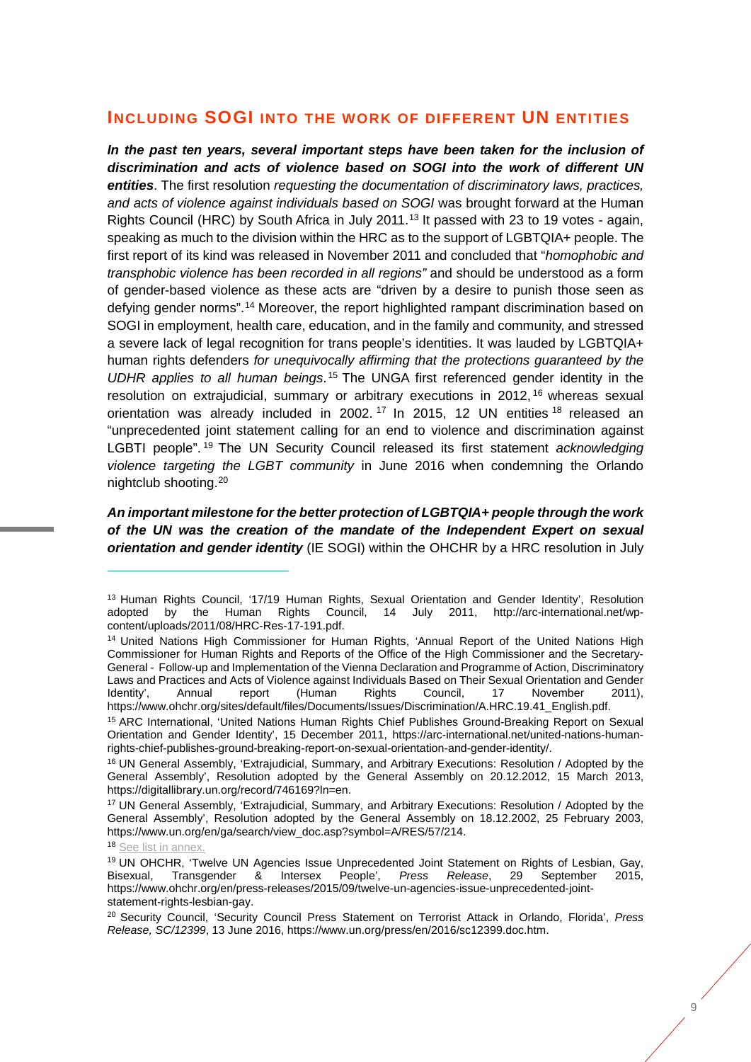## INCLUDING SOGI INTO THE WORK OF DIFFERENT UN ENTITIES

***In the past ten years, several important steps have been taken for the inclusion of discrimination and acts of violence based on SOGI into the work of different UN entities***. The first resolution *requesting the documentation of discriminatory laws, practices, and acts of violence against individuals based on SOGI* was brought forward at the Human Rights Council (HRC) by South Africa in July 2011.[13] It passed with 23 to 19 votes - again, speaking as much to the division within the HRC as to the support of LGBTQIA+ people. The first report of its kind was released in November 2011 and concluded that "*homophobic and transphobic violence has been recorded in all regions"* and should be understood as a form of gender-based violence as these acts are "driven by a desire to punish those seen as defying gender norms".[14] Moreover, the report highlighted rampant discrimination based on SOGI in employment, health care, education, and in the family and community, and stressed a severe lack of legal recognition for trans people's identities. It was lauded by LGBTQIA+ human rights defenders *for unequivocally affirming that the protections guaranteed by the UDHR applies to all human beings*.[15] The UNGA first referenced gender identity in the resolution on extrajudicial, summary or arbitrary executions in 2012,[16] whereas sexual orientation was already included in 2002.[17] In 2015, 12 UN entities[18] released an "unprecedented joint statement calling for an end to violence and discrimination against LGBTI people".[19] The UN Security Council released its first statement *acknowledging violence targeting the LGBT community* in June 2016 when condemning the Orlando nightclub shooting.[20]

***An important milestone for the better protection of LGBTQIA+ people through the work of the UN was the creation of the mandate of the Independent Expert on sexual orientation and gender identity*** (IE SOGI) within the OHCHR by a HRC resolution in July

---

[13] Human Rights Council, '17/19 Human Rights, Sexual Orientation and Gender Identity', Resolution adopted by the Human Rights Council, 14 July 2011, http://arc-international.net/wp-content/uploads/2011/08/HRC-Res-17-191.pdf.

[14] United Nations High Commissioner for Human Rights, 'Annual Report of the United Nations High Commissioner for Human Rights and Reports of the Office of the High Commissioner and the Secretary-General - Follow-up and Implementation of the Vienna Declaration and Programme of Action, Discriminatory Laws and Practices and Acts of Violence against Individuals Based on Their Sexual Orientation and Gender Identity', Annual report (Human Rights Council, 17 November 2011), https://www.ohchr.org/sites/default/files/Documents/Issues/Discrimination/A.HRC.19.41_English.pdf.

[15] ARC International, 'United Nations Human Rights Chief Publishes Ground-Breaking Report on Sexual Orientation and Gender Identity', 15 December 2011, https://arc-international.net/united-nations-human-rights-chief-publishes-ground-breaking-report-on-sexual-orientation-and-gender-identity/.

[16] UN General Assembly, 'Extrajudicial, Summary, and Arbitrary Executions: Resolution / Adopted by the General Assembly', Resolution adopted by the General Assembly on 20.12.2012, 15 March 2013, https://digitallibrary.un.org/record/746169?ln=en.

[17] UN General Assembly, 'Extrajudicial, Summary, and Arbitrary Executions: Resolution / Adopted by the General Assembly', Resolution adopted by the General Assembly on 18.12.2002, 25 February 2003, https://www.un.org/en/ga/search/view_doc.asp?symbol=A/RES/57/214.

[18] See list in annex.

[19] UN OHCHR, 'Twelve UN Agencies Issue Unprecedented Joint Statement on Rights of Lesbian, Gay, Bisexual, Transgender & Intersex People', *Press Release*, 29 September 2015, https://www.ohchr.org/en/press-releases/2015/09/twelve-un-agencies-issue-unprecedented-joint-statement-rights-lesbian-gay.

[20] Security Council, 'Security Council Press Statement on Terrorist Attack in Orlando, Florida', *Press Release, SC/12399*, 13 June 2016, https://www.un.org/press/en/2016/sc12399.doc.htm.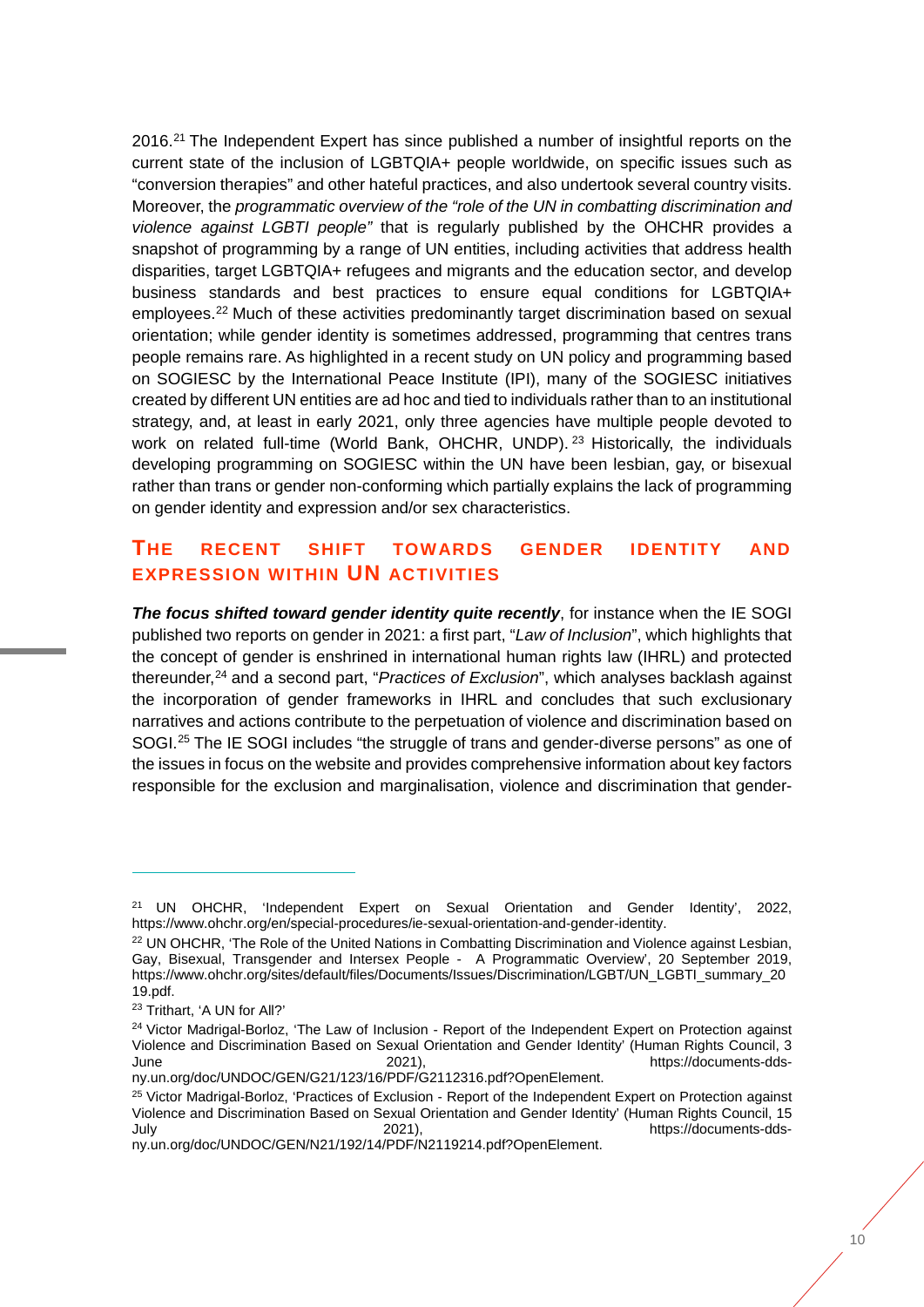2016.[21] The Independent Expert has since published a number of insightful reports on the current state of the inclusion of LGBTQIA+ people worldwide, on specific issues such as "conversion therapies" and other hateful practices, and also undertook several country visits. Moreover, the *programmatic overview of the "role of the UN in combatting discrimination and violence against LGBTI people"* that is regularly published by the OHCHR provides a snapshot of programming by a range of UN entities, including activities that address health disparities, target LGBTQIA+ refugees and migrants and the education sector, and develop business standards and best practices to ensure equal conditions for LGBTQIA+ employees.[22] Much of these activities predominantly target discrimination based on sexual orientation; while gender identity is sometimes addressed, programming that centres trans people remains rare. As highlighted in a recent study on UN policy and programming based on SOGIESC by the International Peace Institute (IPI), many of the SOGIESC initiatives created by different UN entities are ad hoc and tied to individuals rather than to an institutional strategy, and, at least in early 2021, only three agencies have multiple people devoted to work on related full-time (World Bank, OHCHR, UNDP).[23] Historically, the individuals developing programming on SOGIESC within the UN have been lesbian, gay, or bisexual rather than trans or gender non-conforming which partially explains the lack of programming on gender identity and expression and/or sex characteristics.

## The recent shift towards gender identity and expression within UN activities

***The focus shifted toward gender identity quite recently***, for instance when the IE SOGI published two reports on gender in 2021: a first part, "*Law of Inclusion*", which highlights that the concept of gender is enshrined in international human rights law (IHRL) and protected thereunder,[24] and a second part, "*Practices of Exclusion*", which analyses backlash against the incorporation of gender frameworks in IHRL and concludes that such exclusionary narratives and actions contribute to the perpetuation of violence and discrimination based on SOGI.[25] The IE SOGI includes "the struggle of trans and gender-diverse persons" as one of the issues in focus on the website and provides comprehensive information about key factors responsible for the exclusion and marginalisation, violence and discrimination that gender-

---

[21] UN OHCHR, 'Independent Expert on Sexual Orientation and Gender Identity', 2022, https://www.ohchr.org/en/special-procedures/ie-sexual-orientation-and-gender-identity.

[22] UN OHCHR, 'The Role of the United Nations in Combatting Discrimination and Violence against Lesbian, Gay, Bisexual, Transgender and Intersex People - A Programmatic Overview', 20 September 2019, https://www.ohchr.org/sites/default/files/Documents/Issues/Discrimination/LGBT/UN_LGBTI_summary_2019.pdf.

[23] Trithart, 'A UN for All?'

[24] Victor Madrigal-Borloz, 'The Law of Inclusion - Report of the Independent Expert on Protection against Violence and Discrimination Based on Sexual Orientation and Gender Identity' (Human Rights Council, 3 June 2021), https://documents-dds-ny.un.org/doc/UNDOC/GEN/G21/123/16/PDF/G2112316.pdf?OpenElement.

[25] Victor Madrigal-Borloz, 'Practices of Exclusion - Report of the Independent Expert on Protection against Violence and Discrimination Based on Sexual Orientation and Gender Identity' (Human Rights Council, 15 July 2021), https://documents-dds-ny.un.org/doc/UNDOC/GEN/N21/192/14/PDF/N2119214.pdf?OpenElement.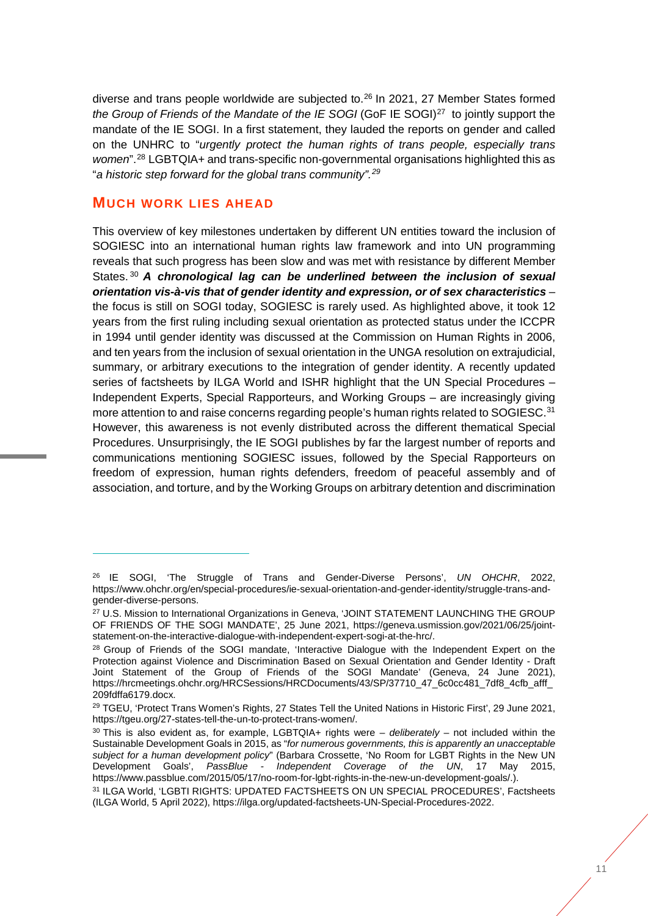diverse and trans people worldwide are subjected to.[26] In 2021, 27 Member States formed *the Group of Friends of the Mandate of the IE SOGI* (GoF IE SOGI)[27] to jointly support the mandate of the IE SOGI. In a first statement, they lauded the reports on gender and called on the UNHRC to "*urgently protect the human rights of trans people, especially trans women*".[28] LGBTQIA+ and trans-specific non-governmental organisations highlighted this as "*a historic step forward for the global trans community".[29]*

## MUCH WORK LIES AHEAD

This overview of key milestones undertaken by different UN entities toward the inclusion of SOGIESC into an international human rights law framework and into UN programming reveals that such progress has been slow and was met with resistance by different Member States.[30] ***A chronological lag can be underlined between the inclusion of sexual orientation vis-à-vis that of gender identity and expression, or of sex characteristics*** – the focus is still on SOGI today, SOGIESC is rarely used. As highlighted above, it took 12 years from the first ruling including sexual orientation as protected status under the ICCPR in 1994 until gender identity was discussed at the Commission on Human Rights in 2006, and ten years from the inclusion of sexual orientation in the UNGA resolution on extrajudicial, summary, or arbitrary executions to the integration of gender identity. A recently updated series of factsheets by ILGA World and ISHR highlight that the UN Special Procedures – Independent Experts, Special Rapporteurs, and Working Groups – are increasingly giving more attention to and raise concerns regarding people's human rights related to SOGIESC.[31] However, this awareness is not evenly distributed across the different thematical Special Procedures. Unsurprisingly, the IE SOGI publishes by far the largest number of reports and communications mentioning SOGIESC issues, followed by the Special Rapporteurs on freedom of expression, human rights defenders, freedom of peaceful assembly and of association, and torture, and by the Working Groups on arbitrary detention and discrimination

---

[26] IE SOGI, 'The Struggle of Trans and Gender-Diverse Persons', *UN OHCHR*, 2022, https://www.ohchr.org/en/special-procedures/ie-sexual-orientation-and-gender-identity/struggle-trans-and-gender-diverse-persons.

[27] U.S. Mission to International Organizations in Geneva, 'JOINT STATEMENT LAUNCHING THE GROUP OF FRIENDS OF THE SOGI MANDATE', 25 June 2021, https://geneva.usmission.gov/2021/06/25/joint-statement-on-the-interactive-dialogue-with-independent-expert-sogi-at-the-hrc/.

[28] Group of Friends of the SOGI mandate, 'Interactive Dialogue with the Independent Expert on the Protection against Violence and Discrimination Based on Sexual Orientation and Gender Identity - Draft Joint Statement of the Group of Friends of the SOGI Mandate' (Geneva, 24 June 2021), https://hrcmeetings.ohchr.org/HRCSessions/HRCDocuments/43/SP/37710_47_6c0cc481_7df8_4cfb_afff_209fdffa6179.docx.

[29] TGEU, 'Protect Trans Women's Rights, 27 States Tell the United Nations in Historic First', 29 June 2021, https://tgeu.org/27-states-tell-the-un-to-protect-trans-women/.

[30] This is also evident as, for example, LGBTQIA+ rights were – *deliberately* – not included within the Sustainable Development Goals in 2015, as "*for numerous governments, this is apparently an unacceptable subject for a human development policy*" (Barbara Crossette, 'No Room for LGBT Rights in the New UN Development Goals', *PassBlue - Independent Coverage of the UN*, 17 May 2015, https://www.passblue.com/2015/05/17/no-room-for-lgbt-rights-in-the-new-un-development-goals/.).

[31] ILGA World, 'LGBTI RIGHTS: UPDATED FACTSHEETS ON UN SPECIAL PROCEDURES', Factsheets (ILGA World, 5 April 2022), https://ilga.org/updated-factsheets-UN-Special-Procedures-2022.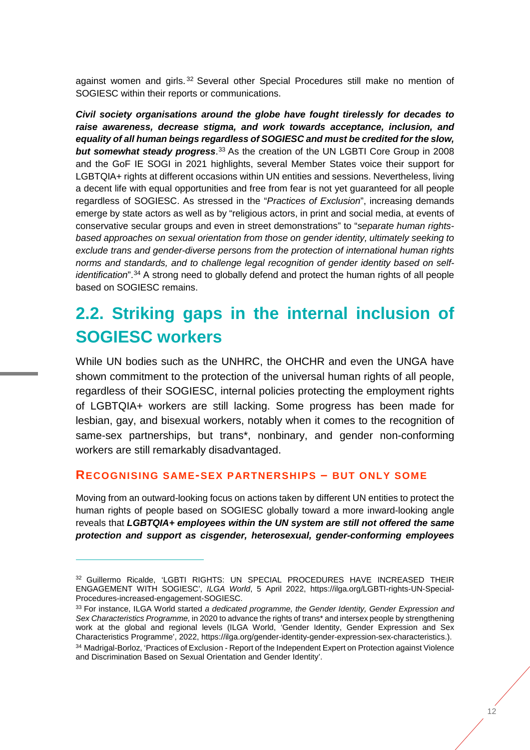against women and girls.[32] Several other Special Procedures still make no mention of SOGIESC within their reports or communications.

***Civil society organisations around the globe have fought tirelessly for decades to raise awareness, decrease stigma, and work towards acceptance, inclusion, and equality of all human beings regardless of SOGIESC and must be credited for the slow, but somewhat steady progress***.[33] As the creation of the UN LGBTI Core Group in 2008 and the GoF IE SOGI in 2021 highlights, several Member States voice their support for LGBTQIA+ rights at different occasions within UN entities and sessions. Nevertheless, living a decent life with equal opportunities and free from fear is not yet guaranteed for all people regardless of SOGIESC. As stressed in the "*Practices of Exclusion*", increasing demands emerge by state actors as well as by "religious actors, in print and social media, at events of conservative secular groups and even in street demonstrations" to "*separate human rights-based approaches on sexual orientation from those on gender identity, ultimately seeking to exclude trans and gender-diverse persons from the protection of international human rights norms and standards, and to challenge legal recognition of gender identity based on self-identification*".[34] A strong need to globally defend and protect the human rights of all people based on SOGIESC remains.

## 2.2. Striking gaps in the internal inclusion of SOGIESC workers

While UN bodies such as the UNHRC, the OHCHR and even the UNGA have shown commitment to the protection of the universal human rights of all people, regardless of their SOGIESC, internal policies protecting the employment rights of LGBTQIA+ workers are still lacking. Some progress has been made for lesbian, gay, and bisexual workers, notably when it comes to the recognition of same-sex partnerships, but trans*, nonbinary, and gender non-conforming workers are still remarkably disadvantaged.

### Recognising same-sex partnerships – but only some

Moving from an outward-looking focus on actions taken by different UN entities to protect the human rights of people based on SOGIESC globally toward a more inward-looking angle reveals that ***LGBTQIA+ employees within the UN system are still not offered the same protection and support as cisgender, heterosexual, gender-conforming employees***

---

[32] Guillermo Ricalde, 'LGBTI RIGHTS: UN SPECIAL PROCEDURES HAVE INCREASED THEIR ENGAGEMENT WITH SOGIESC', *ILGA World*, 5 April 2022, https://ilga.org/LGBTI-rights-UN-Special-Procedures-increased-engagement-SOGIESC.

[33] For instance, ILGA World started *a dedicated programme, the Gender Identity, Gender Expression and Sex Characteristics Programme,* in 2020 to advance the rights of trans* and intersex people by strengthening work at the global and regional levels (ILGA World, 'Gender Identity, Gender Expression and Sex Characteristics Programme', 2022, https://ilga.org/gender-identity-gender-expression-sex-characteristics.).

[34] Madrigal-Borloz, 'Practices of Exclusion - Report of the Independent Expert on Protection against Violence and Discrimination Based on Sexual Orientation and Gender Identity'.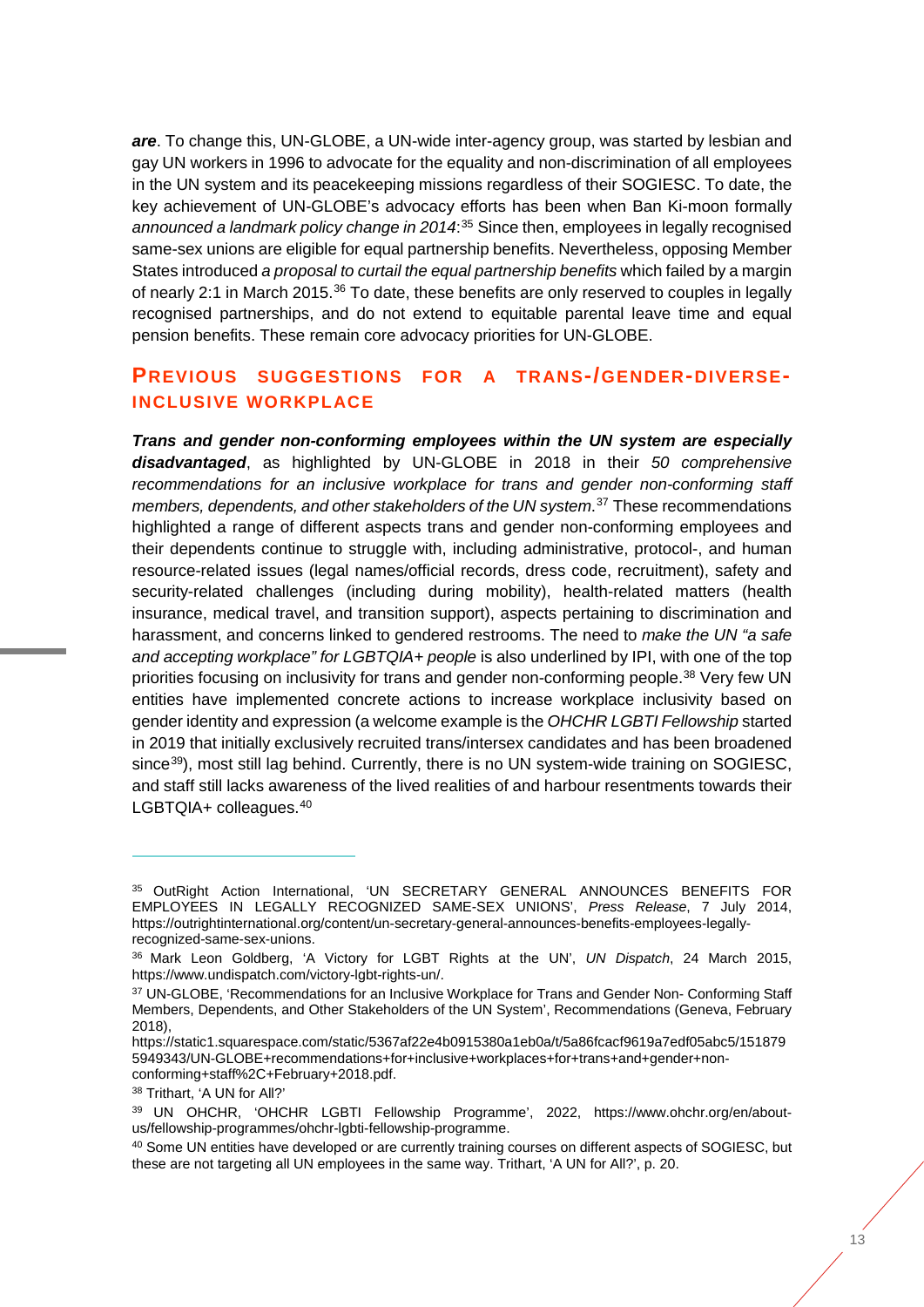***are***. To change this, UN-GLOBE, a UN-wide inter-agency group, was started by lesbian and gay UN workers in 1996 to advocate for the equality and non-discrimination of all employees in the UN system and its peacekeeping missions regardless of their SOGIESC. To date, the key achievement of UN-GLOBE's advocacy efforts has been when Ban Ki-moon formally *announced a landmark policy change in 2014*:[35] Since then, employees in legally recognised same-sex unions are eligible for equal partnership benefits. Nevertheless, opposing Member States introduced *a proposal to curtail the equal partnership benefits* which failed by a margin of nearly 2:1 in March 2015.[36] To date, these benefits are only reserved to couples in legally recognised partnerships, and do not extend to equitable parental leave time and equal pension benefits. These remain core advocacy priorities for UN-GLOBE.

## PREVIOUS SUGGESTIONS FOR A TRANS-/GENDER-DIVERSE-INCLUSIVE WORKPLACE

***Trans and gender non-conforming employees within the UN system are especially disadvantaged***, as highlighted by UN-GLOBE in 2018 in their *50 comprehensive recommendations for an inclusive workplace for trans and gender non-conforming staff members, dependents, and other stakeholders of the UN system*.[37] These recommendations highlighted a range of different aspects trans and gender non-conforming employees and their dependents continue to struggle with, including administrative, protocol-, and human resource-related issues (legal names/official records, dress code, recruitment), safety and security-related challenges (including during mobility), health-related matters (health insurance, medical travel, and transition support), aspects pertaining to discrimination and harassment, and concerns linked to gendered restrooms. The need to *make the UN "a safe and accepting workplace" for LGBTQIA+ people* is also underlined by IPI, with one of the top priorities focusing on inclusivity for trans and gender non-conforming people.[38] Very few UN entities have implemented concrete actions to increase workplace inclusivity based on gender identity and expression (a welcome example is the *OHCHR LGBTI Fellowship* started in 2019 that initially exclusively recruited trans/intersex candidates and has been broadened since[39]), most still lag behind. Currently, there is no UN system-wide training on SOGIESC, and staff still lacks awareness of the lived realities of and harbour resentments towards their LGBTQIA+ colleagues.[40]

---

[35] OutRight Action International, 'UN SECRETARY GENERAL ANNOUNCES BENEFITS FOR EMPLOYEES IN LEGALLY RECOGNIZED SAME-SEX UNIONS', *Press Release*, 7 July 2014, https://outrightinternational.org/content/un-secretary-general-announces-benefits-employees-legally-recognized-same-sex-unions.

[36] Mark Leon Goldberg, 'A Victory for LGBT Rights at the UN', *UN Dispatch*, 24 March 2015, https://www.undispatch.com/victory-lgbt-rights-un/.

[37] UN-GLOBE, 'Recommendations for an Inclusive Workplace for Trans and Gender Non- Conforming Staff Members, Dependents, and Other Stakeholders of the UN System', Recommendations (Geneva, February 2018), https://static1.squarespace.com/static/5367af22e4b0915380a1eb0a/t/5a86fcacf9619a7edf05abc5/1518795949343/UN-GLOBE+recommendations+for+inclusive+workplaces+for+trans+and+gender+non-conforming+staff%2C+February+2018.pdf.

[38] Trithart, 'A UN for All?'

[39] UN OHCHR, 'OHCHR LGBTI Fellowship Programme', 2022, https://www.ohchr.org/en/about-us/fellowship-programmes/ohchr-lgbti-fellowship-programme.

[40] Some UN entities have developed or are currently training courses on different aspects of SOGIESC, but these are not targeting all UN employees in the same way. Trithart, 'A UN for All?', p. 20.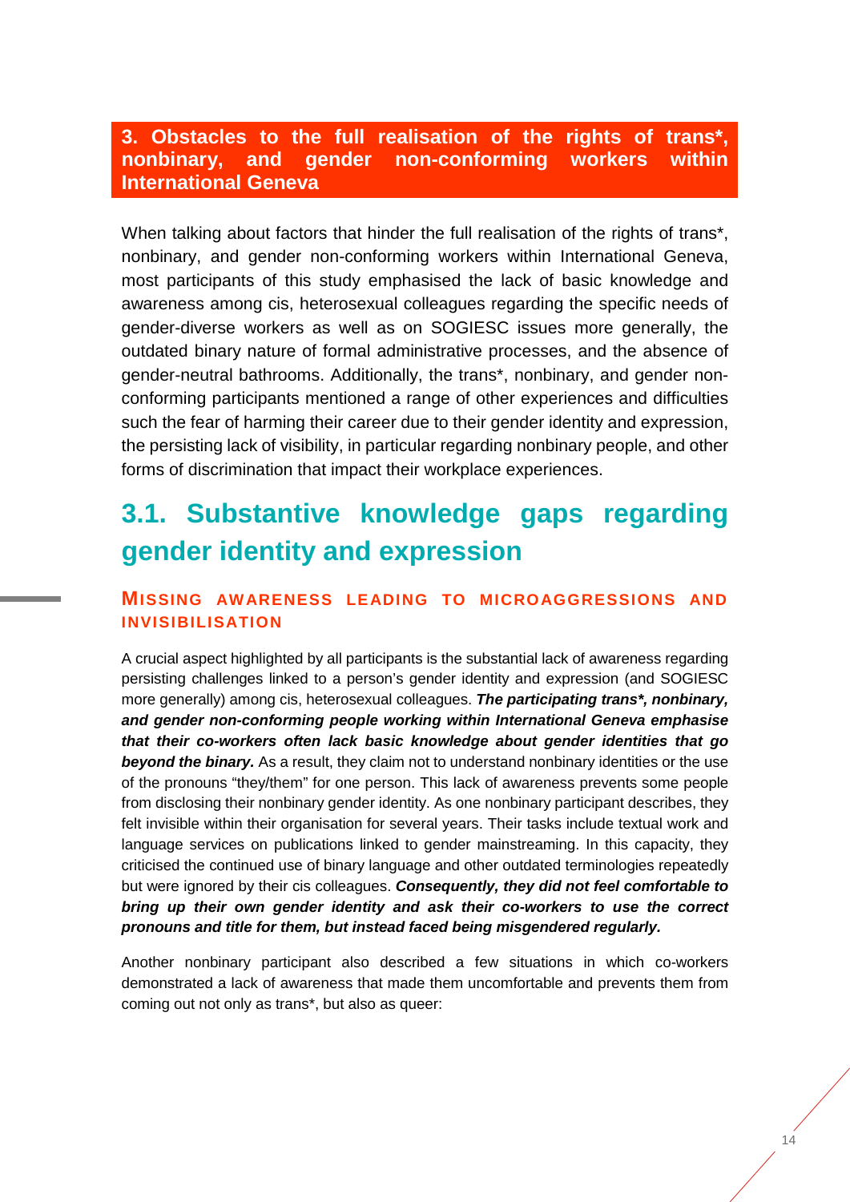## 3. Obstacles to the full realisation of the rights of trans*, nonbinary, and gender non-conforming workers within International Geneva

When talking about factors that hinder the full realisation of the rights of trans*, nonbinary, and gender non-conforming workers within International Geneva, most participants of this study emphasised the lack of basic knowledge and awareness among cis, heterosexual colleagues regarding the specific needs of gender-diverse workers as well as on SOGIESC issues more generally, the outdated binary nature of formal administrative processes, and the absence of gender-neutral bathrooms. Additionally, the trans*, nonbinary, and gender non-conforming participants mentioned a range of other experiences and difficulties such the fear of harming their career due to their gender identity and expression, the persisting lack of visibility, in particular regarding nonbinary people, and other forms of discrimination that impact their workplace experiences.

### 3.1. Substantive knowledge gaps regarding gender identity and expression

#### Missing awareness leading to microaggressions and invisibilisation

A crucial aspect highlighted by all participants is the substantial lack of awareness regarding persisting challenges linked to a person's gender identity and expression (and SOGIESC more generally) among cis, heterosexual colleagues. ***The participating trans*, nonbinary, and gender non-conforming people working within International Geneva emphasise that their co-workers often lack basic knowledge about gender identities that go beyond the binary.*** As a result, they claim not to understand nonbinary identities or the use of the pronouns "they/them" for one person. This lack of awareness prevents some people from disclosing their nonbinary gender identity. As one nonbinary participant describes, they felt invisible within their organisation for several years. Their tasks include textual work and language services on publications linked to gender mainstreaming. In this capacity, they criticised the continued use of binary language and other outdated terminologies repeatedly but were ignored by their cis colleagues. ***Consequently, they did not feel comfortable to bring up their own gender identity and ask their co-workers to use the correct pronouns and title for them, but instead faced being misgendered regularly.***

Another nonbinary participant also described a few situations in which co-workers demonstrated a lack of awareness that made them uncomfortable and prevents them from coming out not only as trans*, but also as queer: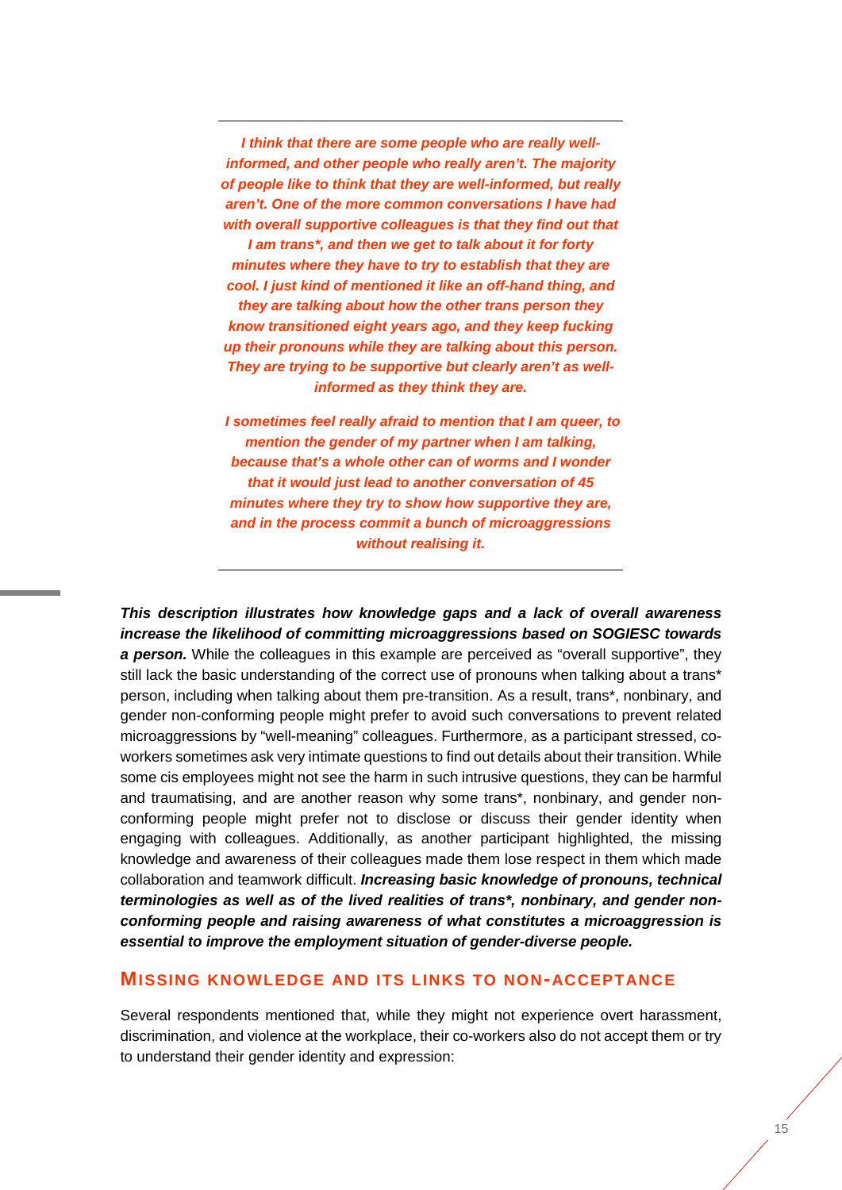> ***I think that there are some people who are really well-informed, and other people who really aren't. The majority of people like to think that they are well-informed, but really aren't. One of the more common conversations I have had with overall supportive colleagues is that they find out that I am trans*, and then we get to talk about it for forty minutes where they have to try to establish that they are cool. I just kind of mentioned it like an off-hand thing, and they are talking about how the other trans person they know transitioned eight years ago, and they keep fucking up their pronouns while they are talking about this person. They are trying to be supportive but clearly aren't as well-informed as they think they are.***
>
> ***I sometimes feel really afraid to mention that I am queer, to mention the gender of my partner when I am talking, because that's a whole other can of worms and I wonder that it would just lead to another conversation of 45 minutes where they try to show how supportive they are, and in the process commit a bunch of microaggressions without realising it.***

***This description illustrates how knowledge gaps and a lack of overall awareness increase the likelihood of committing microaggressions based on SOGIESC towards a person.*** While the colleagues in this example are perceived as "overall supportive", they still lack the basic understanding of the correct use of pronouns when talking about a trans* person, including when talking about them pre-transition. As a result, trans*, nonbinary, and gender non-conforming people might prefer to avoid such conversations to prevent related microaggressions by "well-meaning" colleagues. Furthermore, as a participant stressed, co-workers sometimes ask very intimate questions to find out details about their transition. While some cis employees might not see the harm in such intrusive questions, they can be harmful and traumatising, and are another reason why some trans*, nonbinary, and gender non-conforming people might prefer not to disclose or discuss their gender identity when engaging with colleagues. Additionally, as another participant highlighted, the missing knowledge and awareness of their colleagues made them lose respect in them which made collaboration and teamwork difficult. ***Increasing basic knowledge of pronouns, technical terminologies as well as of the lived realities of trans*, nonbinary, and gender non-conforming people and raising awareness of what constitutes a microaggression is essential to improve the employment situation of gender-diverse people.***

## Missing Knowledge and Its Links to Non-Acceptance

Several respondents mentioned that, while they might not experience overt harassment, discrimination, and violence at the workplace, their co-workers also do not accept them or try to understand their gender identity and expression: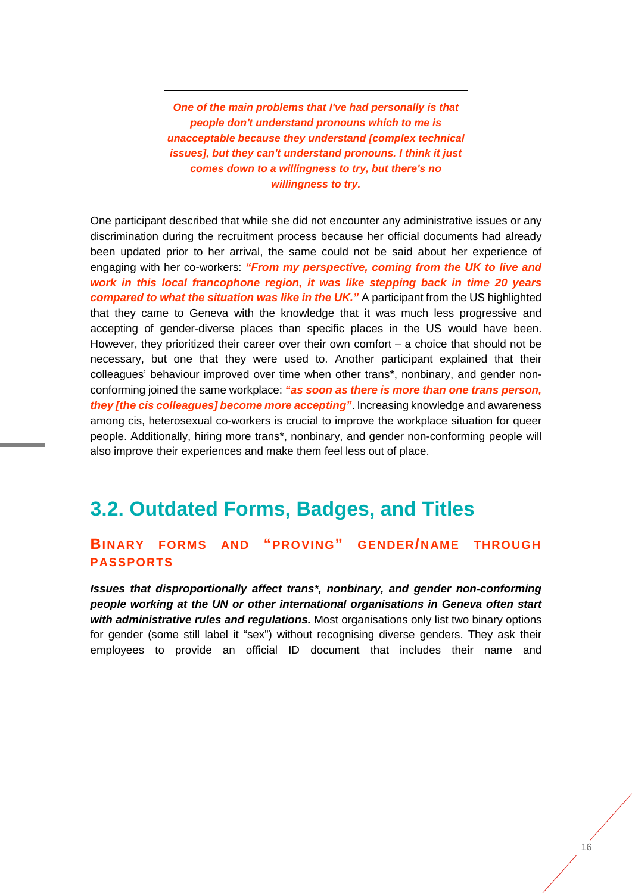---

*One of the main problems that I've had personally is that people don't understand pronouns which to me is unacceptable because they understand [complex technical issues], but they can't understand pronouns. I think it just comes down to a willingness to try, but there's no willingness to try.*

---

One participant described that while she did not encounter any administrative issues or any discrimination during the recruitment process because her official documents had already been updated prior to her arrival, the same could not be said about her experience of engaging with her co-workers: ***"From my perspective, coming from the UK to live and work in this local francophone region, it was like stepping back in time 20 years compared to what the situation was like in the UK."*** A participant from the US highlighted that they came to Geneva with the knowledge that it was much less progressive and accepting of gender-diverse places than specific places in the US would have been. However, they prioritized their career over their own comfort – a choice that should not be necessary, but one that they were used to. Another participant explained that their colleagues' behaviour improved over time when other trans*, nonbinary, and gender non-conforming joined the same workplace: ***"as soon as there is more than one trans person, they [the cis colleagues] become more accepting"***. Increasing knowledge and awareness among cis, heterosexual co-workers is crucial to improve the workplace situation for queer people. Additionally, hiring more trans*, nonbinary, and gender non-conforming people will also improve their experiences and make them feel less out of place.

## 3.2. Outdated Forms, Badges, and Titles

### Binary forms and "proving" gender/name through passports

***Issues that disproportionally affect trans*, nonbinary, and gender non-conforming people working at the UN or other international organisations in Geneva often start with administrative rules and regulations.*** Most organisations only list two binary options for gender (some still label it "sex") without recognising diverse genders. They ask their employees to provide an official ID document that includes their name and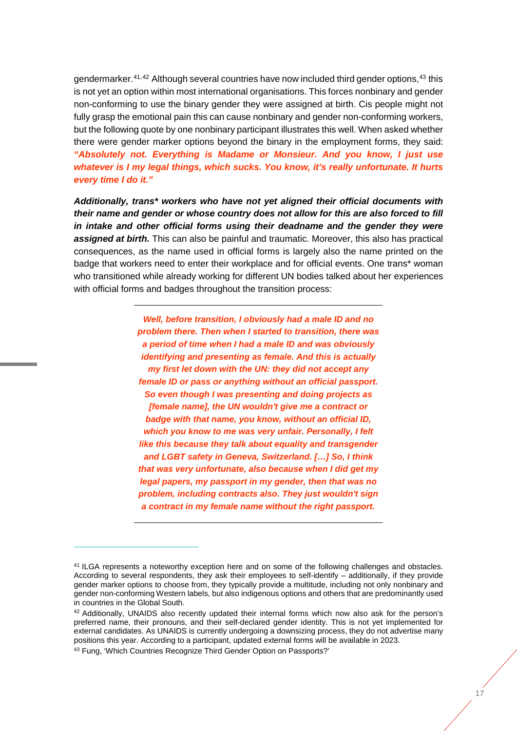gendermarker.[41,42] Although several countries have now included third gender options,[43] this is not yet an option within most international organisations. This forces nonbinary and gender non-conforming to use the binary gender they were assigned at birth. Cis people might not fully grasp the emotional pain this can cause nonbinary and gender non-conforming workers, but the following quote by one nonbinary participant illustrates this well. When asked whether there were gender marker options beyond the binary in the employment forms, they said: ***"Absolutely not. Everything is Madame or Monsieur. And you know, I just use whatever is I my legal things, which sucks. You know, it's really unfortunate. It hurts every time I do it."***

***Additionally, trans\* workers who have not yet aligned their official documents with their name and gender or whose country does not allow for this are also forced to fill in intake and other official forms using their deadname and the gender they were assigned at birth.*** This can also be painful and traumatic. Moreover, this also has practical consequences, as the name used in official forms is largely also the name printed on the badge that workers need to enter their workplace and for official events. One trans* woman who transitioned while already working for different UN bodies talked about her experiences with official forms and badges throughout the transition process:

> ***Well, before transition, I obviously had a male ID and no problem there. Then when I started to transition, there was a period of time when I had a male ID and was obviously identifying and presenting as female. And this is actually my first let down with the UN: they did not accept any female ID or pass or anything without an official passport. So even though I was presenting and doing projects as [female name], the UN wouldn't give me a contract or badge with that name, you know, without an official ID, which you know to me was very unfair. Personally, I felt like this because they talk about equality and transgender and LGBT safety in Geneva, Switzerland. […] So, I think that was very unfortunate, also because when I did get my legal papers, my passport in my gender, then that was no problem, including contracts also. They just wouldn't sign a contract in my female name without the right passport.***

---

[41] ILGA represents a noteworthy exception here and on some of the following challenges and obstacles. According to several respondents, they ask their employees to self-identify – additionally, if they provide gender marker options to choose from, they typically provide a multitude, including not only nonbinary and gender non-conforming Western labels, but also indigenous options and others that are predominantly used in countries in the Global South.

[42] Additionally, UNAIDS also recently updated their internal forms which now also ask for the person's preferred name, their pronouns, and their self-declared gender identity. This is not yet implemented for external candidates. As UNAIDS is currently undergoing a downsizing process, they do not advertise many positions this year. According to a participant, updated external forms will be available in 2023.

[43] Fung, 'Which Countries Recognize Third Gender Option on Passports?'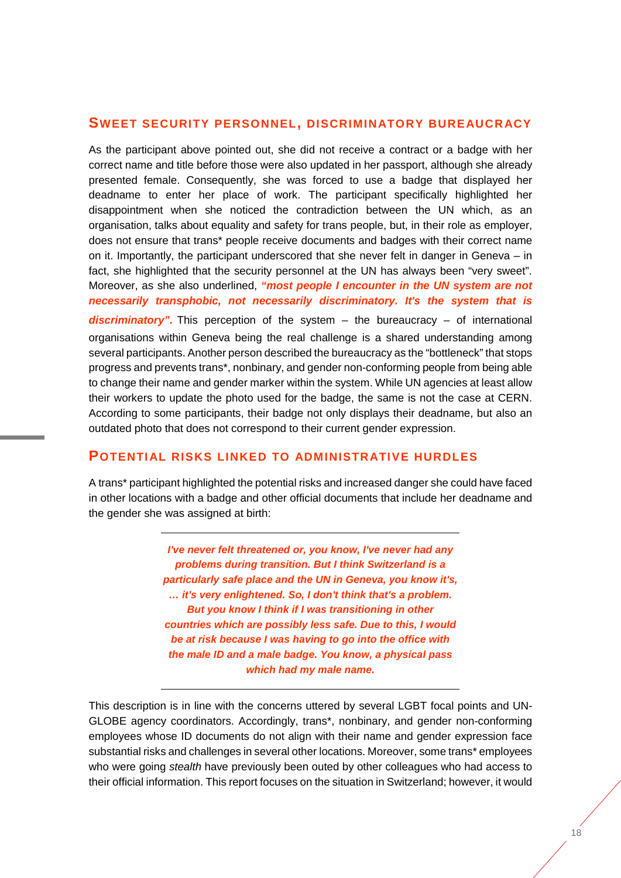## Sweet Security Personnel, Discriminatory Bureaucracy

As the participant above pointed out, she did not receive a contract or a badge with her correct name and title before those were also updated in her passport, although she already presented female. Consequently, she was forced to use a badge that displayed her deadname to enter her place of work. The participant specifically highlighted her disappointment when she noticed the contradiction between the UN which, as an organisation, talks about equality and safety for trans people, but, in their role as employer, does not ensure that trans* people receive documents and badges with their correct name on it. Importantly, the participant underscored that she never felt in danger in Geneva – in fact, she highlighted that the security personnel at the UN has always been "very sweet". Moreover, as she also underlined, ***"most people I encounter in the UN system are not necessarily transphobic, not necessarily discriminatory. It's the system that is discriminatory".*** This perception of the system – the bureaucracy – of international organisations within Geneva being the real challenge is a shared understanding among several participants. Another person described the bureaucracy as the "bottleneck" that stops progress and prevents trans*, nonbinary, and gender non-conforming people from being able to change their name and gender marker within the system. While UN agencies at least allow their workers to update the photo used for the badge, the same is not the case at CERN. According to some participants, their badge not only displays their deadname, but also an outdated photo that does not correspond to their current gender expression.

## Potential Risks Linked to Administrative Hurdles

A trans* participant highlighted the potential risks and increased danger she could have faced in other locations with a badge and other official documents that include her deadname and the gender she was assigned at birth:

> ***I've never felt threatened or, you know, I've never had any problems during transition. But I think Switzerland is a particularly safe place and the UN in Geneva, you know it's, … it's very enlightened. So, I don't think that's a problem. But you know I think if I was transitioning in other countries which are possibly less safe. Due to this, I would be at risk because I was having to go into the office with the male ID and a male badge. You know, a physical pass which had my male name.***

This description is in line with the concerns uttered by several LGBT focal points and UN-GLOBE agency coordinators. Accordingly, trans*, nonbinary, and gender non-conforming employees whose ID documents do not align with their name and gender expression face substantial risks and challenges in several other locations. Moreover, some trans* employees who were going *stealth* have previously been outed by other colleagues who had access to their official information. This report focuses on the situation in Switzerland; however, it would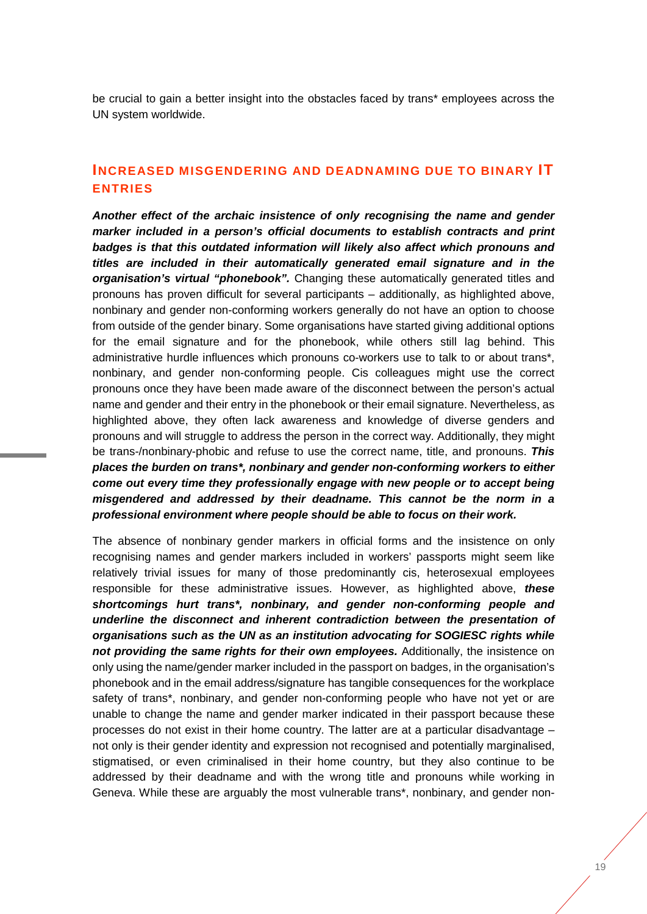be crucial to gain a better insight into the obstacles faced by trans* employees across the UN system worldwide.

## Increased Misgendering and Deadnaming Due to Binary IT Entries

***Another effect of the archaic insistence of only recognising the name and gender marker included in a person's official documents to establish contracts and print badges is that this outdated information will likely also affect which pronouns and titles are included in their automatically generated email signature and in the organisation's virtual "phonebook".*** Changing these automatically generated titles and pronouns has proven difficult for several participants – additionally, as highlighted above, nonbinary and gender non-conforming workers generally do not have an option to choose from outside of the gender binary. Some organisations have started giving additional options for the email signature and for the phonebook, while others still lag behind. This administrative hurdle influences which pronouns co-workers use to talk to or about trans*, nonbinary, and gender non-conforming people. Cis colleagues might use the correct pronouns once they have been made aware of the disconnect between the person's actual name and gender and their entry in the phonebook or their email signature. Nevertheless, as highlighted above, they often lack awareness and knowledge of diverse genders and pronouns and will struggle to address the person in the correct way. Additionally, they might be trans-/nonbinary-phobic and refuse to use the correct name, title, and pronouns. ***This places the burden on trans*, nonbinary and gender non-conforming workers to either come out every time they professionally engage with new people or to accept being misgendered and addressed by their deadname. This cannot be the norm in a professional environment where people should be able to focus on their work.***

The absence of nonbinary gender markers in official forms and the insistence on only recognising names and gender markers included in workers' passports might seem like relatively trivial issues for many of those predominantly cis, heterosexual employees responsible for these administrative issues. However, as highlighted above, ***these shortcomings hurt trans*, nonbinary, and gender non-conforming people and underline the disconnect and inherent contradiction between the presentation of organisations such as the UN as an institution advocating for SOGIESC rights while not providing the same rights for their own employees.*** Additionally, the insistence on only using the name/gender marker included in the passport on badges, in the organisation's phonebook and in the email address/signature has tangible consequences for the workplace safety of trans*, nonbinary, and gender non-conforming people who have not yet or are unable to change the name and gender marker indicated in their passport because these processes do not exist in their home country. The latter are at a particular disadvantage – not only is their gender identity and expression not recognised and potentially marginalised, stigmatised, or even criminalised in their home country, but they also continue to be addressed by their deadname and with the wrong title and pronouns while working in Geneva. While these are arguably the most vulnerable trans*, nonbinary, and gender non-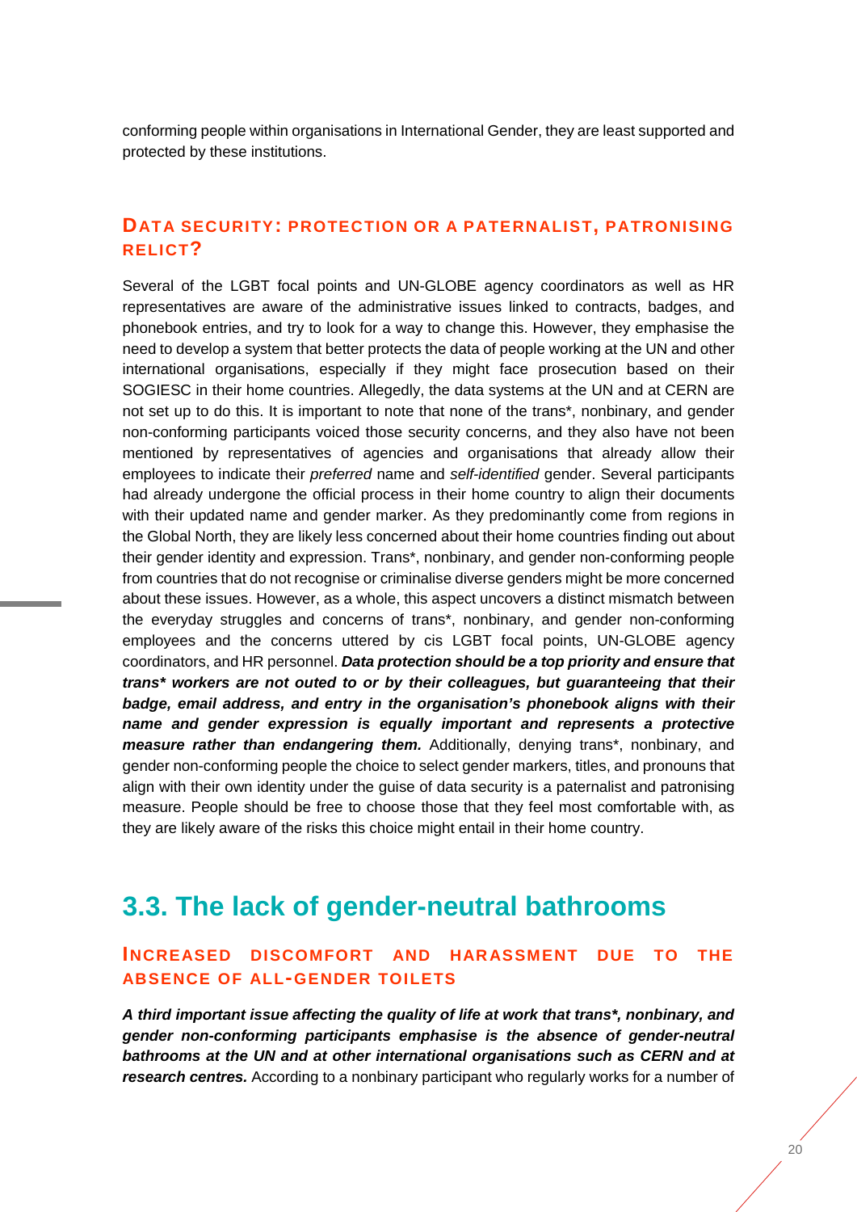conforming people within organisations in International Gender, they are least supported and protected by these institutions.

### Data security: protection or a paternalist, patronising relict?

Several of the LGBT focal points and UN-GLOBE agency coordinators as well as HR representatives are aware of the administrative issues linked to contracts, badges, and phonebook entries, and try to look for a way to change this. However, they emphasise the need to develop a system that better protects the data of people working at the UN and other international organisations, especially if they might face prosecution based on their SOGIESC in their home countries. Allegedly, the data systems at the UN and at CERN are not set up to do this. It is important to note that none of the trans*, nonbinary, and gender non-conforming participants voiced those security concerns, and they also have not been mentioned by representatives of agencies and organisations that already allow their employees to indicate their *preferred* name and *self-identified* gender. Several participants had already undergone the official process in their home country to align their documents with their updated name and gender marker. As they predominantly come from regions in the Global North, they are likely less concerned about their home countries finding out about their gender identity and expression. Trans*, nonbinary, and gender non-conforming people from countries that do not recognise or criminalise diverse genders might be more concerned about these issues. However, as a whole, this aspect uncovers a distinct mismatch between the everyday struggles and concerns of trans*, nonbinary, and gender non-conforming employees and the concerns uttered by cis LGBT focal points, UN-GLOBE agency coordinators, and HR personnel. ***Data protection should be a top priority and ensure that trans* workers are not outed to or by their colleagues, but guaranteeing that their badge, email address, and entry in the organisation's phonebook aligns with their name and gender expression is equally important and represents a protective measure rather than endangering them.*** Additionally, denying trans*, nonbinary, and gender non-conforming people the choice to select gender markers, titles, and pronouns that align with their own identity under the guise of data security is a paternalist and patronising measure. People should be free to choose those that they feel most comfortable with, as they are likely aware of the risks this choice might entail in their home country.

## 3.3. The lack of gender-neutral bathrooms

### Increased discomfort and harassment due to the absence of all-gender toilets

***A third important issue affecting the quality of life at work that trans*, nonbinary, and gender non-conforming participants emphasise is the absence of gender-neutral bathrooms at the UN and at other international organisations such as CERN and at research centres.*** According to a nonbinary participant who regularly works for a number of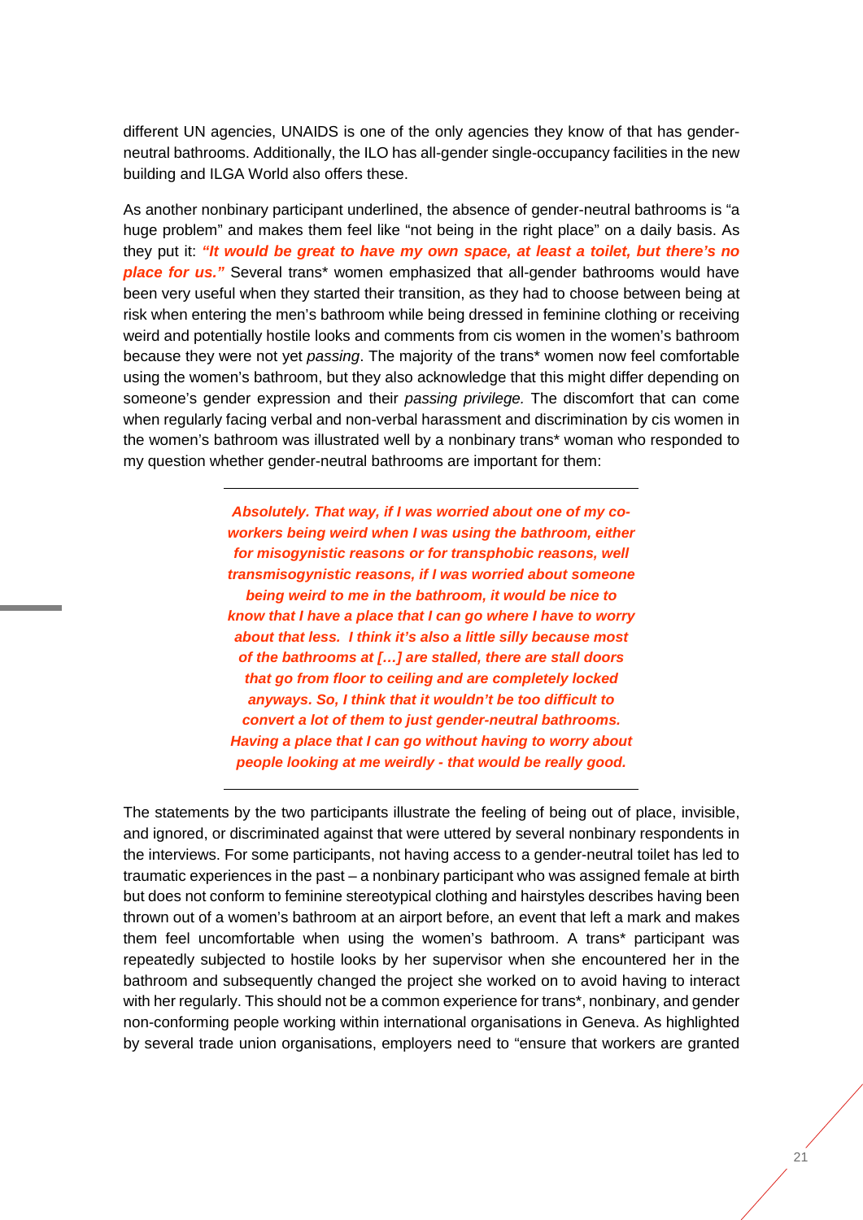different UN agencies, UNAIDS is one of the only agencies they know of that has gender-neutral bathrooms. Additionally, the ILO has all-gender single-occupancy facilities in the new building and ILGA World also offers these.

As another nonbinary participant underlined, the absence of gender-neutral bathrooms is "a huge problem" and makes them feel like "not being in the right place" on a daily basis. As they put it: ***"It would be great to have my own space, at least a toilet, but there's no place for us."*** Several trans* women emphasized that all-gender bathrooms would have been very useful when they started their transition, as they had to choose between being at risk when entering the men's bathroom while being dressed in feminine clothing or receiving weird and potentially hostile looks and comments from cis women in the women's bathroom because they were not yet *passing*. The majority of the trans* women now feel comfortable using the women's bathroom, but they also acknowledge that this might differ depending on someone's gender expression and their *passing privilege.* The discomfort that can come when regularly facing verbal and non-verbal harassment and discrimination by cis women in the women's bathroom was illustrated well by a nonbinary trans* woman who responded to my question whether gender-neutral bathrooms are important for them:

---

> ***Absolutely. That way, if I was worried about one of my co-workers being weird when I was using the bathroom, either for misogynistic reasons or for transphobic reasons, well transmisogynistic reasons, if I was worried about someone being weird to me in the bathroom, it would be nice to know that I have a place that I can go where I have to worry about that less. I think it's also a little silly because most of the bathrooms at […] are stalled, there are stall doors that go from floor to ceiling and are completely locked anyways. So, I think that it wouldn't be too difficult to convert a lot of them to just gender-neutral bathrooms. Having a place that I can go without having to worry about people looking at me weirdly - that would be really good.***

---

The statements by the two participants illustrate the feeling of being out of place, invisible, and ignored, or discriminated against that were uttered by several nonbinary respondents in the interviews. For some participants, not having access to a gender-neutral toilet has led to traumatic experiences in the past – a nonbinary participant who was assigned female at birth but does not conform to feminine stereotypical clothing and hairstyles describes having been thrown out of a women's bathroom at an airport before, an event that left a mark and makes them feel uncomfortable when using the women's bathroom. A trans* participant was repeatedly subjected to hostile looks by her supervisor when she encountered her in the bathroom and subsequently changed the project she worked on to avoid having to interact with her regularly. This should not be a common experience for trans*, nonbinary, and gender non-conforming people working within international organisations in Geneva. As highlighted by several trade union organisations, employers need to "ensure that workers are granted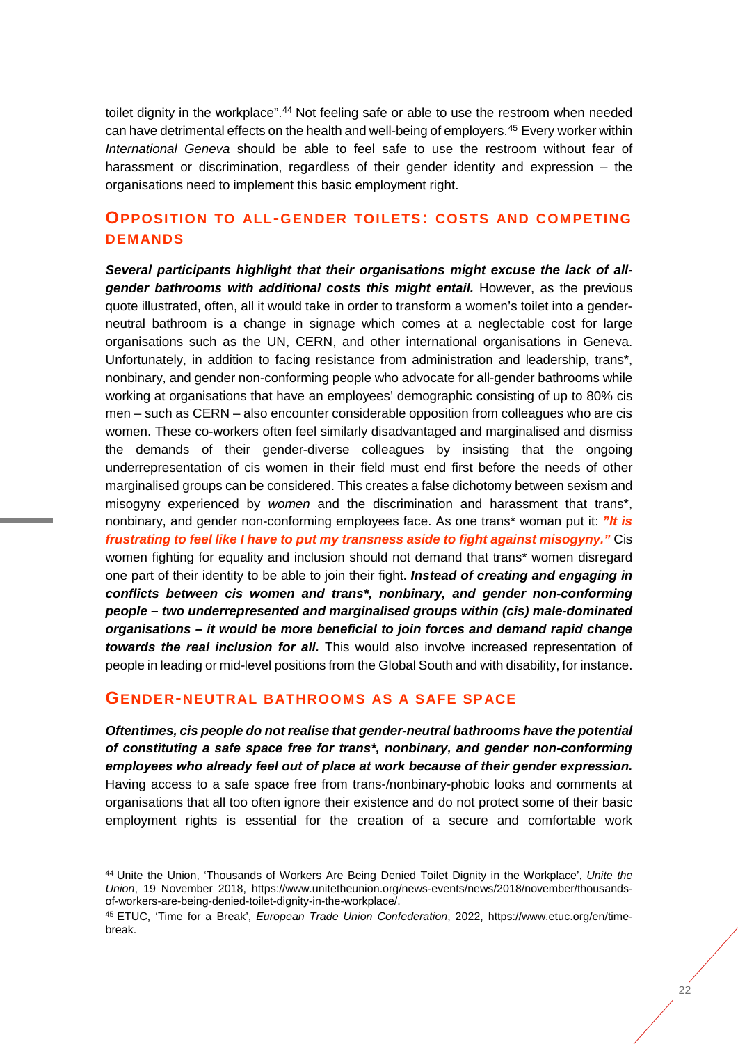toilet dignity in the workplace".[44] Not feeling safe or able to use the restroom when needed can have detrimental effects on the health and well-being of employers.[45] Every worker within *International Geneva* should be able to feel safe to use the restroom without fear of harassment or discrimination, regardless of their gender identity and expression – the organisations need to implement this basic employment right.

### Opposition to all-gender toilets: costs and competing demands

***Several participants highlight that their organisations might excuse the lack of all-gender bathrooms with additional costs this might entail.*** However, as the previous quote illustrated, often, all it would take in order to transform a women's toilet into a gender-neutral bathroom is a change in signage which comes at a neglectable cost for large organisations such as the UN, CERN, and other international organisations in Geneva. Unfortunately, in addition to facing resistance from administration and leadership, trans*, nonbinary, and gender non-conforming people who advocate for all-gender bathrooms while working at organisations that have an employees' demographic consisting of up to 80% cis men – such as CERN – also encounter considerable opposition from colleagues who are cis women. These co-workers often feel similarly disadvantaged and marginalised and dismiss the demands of their gender-diverse colleagues by insisting that the ongoing underrepresentation of cis women in their field must end first before the needs of other marginalised groups can be considered. This creates a false dichotomy between sexism and misogyny experienced by *women* and the discrimination and harassment that trans*, nonbinary, and gender non-conforming employees face. As one trans* woman put it: ***"It is frustrating to feel like I have to put my transness aside to fight against misogyny."*** Cis women fighting for equality and inclusion should not demand that trans* women disregard one part of their identity to be able to join their fight. ***Instead of creating and engaging in conflicts between cis women and trans*, nonbinary, and gender non-conforming people – two underrepresented and marginalised groups within (cis) male-dominated organisations – it would be more beneficial to join forces and demand rapid change towards the real inclusion for all.*** This would also involve increased representation of people in leading or mid-level positions from the Global South and with disability, for instance.

### Gender-neutral bathrooms as a safe space

***Oftentimes, cis people do not realise that gender-neutral bathrooms have the potential of constituting a safe space free for trans*, nonbinary, and gender non-conforming employees who already feel out of place at work because of their gender expression.*** Having access to a safe space free from trans-/nonbinary-phobic looks and comments at organisations that all too often ignore their existence and do not protect some of their basic employment rights is essential for the creation of a secure and comfortable work

---

[44] Unite the Union, 'Thousands of Workers Are Being Denied Toilet Dignity in the Workplace', *Unite the Union*, 19 November 2018, https://www.unitetheunion.org/news-events/news/2018/november/thousands-of-workers-are-being-denied-toilet-dignity-in-the-workplace/.

[45] ETUC, 'Time for a Break', *European Trade Union Confederation*, 2022, https://www.etuc.org/en/time-break.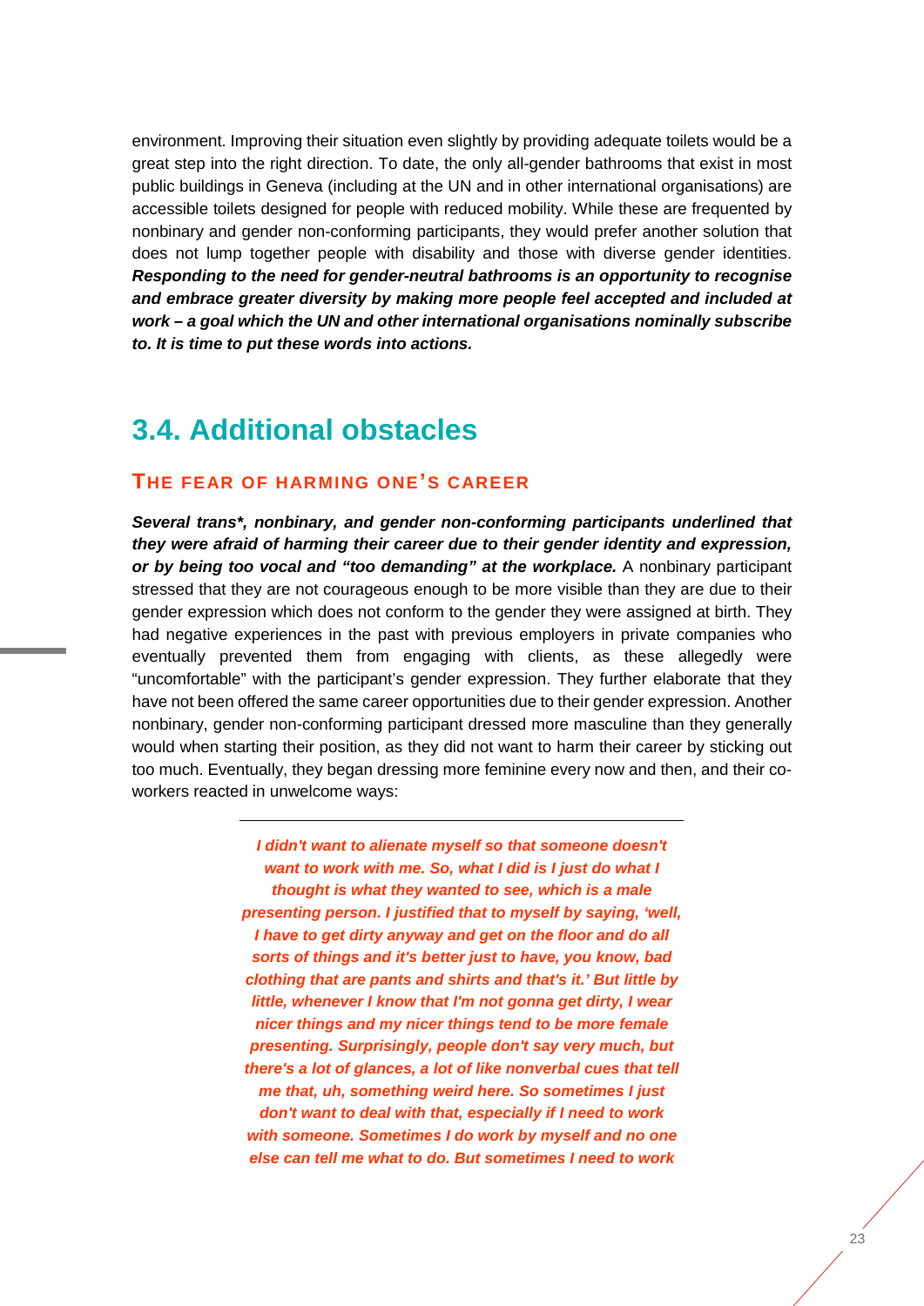environment. Improving their situation even slightly by providing adequate toilets would be a great step into the right direction. To date, the only all-gender bathrooms that exist in most public buildings in Geneva (including at the UN and in other international organisations) are accessible toilets designed for people with reduced mobility. While these are frequented by nonbinary and gender non-conforming participants, they would prefer another solution that does not lump together people with disability and those with diverse gender identities. ***Responding to the need for gender-neutral bathrooms is an opportunity to recognise and embrace greater diversity by making more people feel accepted and included at work – a goal which the UN and other international organisations nominally subscribe to. It is time to put these words into actions.***

## 3.4. Additional obstacles

### The fear of harming one's career

***Several trans*, nonbinary, and gender non-conforming participants underlined that they were afraid of harming their career due to their gender identity and expression, or by being too vocal and "too demanding" at the workplace.*** A nonbinary participant stressed that they are not courageous enough to be more visible than they are due to their gender expression which does not conform to the gender they were assigned at birth. They had negative experiences in the past with previous employers in private companies who eventually prevented them from engaging with clients, as these allegedly were "uncomfortable" with the participant's gender expression. They further elaborate that they have not been offered the same career opportunities due to their gender expression. Another nonbinary, gender non-conforming participant dressed more masculine than they generally would when starting their position, as they did not want to harm their career by sticking out too much. Eventually, they began dressing more feminine every now and then, and their co-workers reacted in unwelcome ways:

> ***I didn't want to alienate myself so that someone doesn't want to work with me. So, what I did is I just do what I thought is what they wanted to see, which is a male presenting person. I justified that to myself by saying, 'well, I have to get dirty anyway and get on the floor and do all sorts of things and it's better just to have, you know, bad clothing that are pants and shirts and that's it.' But little by little, whenever I know that I'm not gonna get dirty, I wear nicer things and my nicer things tend to be more female presenting. Surprisingly, people don't say very much, but there's a lot of glances, a lot of like nonverbal cues that tell me that, uh, something weird here. So sometimes I just don't want to deal with that, especially if I need to work with someone. Sometimes I do work by myself and no one else can tell me what to do. But sometimes I need to work***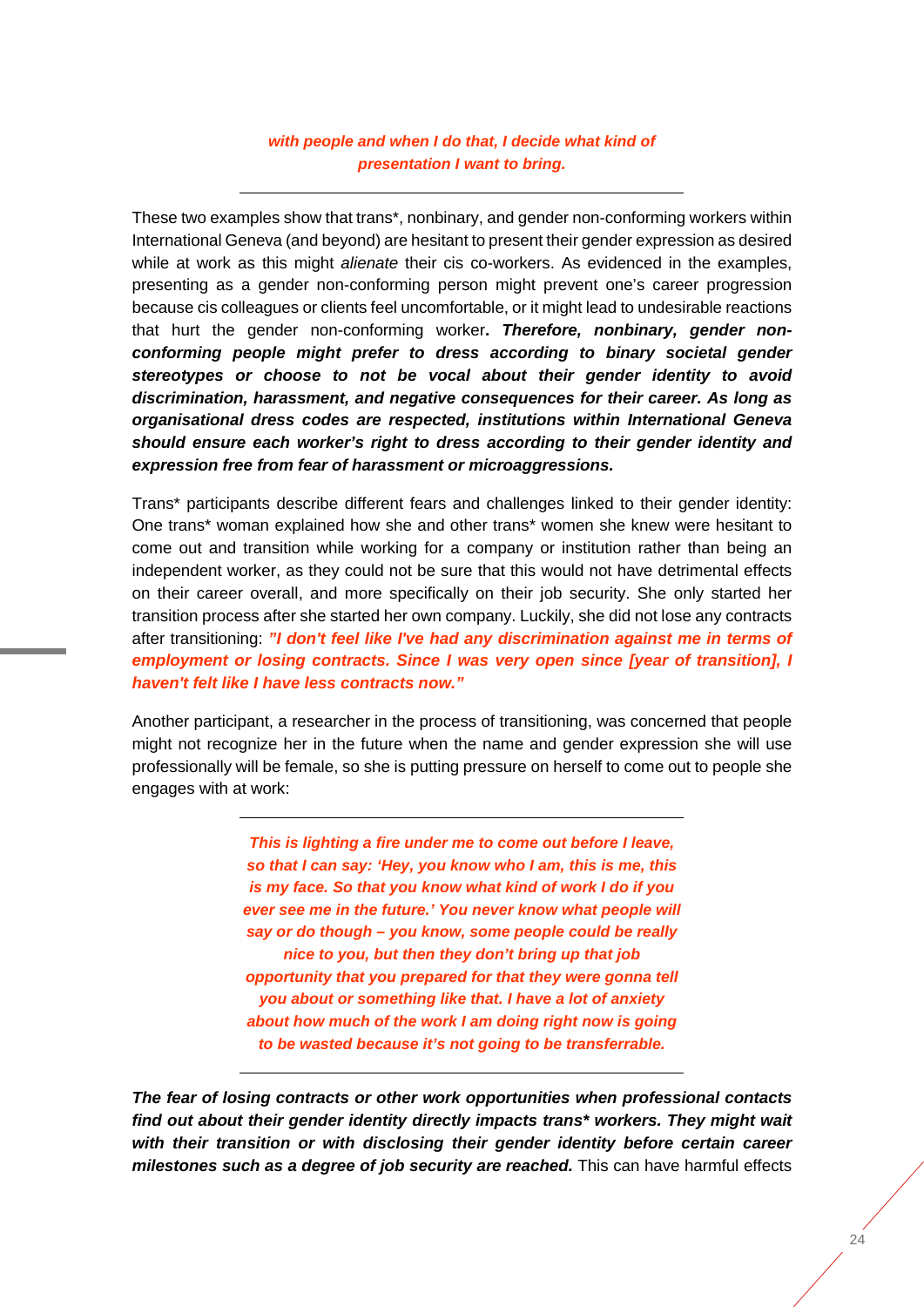*with people and when I do that, I decide what kind of presentation I want to bring.*

---

These two examples show that trans*, nonbinary, and gender non-conforming workers within International Geneva (and beyond) are hesitant to present their gender expression as desired while at work as this might *alienate* their cis co-workers. As evidenced in the examples, presenting as a gender non-conforming person might prevent one's career progression because cis colleagues or clients feel uncomfortable, or it might lead to undesirable reactions that hurt the gender non-conforming worker**. *Therefore, nonbinary, gender non-conforming people might prefer to dress according to binary societal gender stereotypes or choose to not be vocal about their gender identity to avoid discrimination, harassment, and negative consequences for their career. As long as organisational dress codes are respected, institutions within International Geneva should ensure each worker's right to dress according to their gender identity and expression free from fear of harassment or microaggressions.***

Trans* participants describe different fears and challenges linked to their gender identity: One trans* woman explained how she and other trans* women she knew were hesitant to come out and transition while working for a company or institution rather than being an independent worker, as they could not be sure that this would not have detrimental effects on their career overall, and more specifically on their job security. She only started her transition process after she started her own company. Luckily, she did not lose any contracts after transitioning: ***"I don't feel like I've had any discrimination against me in terms of employment or losing contracts. Since I was very open since [year of transition], I haven't felt like I have less contracts now."***

Another participant, a researcher in the process of transitioning, was concerned that people might not recognize her in the future when the name and gender expression she will use professionally will be female, so she is putting pressure on herself to come out to people she engages with at work:

---

*This is lighting a fire under me to come out before I leave, so that I can say: 'Hey, you know who I am, this is me, this is my face. So that you know what kind of work I do if you ever see me in the future.' You never know what people will say or do though – you know, some people could be really nice to you, but then they don't bring up that job opportunity that you prepared for that they were gonna tell you about or something like that. I have a lot of anxiety about how much of the work I am doing right now is going to be wasted because it's not going to be transferrable.*

---

***The fear of losing contracts or other work opportunities when professional contacts find out about their gender identity directly impacts trans* workers. They might wait with their transition or with disclosing their gender identity before certain career milestones such as a degree of job security are reached.*** This can have harmful effects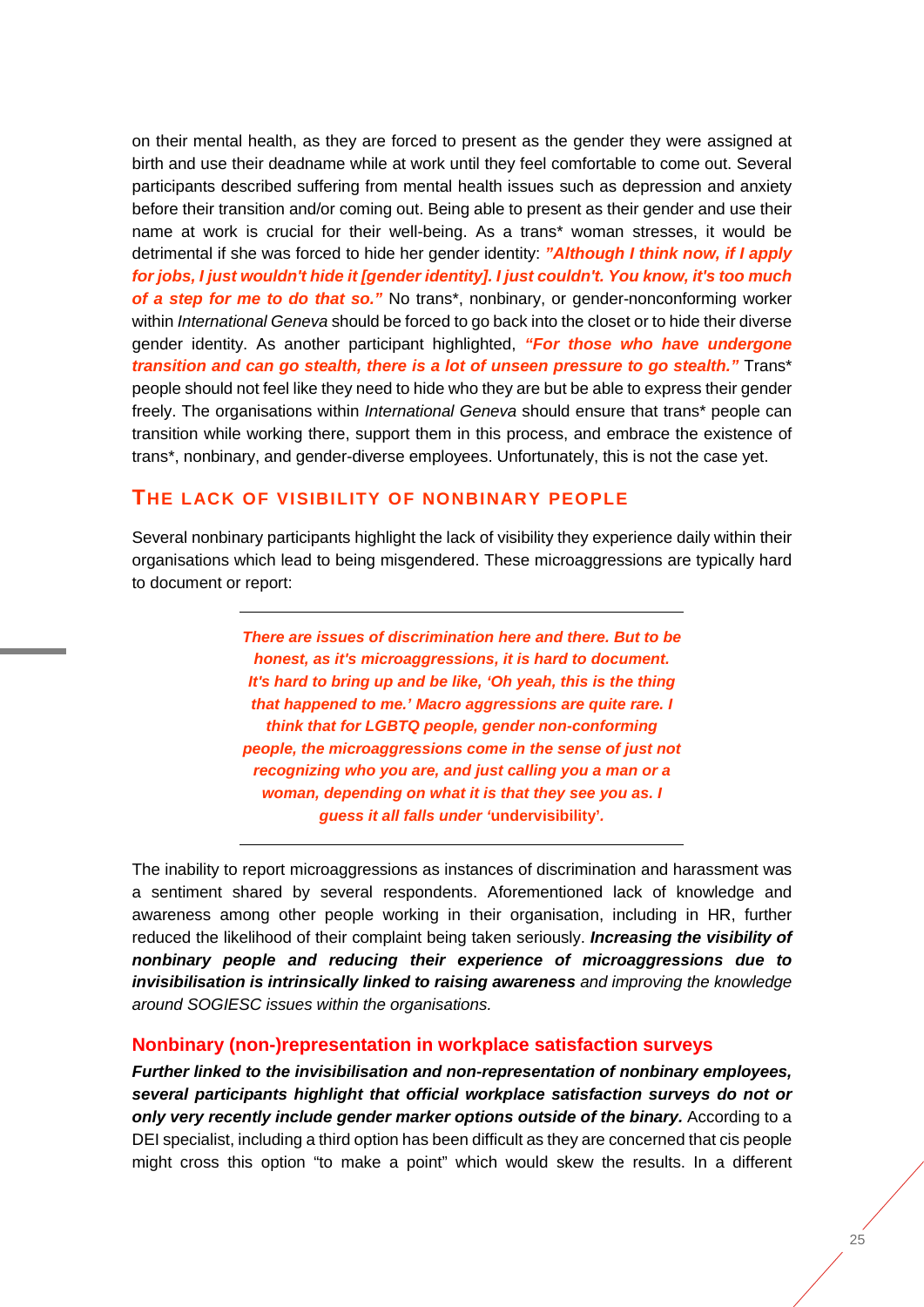on their mental health, as they are forced to present as the gender they were assigned at birth and use their deadname while at work until they feel comfortable to come out. Several participants described suffering from mental health issues such as depression and anxiety before their transition and/or coming out. Being able to present as their gender and use their name at work is crucial for their well-being. As a trans* woman stresses, it would be detrimental if she was forced to hide her gender identity: ***"Although I think now, if I apply for jobs, I just wouldn't hide it [gender identity]. I just couldn't. You know, it's too much of a step for me to do that so."*** No trans*, nonbinary, or gender-nonconforming worker within *International Geneva* should be forced to go back into the closet or to hide their diverse gender identity. As another participant highlighted, ***"For those who have undergone transition and can go stealth, there is a lot of unseen pressure to go stealth."*** Trans* people should not feel like they need to hide who they are but be able to express their gender freely. The organisations within *International Geneva* should ensure that trans* people can transition while working there, support them in this process, and embrace the existence of trans*, nonbinary, and gender-diverse employees. Unfortunately, this is not the case yet.

## The Lack of Visibility of Nonbinary People

Several nonbinary participants highlight the lack of visibility they experience daily within their organisations which lead to being misgendered. These microaggressions are typically hard to document or report:

> ***There are issues of discrimination here and there. But to be honest, as it's microaggressions, it is hard to document. It's hard to bring up and be like, 'Oh yeah, this is the thing that happened to me.' Macro aggressions are quite rare. I think that for LGBTQ people, gender non-conforming people, the microaggressions come in the sense of just not recognizing who you are, and just calling you a man or a woman, depending on what it is that they see you as. I guess it all falls under 'undervisibility'.***

The inability to report microaggressions as instances of discrimination and harassment was a sentiment shared by several respondents. Aforementioned lack of knowledge and awareness among other people working in their organisation, including in HR, further reduced the likelihood of their complaint being taken seriously. ***Increasing the visibility of nonbinary people and reducing their experience of microaggressions due to invisibilisation is intrinsically linked to raising awareness*** *and improving the knowledge around SOGIESC issues within the organisations.*

### Nonbinary (non-)representation in workplace satisfaction surveys

***Further linked to the invisibilisation and non-representation of nonbinary employees, several participants highlight that official workplace satisfaction surveys do not or only very recently include gender marker options outside of the binary.*** According to a DEI specialist, including a third option has been difficult as they are concerned that cis people might cross this option "to make a point" which would skew the results. In a different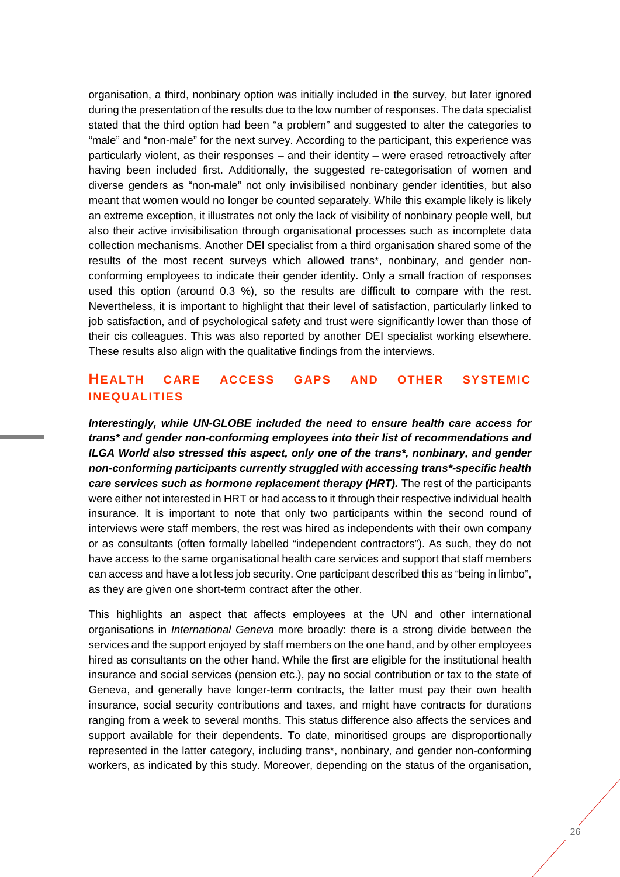organisation, a third, nonbinary option was initially included in the survey, but later ignored during the presentation of the results due to the low number of responses. The data specialist stated that the third option had been “a problem” and suggested to alter the categories to “male” and “non-male” for the next survey. According to the participant, this experience was particularly violent, as their responses – and their identity – were erased retroactively after having been included first. Additionally, the suggested re-categorisation of women and diverse genders as “non-male” not only invisibilised nonbinary gender identities, but also meant that women would no longer be counted separately. While this example likely is likely an extreme exception, it illustrates not only the lack of visibility of nonbinary people well, but also their active invisibilisation through organisational processes such as incomplete data collection mechanisms. Another DEI specialist from a third organisation shared some of the results of the most recent surveys which allowed trans*, nonbinary, and gender non-conforming employees to indicate their gender identity. Only a small fraction of responses used this option (around 0.3 %), so the results are difficult to compare with the rest. Nevertheless, it is important to highlight that their level of satisfaction, particularly linked to job satisfaction, and of psychological safety and trust were significantly lower than those of their cis colleagues. This was also reported by another DEI specialist working elsewhere. These results also align with the qualitative findings from the interviews.

## HEALTH CARE ACCESS GAPS AND OTHER SYSTEMIC INEQUALITIES

***Interestingly, while UN-GLOBE included the need to ensure health care access for trans\* and gender non-conforming employees into their list of recommendations and ILGA World also stressed this aspect, only one of the trans\*, nonbinary, and gender non-conforming participants currently struggled with accessing trans\*-specific health care services such as hormone replacement therapy (HRT).*** The rest of the participants were either not interested in HRT or had access to it through their respective individual health insurance. It is important to note that only two participants within the second round of interviews were staff members, the rest was hired as independents with their own company or as consultants (often formally labelled “independent contractors”). As such, they do not have access to the same organisational health care services and support that staff members can access and have a lot less job security. One participant described this as “being in limbo”, as they are given one short-term contract after the other.

This highlights an aspect that affects employees at the UN and other international organisations in *International Geneva* more broadly: there is a strong divide between the services and the support enjoyed by staff members on the one hand, and by other employees hired as consultants on the other hand. While the first are eligible for the institutional health insurance and social services (pension etc.), pay no social contribution or tax to the state of Geneva, and generally have longer-term contracts, the latter must pay their own health insurance, social security contributions and taxes, and might have contracts for durations ranging from a week to several months. This status difference also affects the services and support available for their dependents. To date, minoritised groups are disproportionally represented in the latter category, including trans*, nonbinary, and gender non-conforming workers, as indicated by this study. Moreover, depending on the status of the organisation,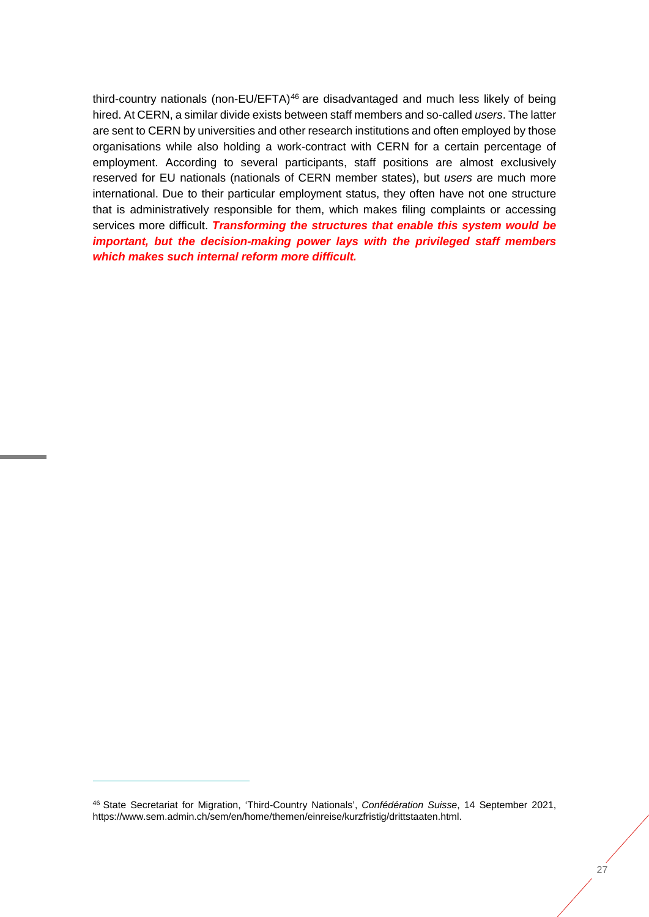third-country nationals (non-EU/EFTA)[46] are disadvantaged and much less likely of being hired. At CERN, a similar divide exists between staff members and so-called *users*. The latter are sent to CERN by universities and other research institutions and often employed by those organisations while also holding a work-contract with CERN for a certain percentage of employment. According to several participants, staff positions are almost exclusively reserved for EU nationals (nationals of CERN member states), but *users* are much more international. Due to their particular employment status, they often have not one structure that is administratively responsible for them, which makes filing complaints or accessing services more difficult. ***Transforming the structures that enable this system would be important, but the decision-making power lays with the privileged staff members which makes such internal reform more difficult.***

---

[46] State Secretariat for Migration, 'Third-Country Nationals', *Confédération Suisse*, 14 September 2021, https://www.sem.admin.ch/sem/en/home/themen/einreise/kurzfristig/drittstaaten.html.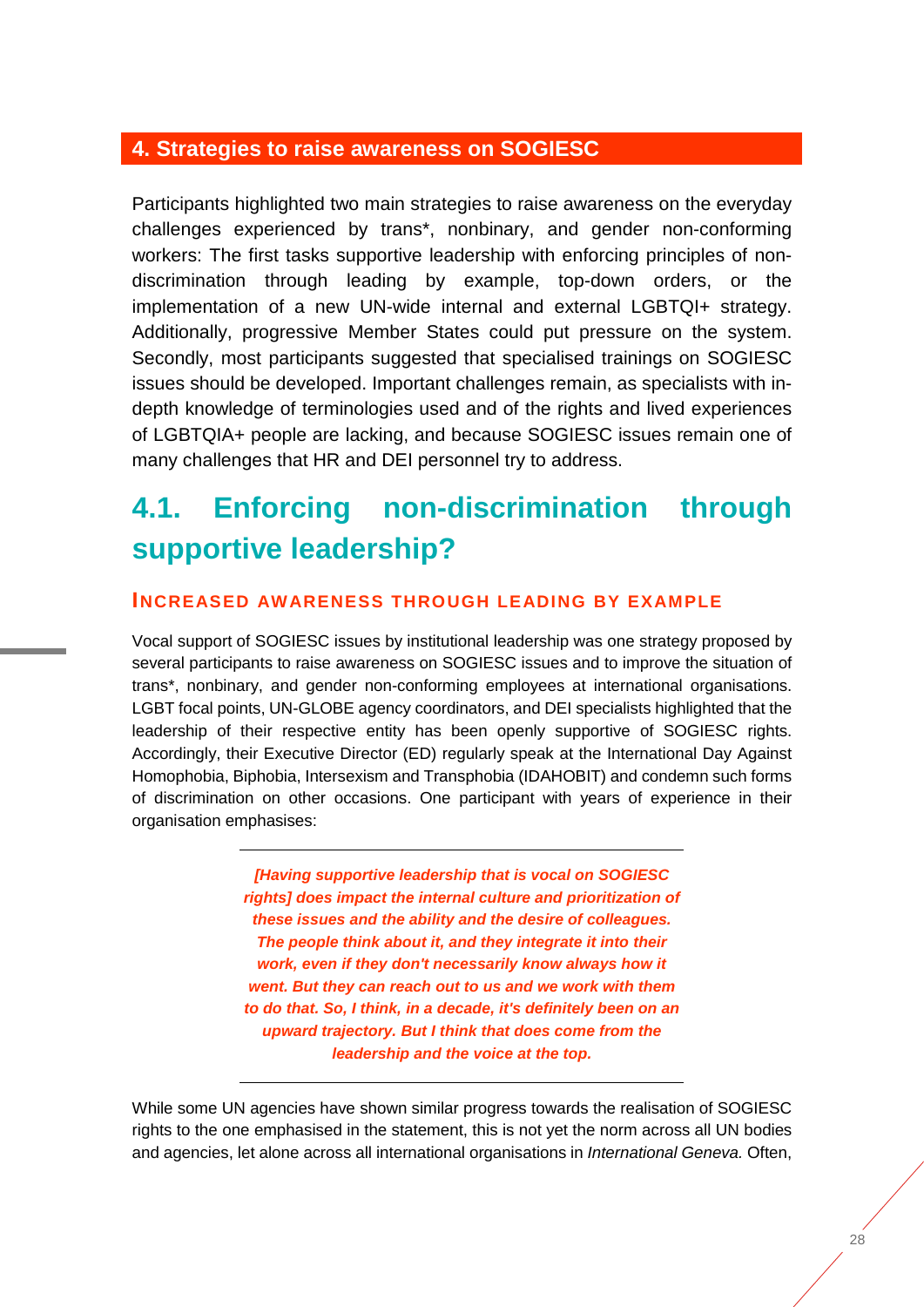## 4. Strategies to raise awareness on SOGIESC

Participants highlighted two main strategies to raise awareness on the everyday challenges experienced by trans*, nonbinary, and gender non-conforming workers: The first tasks supportive leadership with enforcing principles of non-discrimination through leading by example, top-down orders, or the implementation of a new UN-wide internal and external LGBTQI+ strategy. Additionally, progressive Member States could put pressure on the system. Secondly, most participants suggested that specialised trainings on SOGIESC issues should be developed. Important challenges remain, as specialists with in-depth knowledge of terminologies used and of the rights and lived experiences of LGBTQIA+ people are lacking, and because SOGIESC issues remain one of many challenges that HR and DEI personnel try to address.

## 4.1. Enforcing non-discrimination through supportive leadership?

### Increased awareness through leading by example

Vocal support of SOGIESC issues by institutional leadership was one strategy proposed by several participants to raise awareness on SOGIESC issues and to improve the situation of trans*, nonbinary, and gender non-conforming employees at international organisations. LGBT focal points, UN-GLOBE agency coordinators, and DEI specialists highlighted that the leadership of their respective entity has been openly supportive of SOGIESC rights. Accordingly, their Executive Director (ED) regularly speak at the International Day Against Homophobia, Biphobia, Intersexism and Transphobia (IDAHOBIT) and condemn such forms of discrimination on other occasions. One participant with years of experience in their organisation emphasises:

> ***[Having supportive leadership that is vocal on SOGIESC rights] does impact the internal culture and prioritization of these issues and the ability and the desire of colleagues. The people think about it, and they integrate it into their work, even if they don't necessarily know always how it went. But they can reach out to us and we work with them to do that. So, I think, in a decade, it's definitely been on an upward trajectory. But I think that does come from the leadership and the voice at the top.***

While some UN agencies have shown similar progress towards the realisation of SOGIESC rights to the one emphasised in the statement, this is not yet the norm across all UN bodies and agencies, let alone across all international organisations in *International Geneva.* Often,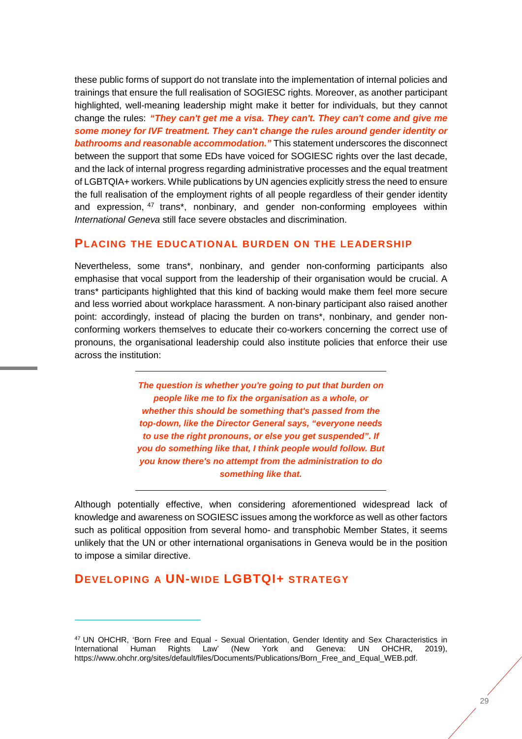these public forms of support do not translate into the implementation of internal policies and trainings that ensure the full realisation of SOGIESC rights. Moreover, as another participant highlighted, well-meaning leadership might make it better for individuals, but they cannot change the rules: ***"They can't get me a visa. They can't. They can't come and give me some money for IVF treatment. They can't change the rules around gender identity or bathrooms and reasonable accommodation."*** This statement underscores the disconnect between the support that some EDs have voiced for SOGIESC rights over the last decade, and the lack of internal progress regarding administrative processes and the equal treatment of LGBTQIA+ workers. While publications by UN agencies explicitly stress the need to ensure the full realisation of the employment rights of all people regardless of their gender identity and expression,[47] trans*, nonbinary, and gender non-conforming employees within *International Geneva* still face severe obstacles and discrimination.

## Placing the educational burden on the leadership

Nevertheless, some trans*, nonbinary, and gender non-conforming participants also emphasise that vocal support from the leadership of their organisation would be crucial. A trans* participants highlighted that this kind of backing would make them feel more secure and less worried about workplace harassment. A non-binary participant also raised another point: accordingly, instead of placing the burden on trans*, nonbinary, and gender non-conforming workers themselves to educate their co-workers concerning the correct use of pronouns, the organisational leadership could also institute policies that enforce their use across the institution:

> ***The question is whether you're going to put that burden on people like me to fix the organisation as a whole, or whether this should be something that's passed from the top-down, like the Director General says, "everyone needs to use the right pronouns, or else you get suspended". If you do something like that, I think people would follow. But you know there's no attempt from the administration to do something like that.***

Although potentially effective, when considering aforementioned widespread lack of knowledge and awareness on SOGIESC issues among the workforce as well as other factors such as political opposition from several homo- and transphobic Member States, it seems unlikely that the UN or other international organisations in Geneva would be in the position to impose a similar directive.

## Developing a UN-wide LGBTQI+ strategy

[47] UN OHCHR, 'Born Free and Equal - Sexual Orientation, Gender Identity and Sex Characteristics in International Human Rights Law' (New York and Geneva: UN OHCHR, 2019), https://www.ohchr.org/sites/default/files/Documents/Publications/Born_Free_and_Equal_WEB.pdf.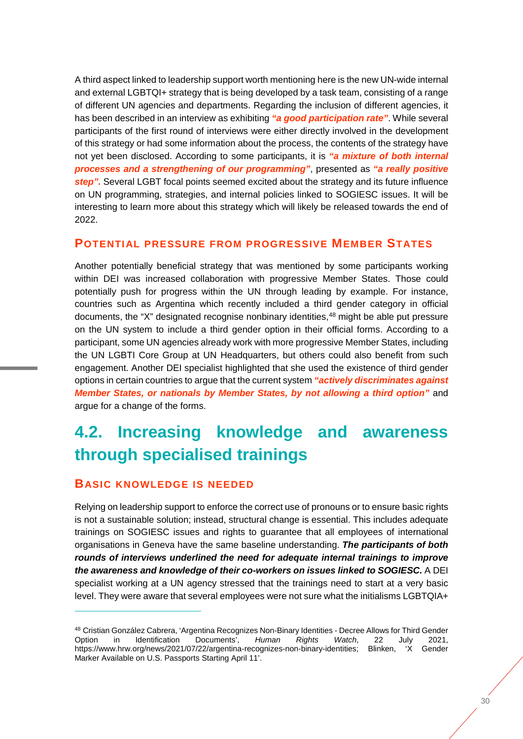A third aspect linked to leadership support worth mentioning here is the new UN-wide internal and external LGBTQI+ strategy that is being developed by a task team, consisting of a range of different UN agencies and departments. Regarding the inclusion of different agencies, it has been described in an interview as exhibiting ***"a good participation rate"***. While several participants of the first round of interviews were either directly involved in the development of this strategy or had some information about the process, the contents of the strategy have not yet been disclosed. According to some participants, it is ***"a mixture of both internal processes and a strengthening of our programming"***, presented as ***"a really positive step".*** Several LGBT focal points seemed excited about the strategy and its future influence on UN programming, strategies, and internal policies linked to SOGIESC issues. It will be interesting to learn more about this strategy which will likely be released towards the end of 2022.

### Potential pressure from progressive Member States

Another potentially beneficial strategy that was mentioned by some participants working within DEI was increased collaboration with progressive Member States. Those could potentially push for progress within the UN through leading by example. For instance, countries such as Argentina which recently included a third gender category in official documents, the "X" designated recognise nonbinary identities,[48] might be able put pressure on the UN system to include a third gender option in their official forms. According to a participant, some UN agencies already work with more progressive Member States, including the UN LGBTI Core Group at UN Headquarters, but others could also benefit from such engagement. Another DEI specialist highlighted that she used the existence of third gender options in certain countries to argue that the current system ***"actively discriminates against Member States, or nationals by Member States, by not allowing a third option"*** and argue for a change of the forms.

## 4.2. Increasing knowledge and awareness through specialised trainings

### Basic knowledge is needed

Relying on leadership support to enforce the correct use of pronouns or to ensure basic rights is not a sustainable solution; instead, structural change is essential. This includes adequate trainings on SOGIESC issues and rights to guarantee that all employees of international organisations in Geneva have the same baseline understanding. ***The participants of both rounds of interviews underlined the need for adequate internal trainings to improve the awareness and knowledge of their co-workers on issues linked to SOGIESC.*** A DEI specialist working at a UN agency stressed that the trainings need to start at a very basic level. They were aware that several employees were not sure what the initialisms LGBTQIA+

---

[48] Cristian González Cabrera, 'Argentina Recognizes Non-Binary Identities - Decree Allows for Third Gender Option in Identification Documents', *Human Rights Watch*, 22 July 2021, https://www.hrw.org/news/2021/07/22/argentina-recognizes-non-binary-identities; Blinken, 'X Gender Marker Available on U.S. Passports Starting April 11'.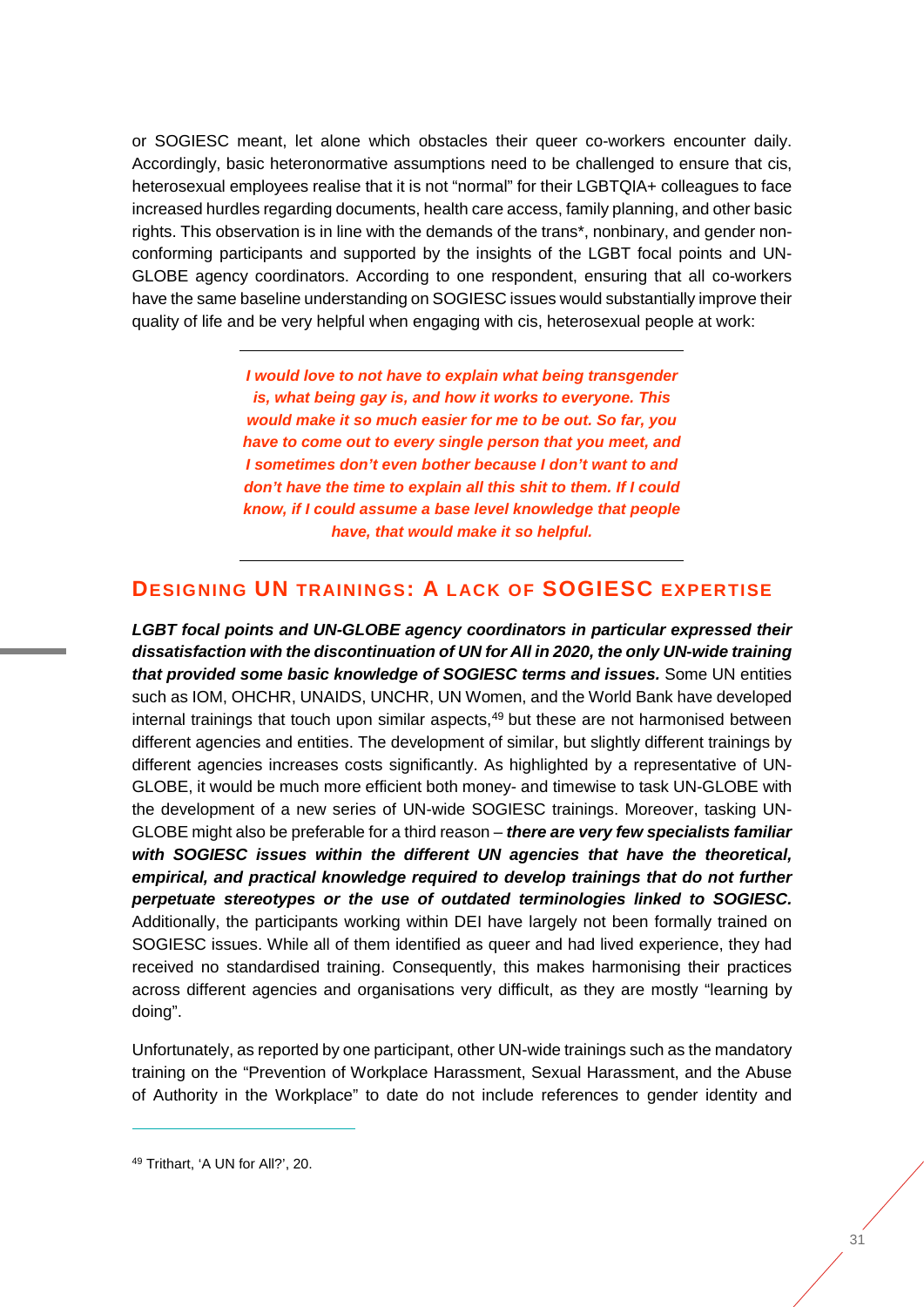or SOGIESC meant, let alone which obstacles their queer co-workers encounter daily. Accordingly, basic heteronormative assumptions need to be challenged to ensure that cis, heterosexual employees realise that it is not "normal" for their LGBTQIA+ colleagues to face increased hurdles regarding documents, health care access, family planning, and other basic rights. This observation is in line with the demands of the trans*, nonbinary, and gender non-conforming participants and supported by the insights of the LGBT focal points and UN-GLOBE agency coordinators. According to one respondent, ensuring that all co-workers have the same baseline understanding on SOGIESC issues would substantially improve their quality of life and be very helpful when engaging with cis, heterosexual people at work:

> ***I would love to not have to explain what being transgender is, what being gay is, and how it works to everyone. This would make it so much easier for me to be out. So far, you have to come out to every single person that you meet, and I sometimes don't even bother because I don't want to and don't have the time to explain all this shit to them. If I could know, if I could assume a base level knowledge that people have, that would make it so helpful.***

## Designing UN Trainings: A Lack of SOGIESC Expertise

***LGBT focal points and UN-GLOBE agency coordinators in particular expressed their dissatisfaction with the discontinuation of UN for All in 2020, the only UN-wide training that provided some basic knowledge of SOGIESC terms and issues.*** Some UN entities such as IOM, OHCHR, UNAIDS, UNCHR, UN Women, and the World Bank have developed internal trainings that touch upon similar aspects,[49] but these are not harmonised between different agencies and entities. The development of similar, but slightly different trainings by different agencies increases costs significantly. As highlighted by a representative of UN-GLOBE, it would be much more efficient both money- and timewise to task UN-GLOBE with the development of a new series of UN-wide SOGIESC trainings. Moreover, tasking UN-GLOBE might also be preferable for a third reason – ***there are very few specialists familiar with SOGIESC issues within the different UN agencies that have the theoretical, empirical, and practical knowledge required to develop trainings that do not further perpetuate stereotypes or the use of outdated terminologies linked to SOGIESC.*** Additionally, the participants working within DEI have largely not been formally trained on SOGIESC issues. While all of them identified as queer and had lived experience, they had received no standardised training. Consequently, this makes harmonising their practices across different agencies and organisations very difficult, as they are mostly "learning by doing".

Unfortunately, as reported by one participant, other UN-wide trainings such as the mandatory training on the "Prevention of Workplace Harassment, Sexual Harassment, and the Abuse of Authority in the Workplace" to date do not include references to gender identity and

---

[49] Trithart, 'A UN for All?', 20.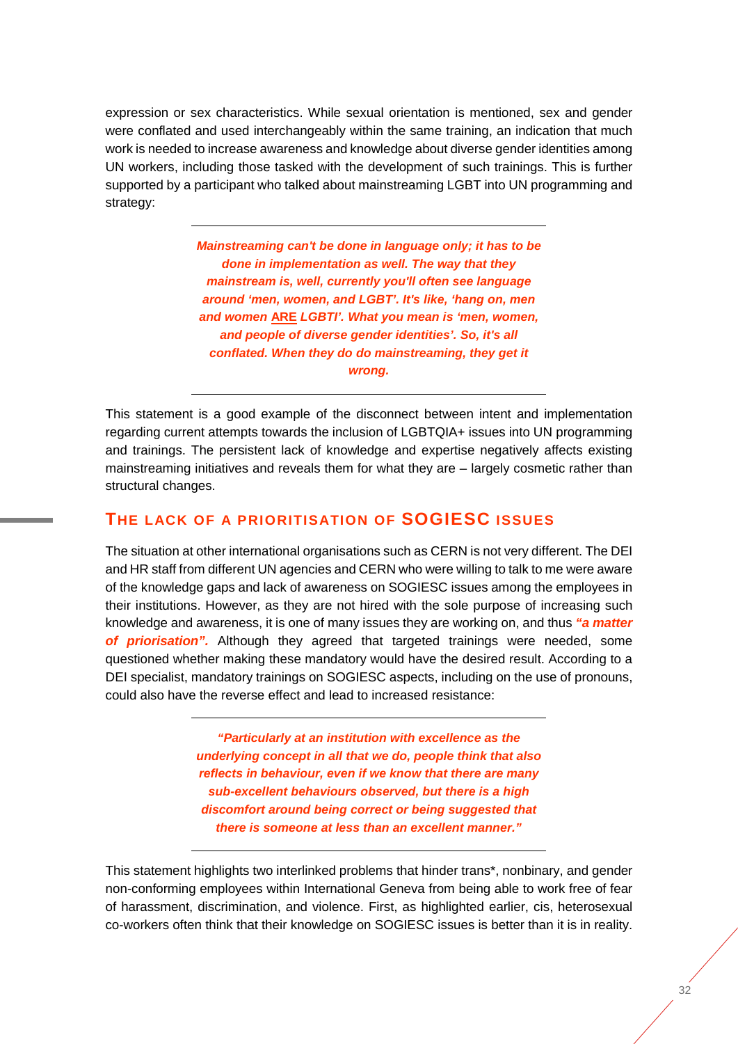expression or sex characteristics. While sexual orientation is mentioned, sex and gender were conflated and used interchangeably within the same training, an indication that much work is needed to increase awareness and knowledge about diverse gender identities among UN workers, including those tasked with the development of such trainings. This is further supported by a participant who talked about mainstreaming LGBT into UN programming and strategy:

---

> ***Mainstreaming can't be done in language only; it has to be done in implementation as well. The way that they mainstream is, well, currently you'll often see language around 'men, women, and LGBT'. It's like, 'hang on, men and women <u>ARE</u> LGBTI'. What you mean is 'men, women, and people of diverse gender identities'. So, it's all conflated. When they do do mainstreaming, they get it wrong.***

---

This statement is a good example of the disconnect between intent and implementation regarding current attempts towards the inclusion of LGBTQIA+ issues into UN programming and trainings. The persistent lack of knowledge and expertise negatively affects existing mainstreaming initiatives and reveals them for what they are – largely cosmetic rather than structural changes.

## The Lack of a Prioritisation of SOGIESC Issues

The situation at other international organisations such as CERN is not very different. The DEI and HR staff from different UN agencies and CERN who were willing to talk to me were aware of the knowledge gaps and lack of awareness on SOGIESC issues among the employees in their institutions. However, as they are not hired with the sole purpose of increasing such knowledge and awareness, it is one of many issues they are working on, and thus ***"a matter of priorisation".*** Although they agreed that targeted trainings were needed, some questioned whether making these mandatory would have the desired result. According to a DEI specialist, mandatory trainings on SOGIESC aspects, including on the use of pronouns, could also have the reverse effect and lead to increased resistance:

---

> ***"Particularly at an institution with excellence as the underlying concept in all that we do, people think that also reflects in behaviour, even if we know that there are many sub-excellent behaviours observed, but there is a high discomfort around being correct or being suggested that there is someone at less than an excellent manner."***

---

This statement highlights two interlinked problems that hinder trans*, nonbinary, and gender non-conforming employees within International Geneva from being able to work free of fear of harassment, discrimination, and violence. First, as highlighted earlier, cis, heterosexual co-workers often think that their knowledge on SOGIESC issues is better than it is in reality.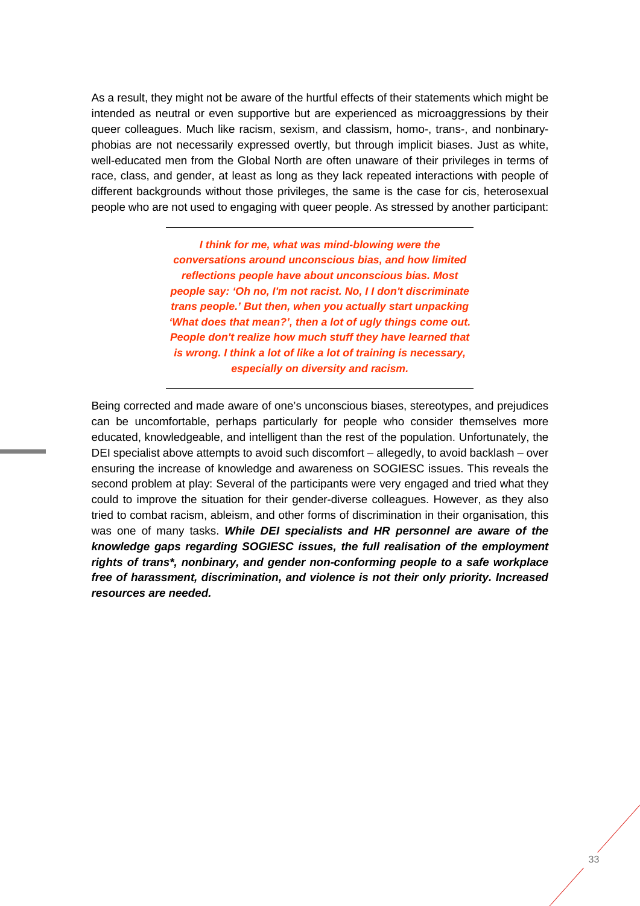As a result, they might not be aware of the hurtful effects of their statements which might be intended as neutral or even supportive but are experienced as microaggressions by their queer colleagues. Much like racism, sexism, and classism, homo-, trans-, and nonbinary-phobias are not necessarily expressed overtly, but through implicit biases. Just as white, well-educated men from the Global North are often unaware of their privileges in terms of race, class, and gender, at least as long as they lack repeated interactions with people of different backgrounds without those privileges, the same is the case for cis, heterosexual people who are not used to engaging with queer people. As stressed by another participant:

---

***I think for me, what was mind-blowing were the conversations around unconscious bias, and how limited reflections people have about unconscious bias. Most people say: 'Oh no, I'm not racist. No, I I don't discriminate trans people.' But then, when you actually start unpacking 'What does that mean?', then a lot of ugly things come out. People don't realize how much stuff they have learned that is wrong. I think a lot of like a lot of training is necessary, especially on diversity and racism.***

---

Being corrected and made aware of one's unconscious biases, stereotypes, and prejudices can be uncomfortable, perhaps particularly for people who consider themselves more educated, knowledgeable, and intelligent than the rest of the population. Unfortunately, the DEI specialist above attempts to avoid such discomfort – allegedly, to avoid backlash – over ensuring the increase of knowledge and awareness on SOGIESC issues. This reveals the second problem at play: Several of the participants were very engaged and tried what they could to improve the situation for their gender-diverse colleagues. However, as they also tried to combat racism, ableism, and other forms of discrimination in their organisation, this was one of many tasks. ***While DEI specialists and HR personnel are aware of the knowledge gaps regarding SOGIESC issues, the full realisation of the employment rights of trans*, nonbinary, and gender non-conforming people to a safe workplace free of harassment, discrimination, and violence is not their only priority. Increased resources are needed.***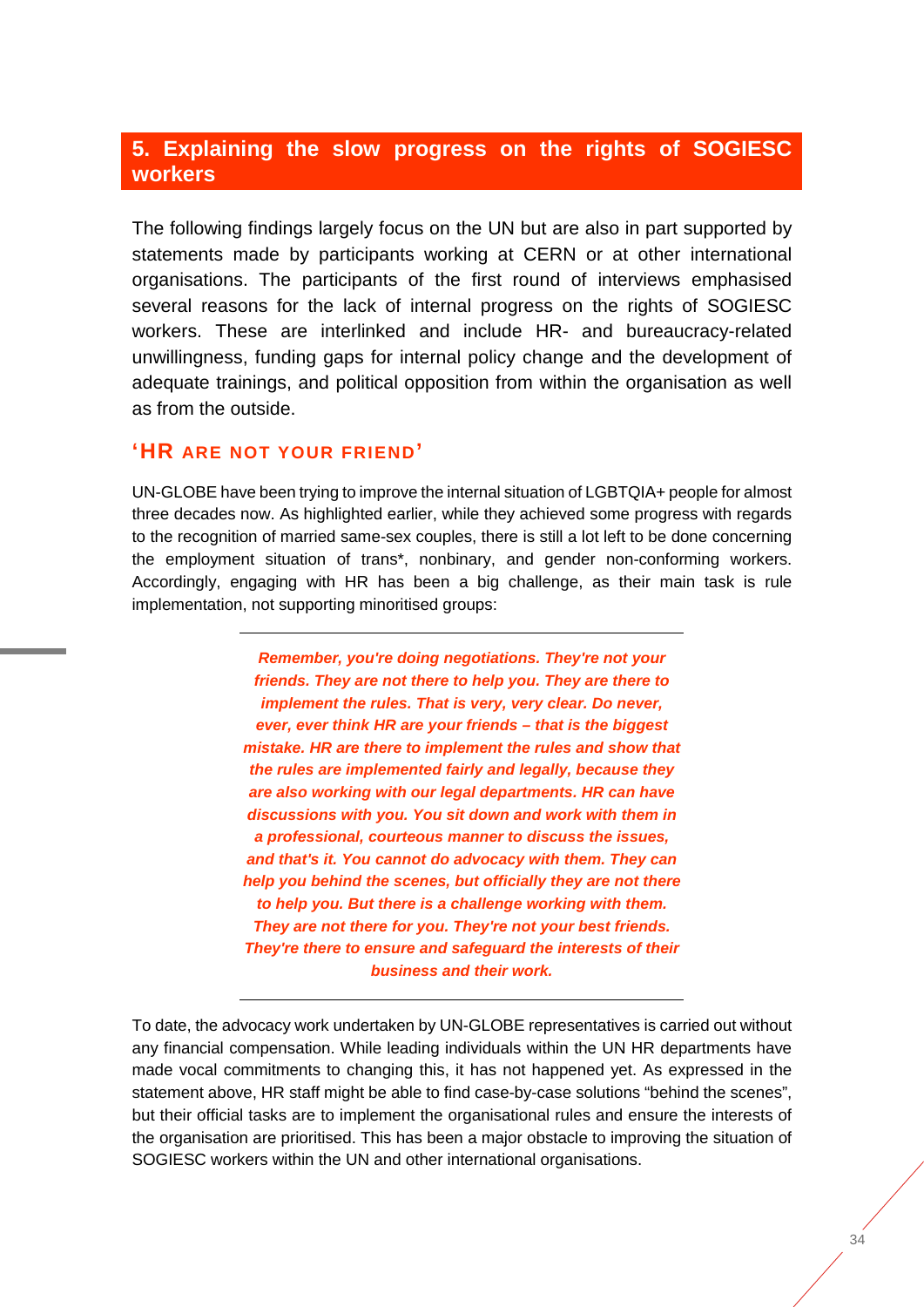## 5. Explaining the slow progress on the rights of SOGIESC workers

The following findings largely focus on the UN but are also in part supported by statements made by participants working at CERN or at other international organisations. The participants of the first round of interviews emphasised several reasons for the lack of internal progress on the rights of SOGIESC workers. These are interlinked and include HR- and bureaucracy-related unwillingness, funding gaps for internal policy change and the development of adequate trainings, and political opposition from within the organisation as well as from the outside.

### 'HR ARE NOT YOUR FRIEND'

UN-GLOBE have been trying to improve the internal situation of LGBTQIA+ people for almost three decades now. As highlighted earlier, while they achieved some progress with regards to the recognition of married same-sex couples, there is still a lot left to be done concerning the employment situation of trans*, nonbinary, and gender non-conforming workers. Accordingly, engaging with HR has been a big challenge, as their main task is rule implementation, not supporting minoritised groups:

> ***Remember, you're doing negotiations. They're not your friends. They are not there to help you. They are there to implement the rules. That is very, very clear. Do never, ever, ever think HR are your friends – that is the biggest mistake. HR are there to implement the rules and show that the rules are implemented fairly and legally, because they are also working with our legal departments. HR can have discussions with you. You sit down and work with them in a professional, courteous manner to discuss the issues, and that's it. You cannot do advocacy with them. They can help you behind the scenes, but officially they are not there to help you. But there is a challenge working with them. They are not there for you. They're not your best friends. They're there to ensure and safeguard the interests of their business and their work.***

To date, the advocacy work undertaken by UN-GLOBE representatives is carried out without any financial compensation. While leading individuals within the UN HR departments have made vocal commitments to changing this, it has not happened yet. As expressed in the statement above, HR staff might be able to find case-by-case solutions "behind the scenes", but their official tasks are to implement the organisational rules and ensure the interests of the organisation are prioritised. This has been a major obstacle to improving the situation of SOGIESC workers within the UN and other international organisations.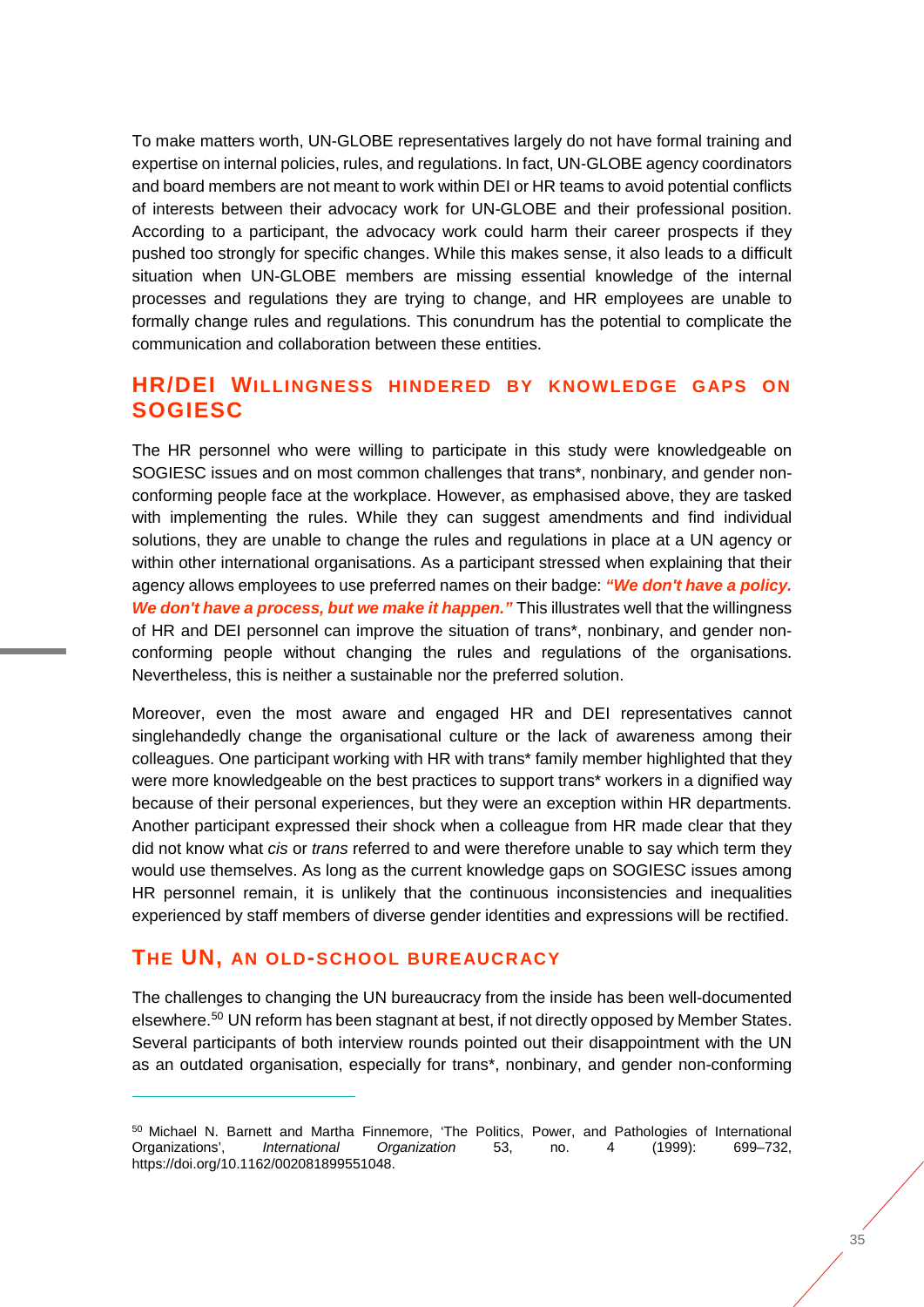To make matters worth, UN-GLOBE representatives largely do not have formal training and expertise on internal policies, rules, and regulations. In fact, UN-GLOBE agency coordinators and board members are not meant to work within DEI or HR teams to avoid potential conflicts of interests between their advocacy work for UN-GLOBE and their professional position. According to a participant, the advocacy work could harm their career prospects if they pushed too strongly for specific changes. While this makes sense, it also leads to a difficult situation when UN-GLOBE members are missing essential knowledge of the internal processes and regulations they are trying to change, and HR employees are unable to formally change rules and regulations. This conundrum has the potential to complicate the communication and collaboration between these entities.

## HR/DEI Willingness hindered by knowledge gaps on SOGIESC

The HR personnel who were willing to participate in this study were knowledgeable on SOGIESC issues and on most common challenges that trans*, nonbinary, and gender non-conforming people face at the workplace. However, as emphasised above, they are tasked with implementing the rules. While they can suggest amendments and find individual solutions, they are unable to change the rules and regulations in place at a UN agency or within other international organisations. As a participant stressed when explaining that their agency allows employees to use preferred names on their badge: ***"We don't have a policy. We don't have a process, but we make it happen."*** This illustrates well that the willingness of HR and DEI personnel can improve the situation of trans*, nonbinary, and gender non-conforming people without changing the rules and regulations of the organisations. Nevertheless, this is neither a sustainable nor the preferred solution.

Moreover, even the most aware and engaged HR and DEI representatives cannot singlehandedly change the organisational culture or the lack of awareness among their colleagues. One participant working with HR with trans* family member highlighted that they were more knowledgeable on the best practices to support trans* workers in a dignified way because of their personal experiences, but they were an exception within HR departments. Another participant expressed their shock when a colleague from HR made clear that they did not know what *cis* or *trans* referred to and were therefore unable to say which term they would use themselves. As long as the current knowledge gaps on SOGIESC issues among HR personnel remain, it is unlikely that the continuous inconsistencies and inequalities experienced by staff members of diverse gender identities and expressions will be rectified.

## The UN, an old-school bureaucracy

The challenges to changing the UN bureaucracy from the inside has been well-documented elsewhere.[50] UN reform has been stagnant at best, if not directly opposed by Member States. Several participants of both interview rounds pointed out their disappointment with the UN as an outdated organisation, especially for trans*, nonbinary, and gender non-conforming

---

[50] Michael N. Barnett and Martha Finnemore, 'The Politics, Power, and Pathologies of International Organizations', *International Organization* 53, no. 4 (1999): 699–732, https://doi.org/10.1162/002081899551048.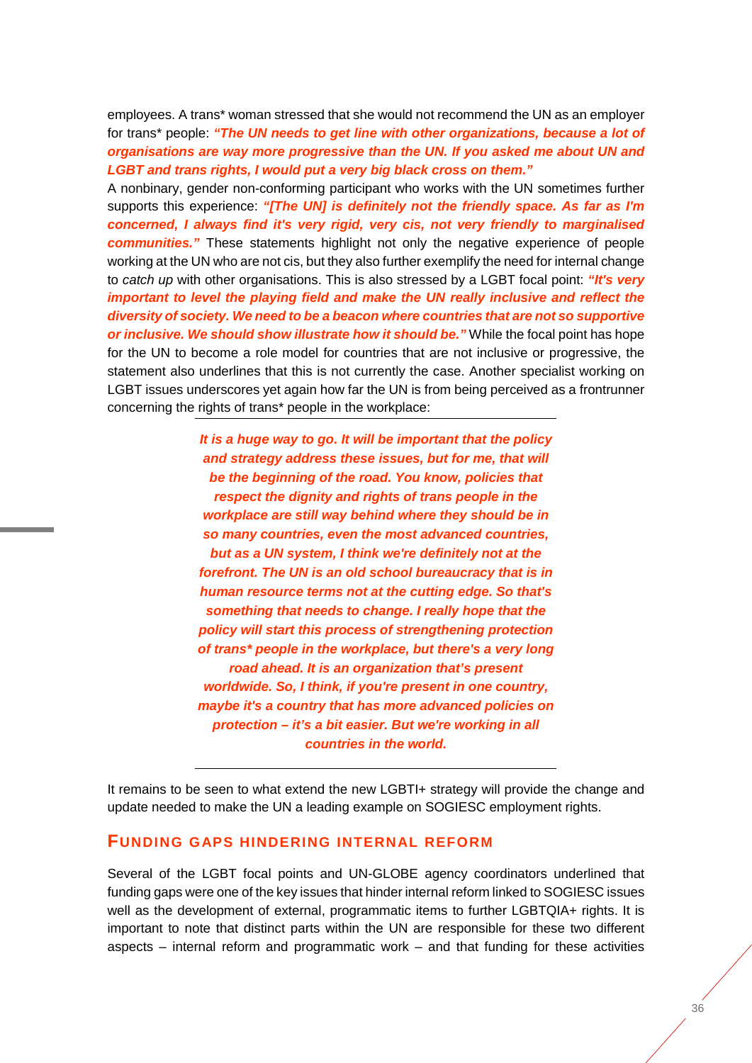employees. A trans* woman stressed that she would not recommend the UN as an employer for trans* people: ***"The UN needs to get line with other organizations, because a lot of organisations are way more progressive than the UN. If you asked me about UN and LGBT and trans rights, I would put a very big black cross on them."***

A nonbinary, gender non-conforming participant who works with the UN sometimes further supports this experience: ***"[The UN] is definitely not the friendly space. As far as I'm concerned, I always find it's very rigid, very cis, not very friendly to marginalised communities."*** These statements highlight not only the negative experience of people working at the UN who are not cis, but they also further exemplify the need for internal change to *catch up* with other organisations. This is also stressed by a LGBT focal point: ***"It's very important to level the playing field and make the UN really inclusive and reflect the diversity of society. We need to be a beacon where countries that are not so supportive or inclusive. We should show illustrate how it should be."*** While the focal point has hope for the UN to become a role model for countries that are not inclusive or progressive, the statement also underlines that this is not currently the case. Another specialist working on LGBT issues underscores yet again how far the UN is from being perceived as a frontrunner concerning the rights of trans* people in the workplace:

> ***It is a huge way to go. It will be important that the policy and strategy address these issues, but for me, that will be the beginning of the road. You know, policies that respect the dignity and rights of trans people in the workplace are still way behind where they should be in so many countries, even the most advanced countries, but as a UN system, I think we're definitely not at the forefront. The UN is an old school bureaucracy that is in human resource terms not at the cutting edge. So that's something that needs to change. I really hope that the policy will start this process of strengthening protection of trans* people in the workplace, but there's a very long road ahead. It is an organization that's present worldwide. So, I think, if you're present in one country, maybe it's a country that has more advanced policies on protection – it's a bit easier. But we're working in all countries in the world.***

It remains to be seen to what extend the new LGBTI+ strategy will provide the change and update needed to make the UN a leading example on SOGIESC employment rights.

## Funding Gaps Hindering Internal Reform

Several of the LGBT focal points and UN-GLOBE agency coordinators underlined that funding gaps were one of the key issues that hinder internal reform linked to SOGIESC issues well as the development of external, programmatic items to further LGBTQIA+ rights. It is important to note that distinct parts within the UN are responsible for these two different aspects – internal reform and programmatic work – and that funding for these activities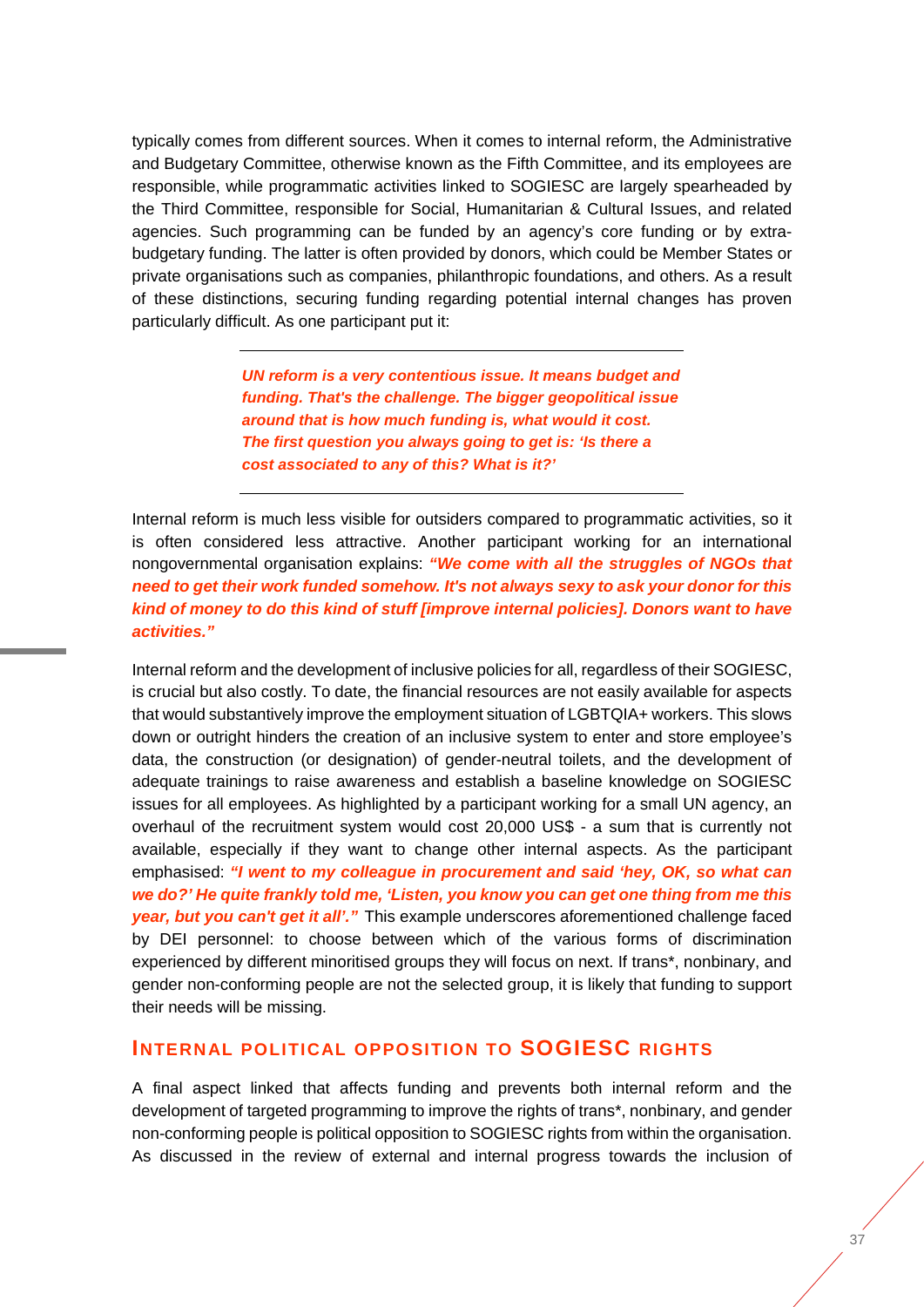typically comes from different sources. When it comes to internal reform, the Administrative and Budgetary Committee, otherwise known as the Fifth Committee, and its employees are responsible, while programmatic activities linked to SOGIESC are largely spearheaded by the Third Committee, responsible for Social, Humanitarian & Cultural Issues, and related agencies. Such programming can be funded by an agency's core funding or by extra-budgetary funding. The latter is often provided by donors, which could be Member States or private organisations such as companies, philanthropic foundations, and others. As a result of these distinctions, securing funding regarding potential internal changes has proven particularly difficult. As one participant put it:

> ***UN reform is a very contentious issue. It means budget and funding. That's the challenge. The bigger geopolitical issue around that is how much funding is, what would it cost. The first question you always going to get is: 'Is there a cost associated to any of this? What is it?'***

Internal reform is much less visible for outsiders compared to programmatic activities, so it is often considered less attractive. Another participant working for an international nongovernmental organisation explains: ***"We come with all the struggles of NGOs that need to get their work funded somehow. It's not always sexy to ask your donor for this kind of money to do this kind of stuff [improve internal policies]. Donors want to have activities."***

Internal reform and the development of inclusive policies for all, regardless of their SOGIESC, is crucial but also costly. To date, the financial resources are not easily available for aspects that would substantively improve the employment situation of LGBTQIA+ workers. This slows down or outright hinders the creation of an inclusive system to enter and store employee's data, the construction (or designation) of gender-neutral toilets, and the development of adequate trainings to raise awareness and establish a baseline knowledge on SOGIESC issues for all employees. As highlighted by a participant working for a small UN agency, an overhaul of the recruitment system would cost 20,000 US$ - a sum that is currently not available, especially if they want to change other internal aspects. As the participant emphasised: ***"I went to my colleague in procurement and said 'hey, OK, so what can we do?' He quite frankly told me, 'Listen, you know you can get one thing from me this year, but you can't get it all'."*** This example underscores aforementioned challenge faced by DEI personnel: to choose between which of the various forms of discrimination experienced by different minoritised groups they will focus on next. If trans*, nonbinary, and gender non-conforming people are not the selected group, it is likely that funding to support their needs will be missing.

### Internal political opposition to SOGIESC rights

A final aspect linked that affects funding and prevents both internal reform and the development of targeted programming to improve the rights of trans*, nonbinary, and gender non-conforming people is political opposition to SOGIESC rights from within the organisation. As discussed in the review of external and internal progress towards the inclusion of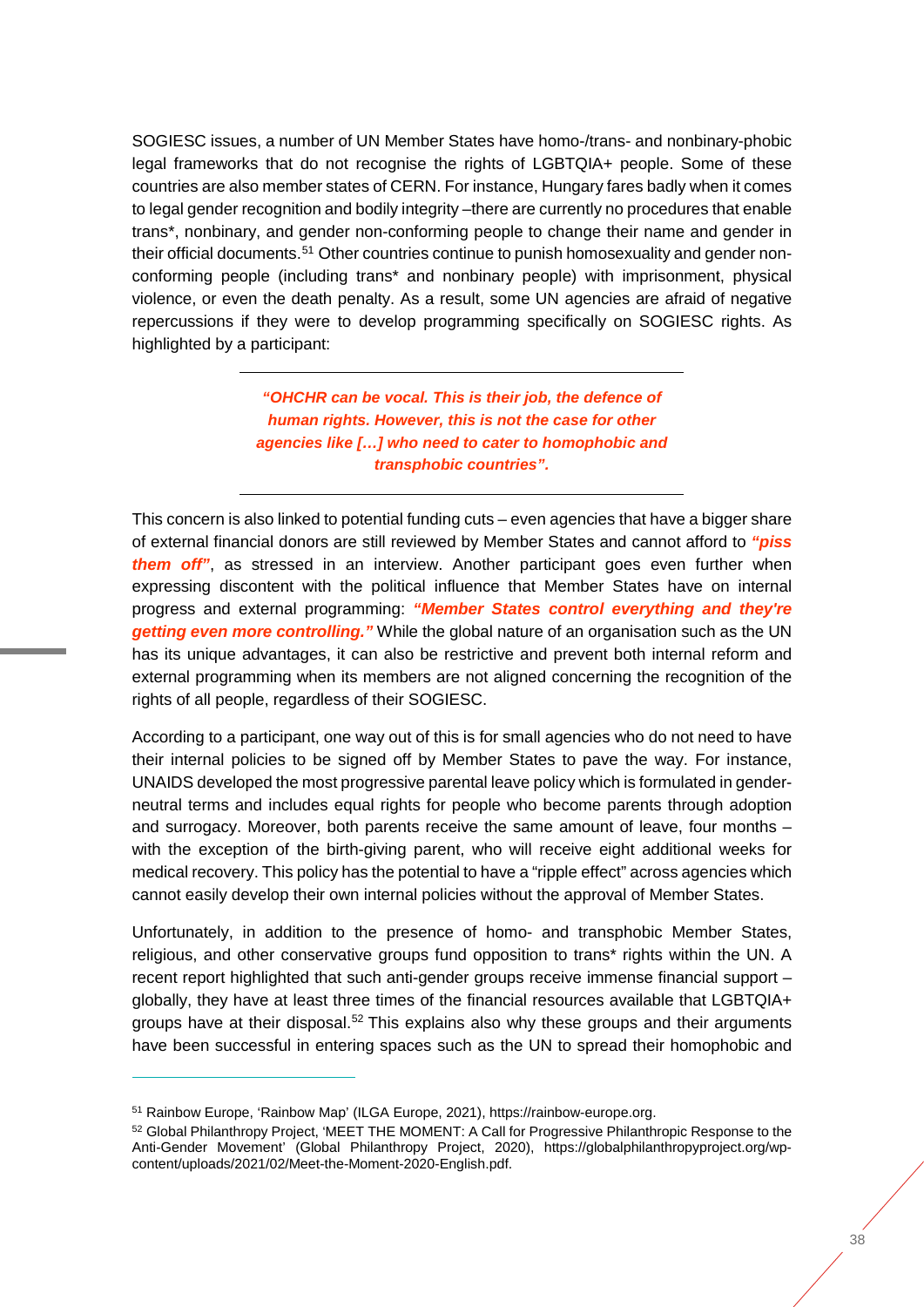SOGIESC issues, a number of UN Member States have homo-/trans- and nonbinary-phobic legal frameworks that do not recognise the rights of LGBTQIA+ people. Some of these countries are also member states of CERN. For instance, Hungary fares badly when it comes to legal gender recognition and bodily integrity –there are currently no procedures that enable trans*, nonbinary, and gender non-conforming people to change their name and gender in their official documents.[51] Other countries continue to punish homosexuality and gender non-conforming people (including trans* and nonbinary people) with imprisonment, physical violence, or even the death penalty. As a result, some UN agencies are afraid of negative repercussions if they were to develop programming specifically on SOGIESC rights. As highlighted by a participant:

> ***"OHCHR can be vocal. This is their job, the defence of human rights. However, this is not the case for other agencies like […] who need to cater to homophobic and transphobic countries".***

This concern is also linked to potential funding cuts – even agencies that have a bigger share of external financial donors are still reviewed by Member States and cannot afford to ***"piss them off"***, as stressed in an interview. Another participant goes even further when expressing discontent with the political influence that Member States have on internal progress and external programming: ***"Member States control everything and they're getting even more controlling."*** While the global nature of an organisation such as the UN has its unique advantages, it can also be restrictive and prevent both internal reform and external programming when its members are not aligned concerning the recognition of the rights of all people, regardless of their SOGIESC.

According to a participant, one way out of this is for small agencies who do not need to have their internal policies to be signed off by Member States to pave the way. For instance, UNAIDS developed the most progressive parental leave policy which is formulated in gender-neutral terms and includes equal rights for people who become parents through adoption and surrogacy. Moreover, both parents receive the same amount of leave, four months – with the exception of the birth-giving parent, who will receive eight additional weeks for medical recovery. This policy has the potential to have a "ripple effect" across agencies which cannot easily develop their own internal policies without the approval of Member States.

Unfortunately, in addition to the presence of homo- and transphobic Member States, religious, and other conservative groups fund opposition to trans* rights within the UN. A recent report highlighted that such anti-gender groups receive immense financial support – globally, they have at least three times of the financial resources available that LGBTQIA+ groups have at their disposal.[52] This explains also why these groups and their arguments have been successful in entering spaces such as the UN to spread their homophobic and

---

[51] Rainbow Europe, 'Rainbow Map' (ILGA Europe, 2021), https://rainbow-europe.org.

[52] Global Philanthropy Project, 'MEET THE MOMENT: A Call for Progressive Philanthropic Response to the Anti-Gender Movement' (Global Philanthropy Project, 2020), https://globalphilanthropyproject.org/wp-content/uploads/2021/02/Meet-the-Moment-2020-English.pdf.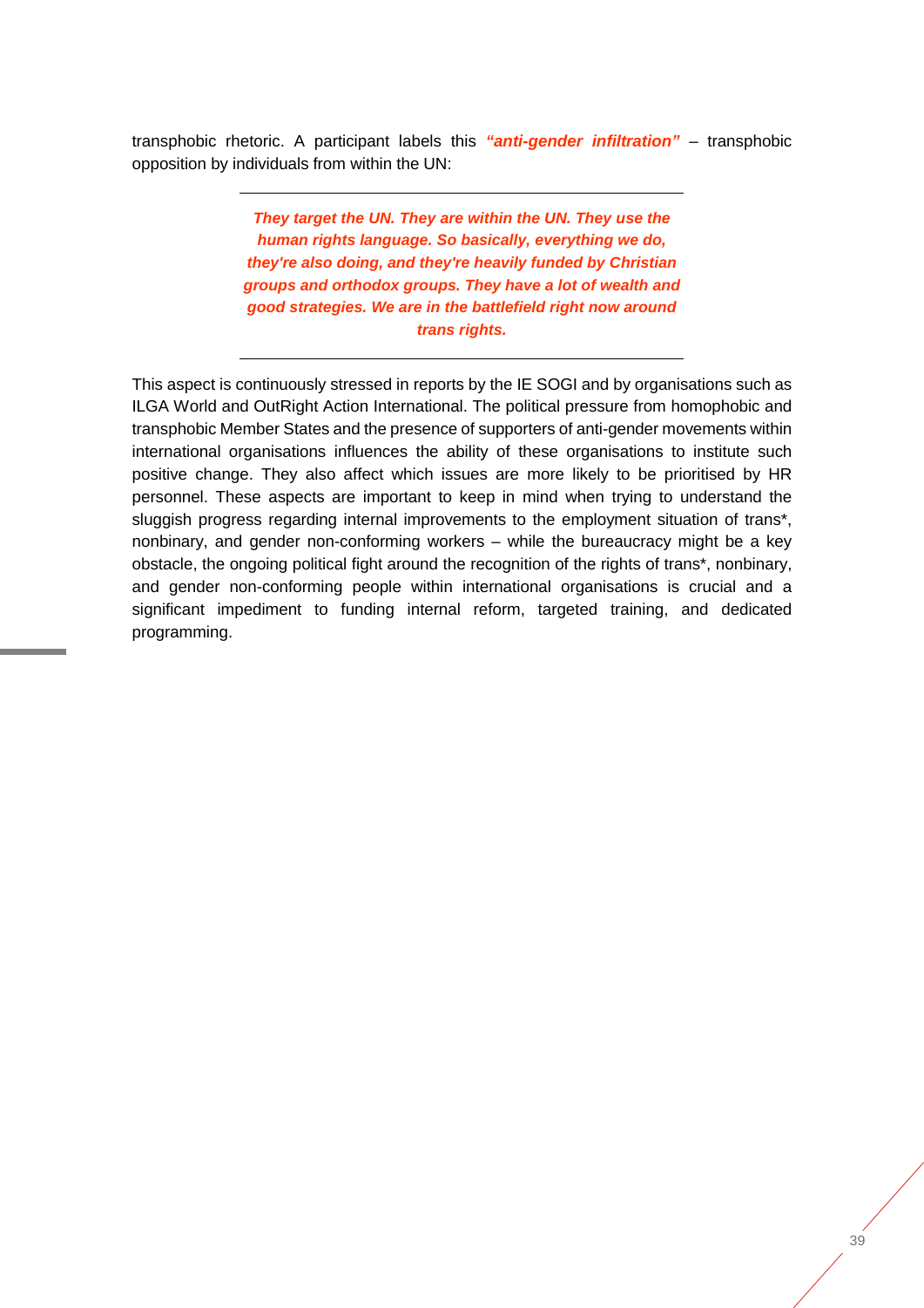transphobic rhetoric. A participant labels this ***"anti-gender infiltration"*** – transphobic opposition by individuals from within the UN:

---

> ***They target the UN. They are within the UN. They use the human rights language. So basically, everything we do, they're also doing, and they're heavily funded by Christian groups and orthodox groups. They have a lot of wealth and good strategies. We are in the battlefield right now around trans rights.***

---

This aspect is continuously stressed in reports by the IE SOGI and by organisations such as ILGA World and OutRight Action International. The political pressure from homophobic and transphobic Member States and the presence of supporters of anti-gender movements within international organisations influences the ability of these organisations to institute such positive change. They also affect which issues are more likely to be prioritised by HR personnel. These aspects are important to keep in mind when trying to understand the sluggish progress regarding internal improvements to the employment situation of trans*, nonbinary, and gender non-conforming workers – while the bureaucracy might be a key obstacle, the ongoing political fight around the recognition of the rights of trans*, nonbinary, and gender non-conforming people within international organisations is crucial and a significant impediment to funding internal reform, targeted training, and dedicated programming.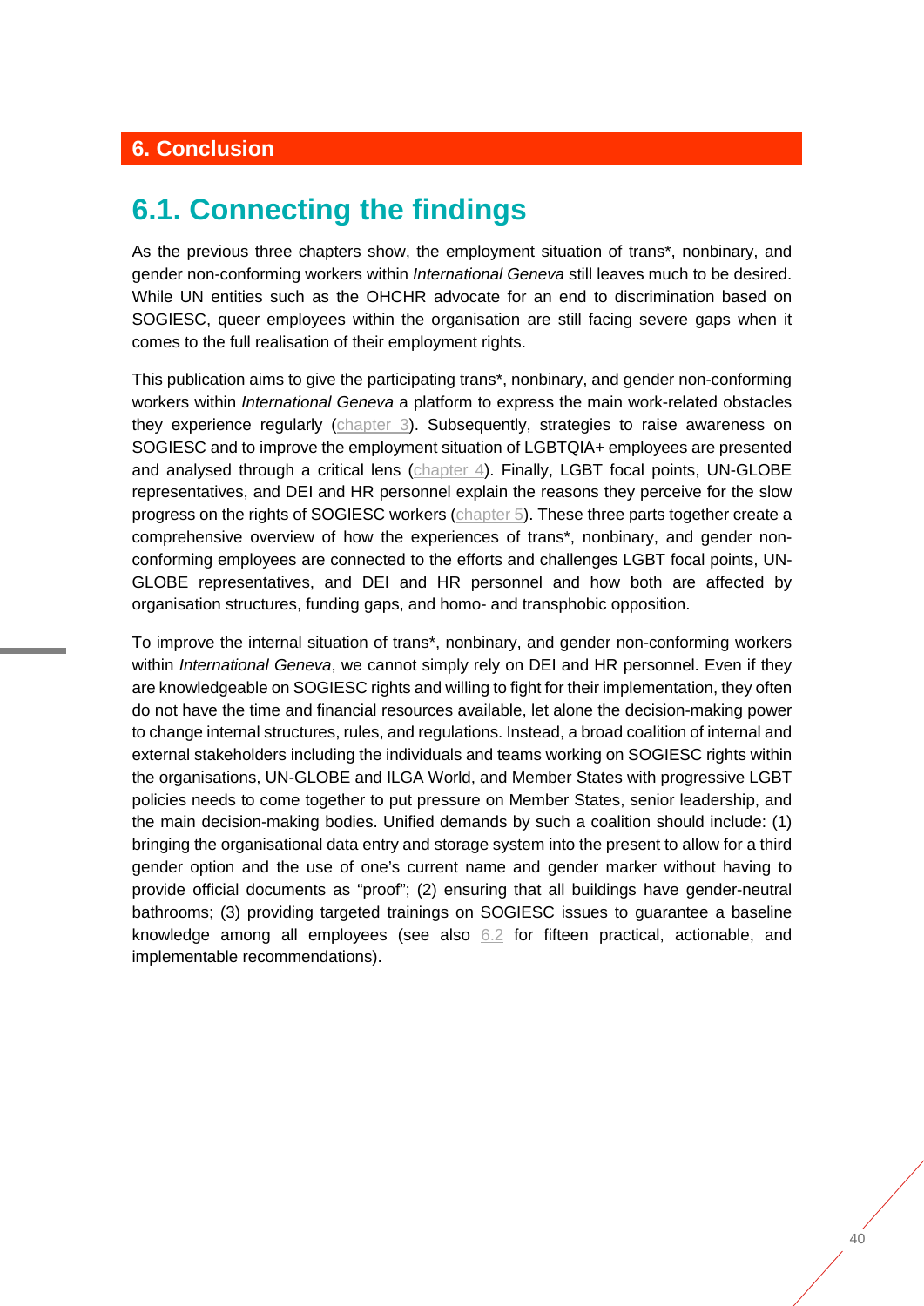# 6. Conclusion

## 6.1. Connecting the findings

As the previous three chapters show, the employment situation of trans*, nonbinary, and gender non-conforming workers within *International Geneva* still leaves much to be desired. While UN entities such as the OHCHR advocate for an end to discrimination based on SOGIESC, queer employees within the organisation are still facing severe gaps when it comes to the full realisation of their employment rights.

This publication aims to give the participating trans*, nonbinary, and gender non-conforming workers within *International Geneva* a platform to express the main work-related obstacles they experience regularly (chapter 3). Subsequently, strategies to raise awareness on SOGIESC and to improve the employment situation of LGBTQIA+ employees are presented and analysed through a critical lens (chapter 4). Finally, LGBT focal points, UN-GLOBE representatives, and DEI and HR personnel explain the reasons they perceive for the slow progress on the rights of SOGIESC workers (chapter 5). These three parts together create a comprehensive overview of how the experiences of trans*, nonbinary, and gender non-conforming employees are connected to the efforts and challenges LGBT focal points, UN-GLOBE representatives, and DEI and HR personnel and how both are affected by organisation structures, funding gaps, and homo- and transphobic opposition.

To improve the internal situation of trans*, nonbinary, and gender non-conforming workers within *International Geneva*, we cannot simply rely on DEI and HR personnel. Even if they are knowledgeable on SOGIESC rights and willing to fight for their implementation, they often do not have the time and financial resources available, let alone the decision-making power to change internal structures, rules, and regulations. Instead, a broad coalition of internal and external stakeholders including the individuals and teams working on SOGIESC rights within the organisations, UN-GLOBE and ILGA World, and Member States with progressive LGBT policies needs to come together to put pressure on Member States, senior leadership, and the main decision-making bodies. Unified demands by such a coalition should include: (1) bringing the organisational data entry and storage system into the present to allow for a third gender option and the use of one's current name and gender marker without having to provide official documents as "proof"; (2) ensuring that all buildings have gender-neutral bathrooms; (3) providing targeted trainings on SOGIESC issues to guarantee a baseline knowledge among all employees (see also 6.2 for fifteen practical, actionable, and implementable recommendations).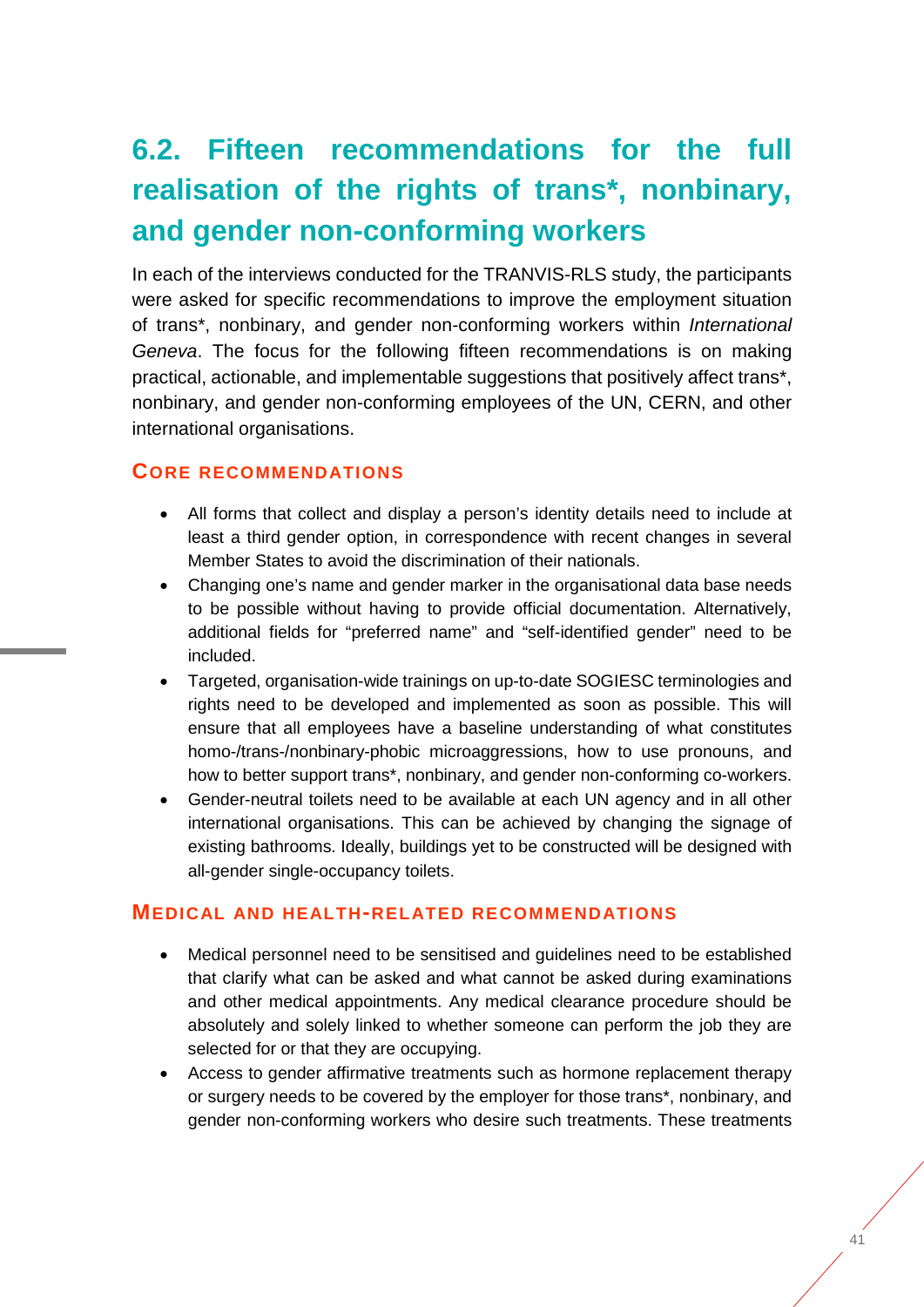## 6.2. Fifteen recommendations for the full realisation of the rights of trans*, nonbinary, and gender non-conforming workers

In each of the interviews conducted for the TRANVIS-RLS study, the participants were asked for specific recommendations to improve the employment situation of trans*, nonbinary, and gender non-conforming workers within *International Geneva*. The focus for the following fifteen recommendations is on making practical, actionable, and implementable suggestions that positively affect trans*, nonbinary, and gender non-conforming employees of the UN, CERN, and other international organisations.

### Core recommendations

- All forms that collect and display a person's identity details need to include at least a third gender option, in correspondence with recent changes in several Member States to avoid the discrimination of their nationals.
- Changing one's name and gender marker in the organisational data base needs to be possible without having to provide official documentation. Alternatively, additional fields for "preferred name" and "self-identified gender" need to be included.
- Targeted, organisation-wide trainings on up-to-date SOGIESC terminologies and rights need to be developed and implemented as soon as possible. This will ensure that all employees have a baseline understanding of what constitutes homo-/trans-/nonbinary-phobic microaggressions, how to use pronouns, and how to better support trans*, nonbinary, and gender non-conforming co-workers.
- Gender-neutral toilets need to be available at each UN agency and in all other international organisations. This can be achieved by changing the signage of existing bathrooms. Ideally, buildings yet to be constructed will be designed with all-gender single-occupancy toilets.

### Medical and health-related recommendations

- Medical personnel need to be sensitised and guidelines need to be established that clarify what can be asked and what cannot be asked during examinations and other medical appointments. Any medical clearance procedure should be absolutely and solely linked to whether someone can perform the job they are selected for or that they are occupying.
- Access to gender affirmative treatments such as hormone replacement therapy or surgery needs to be covered by the employer for those trans*, nonbinary, and gender non-conforming workers who desire such treatments. These treatments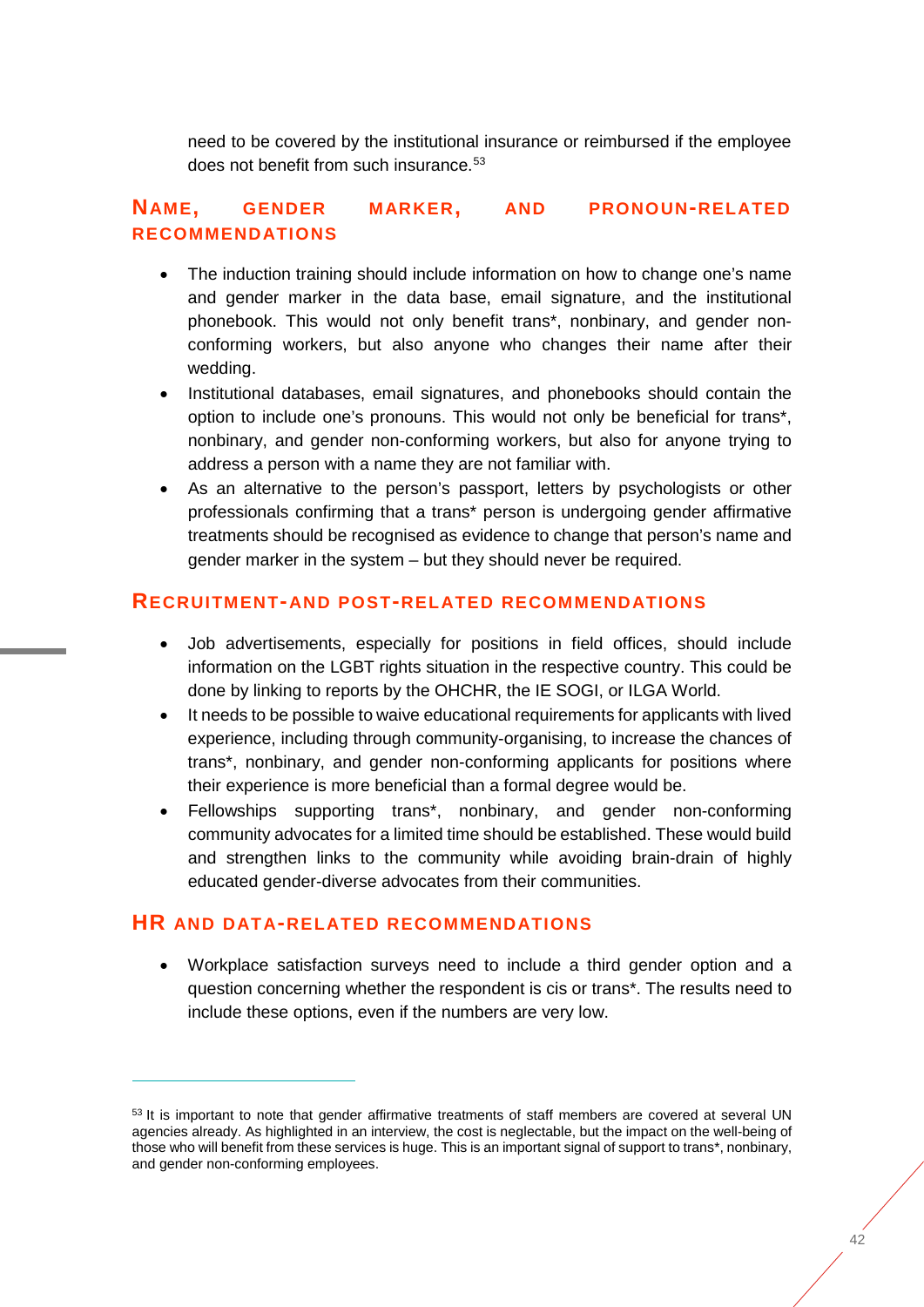need to be covered by the institutional insurance or reimbursed if the employee does not benefit from such insurance.[53]

### NAME, GENDER MARKER, AND PRONOUN-RELATED RECOMMENDATIONS

- The induction training should include information on how to change one's name and gender marker in the data base, email signature, and the institutional phonebook. This would not only benefit trans*, nonbinary, and gender non-conforming workers, but also anyone who changes their name after their wedding.
- Institutional databases, email signatures, and phonebooks should contain the option to include one's pronouns. This would not only be beneficial for trans*, nonbinary, and gender non-conforming workers, but also for anyone trying to address a person with a name they are not familiar with.
- As an alternative to the person's passport, letters by psychologists or other professionals confirming that a trans* person is undergoing gender affirmative treatments should be recognised as evidence to change that person's name and gender marker in the system – but they should never be required.

### RECRUITMENT-AND POST-RELATED RECOMMENDATIONS

- Job advertisements, especially for positions in field offices, should include information on the LGBT rights situation in the respective country. This could be done by linking to reports by the OHCHR, the IE SOGI, or ILGA World.
- It needs to be possible to waive educational requirements for applicants with lived experience, including through community-organising, to increase the chances of trans*, nonbinary, and gender non-conforming applicants for positions where their experience is more beneficial than a formal degree would be.
- Fellowships supporting trans*, nonbinary, and gender non-conforming community advocates for a limited time should be established. These would build and strengthen links to the community while avoiding brain-drain of highly educated gender-diverse advocates from their communities.

### HR AND DATA-RELATED RECOMMENDATIONS

- Workplace satisfaction surveys need to include a third gender option and a question concerning whether the respondent is cis or trans*. The results need to include these options, even if the numbers are very low.

---

[53] It is important to note that gender affirmative treatments of staff members are covered at several UN agencies already. As highlighted in an interview, the cost is neglectable, but the impact on the well-being of those who will benefit from these services is huge. This is an important signal of support to trans*, nonbinary, and gender non-conforming employees.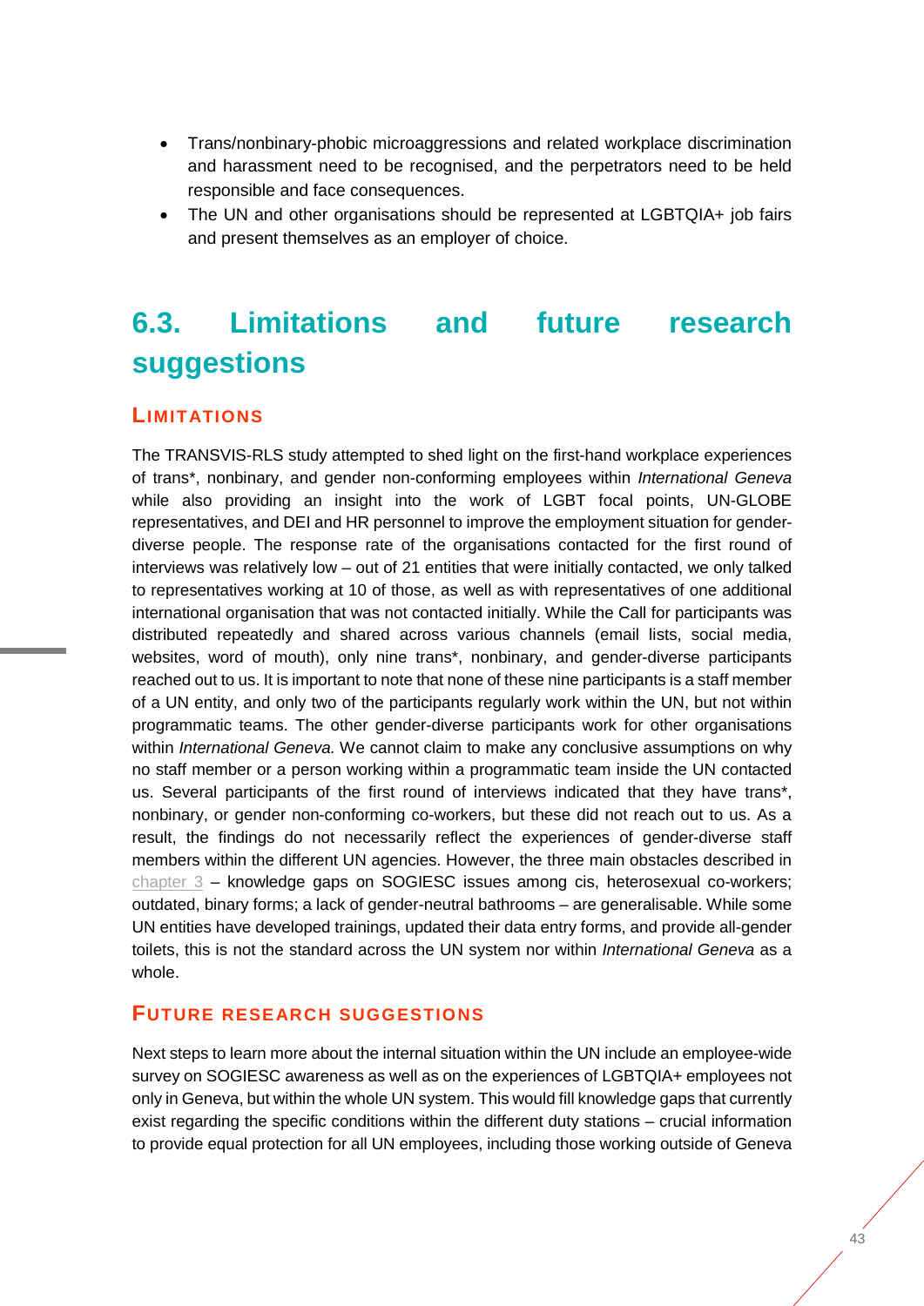- Trans/nonbinary-phobic microaggressions and related workplace discrimination and harassment need to be recognised, and the perpetrators need to be held responsible and face consequences.
- The UN and other organisations should be represented at LGBTQIA+ job fairs and present themselves as an employer of choice.

## 6.3. Limitations and future research suggestions

### Limitations

The TRANSVIS-RLS study attempted to shed light on the first-hand workplace experiences of trans*, nonbinary, and gender non-conforming employees within *International Geneva* while also providing an insight into the work of LGBT focal points, UN-GLOBE representatives, and DEI and HR personnel to improve the employment situation for gender-diverse people. The response rate of the organisations contacted for the first round of interviews was relatively low – out of 21 entities that were initially contacted, we only talked to representatives working at 10 of those, as well as with representatives of one additional international organisation that was not contacted initially. While the Call for participants was distributed repeatedly and shared across various channels (email lists, social media, websites, word of mouth), only nine trans*, nonbinary, and gender-diverse participants reached out to us. It is important to note that none of these nine participants is a staff member of a UN entity, and only two of the participants regularly work within the UN, but not within programmatic teams. The other gender-diverse participants work for other organisations within *International Geneva.* We cannot claim to make any conclusive assumptions on why no staff member or a person working within a programmatic team inside the UN contacted us. Several participants of the first round of interviews indicated that they have trans*, nonbinary, or gender non-conforming co-workers, but these did not reach out to us. As a result, the findings do not necessarily reflect the experiences of gender-diverse staff members within the different UN agencies. However, the three main obstacles described in chapter 3 – knowledge gaps on SOGIESC issues among cis, heterosexual co-workers; outdated, binary forms; a lack of gender-neutral bathrooms – are generalisable. While some UN entities have developed trainings, updated their data entry forms, and provide all-gender toilets, this is not the standard across the UN system nor within *International Geneva* as a whole.

### Future research suggestions

Next steps to learn more about the internal situation within the UN include an employee-wide survey on SOGIESC awareness as well as on the experiences of LGBTQIA+ employees not only in Geneva, but within the whole UN system. This would fill knowledge gaps that currently exist regarding the specific conditions within the different duty stations – crucial information to provide equal protection for all UN employees, including those working outside of Geneva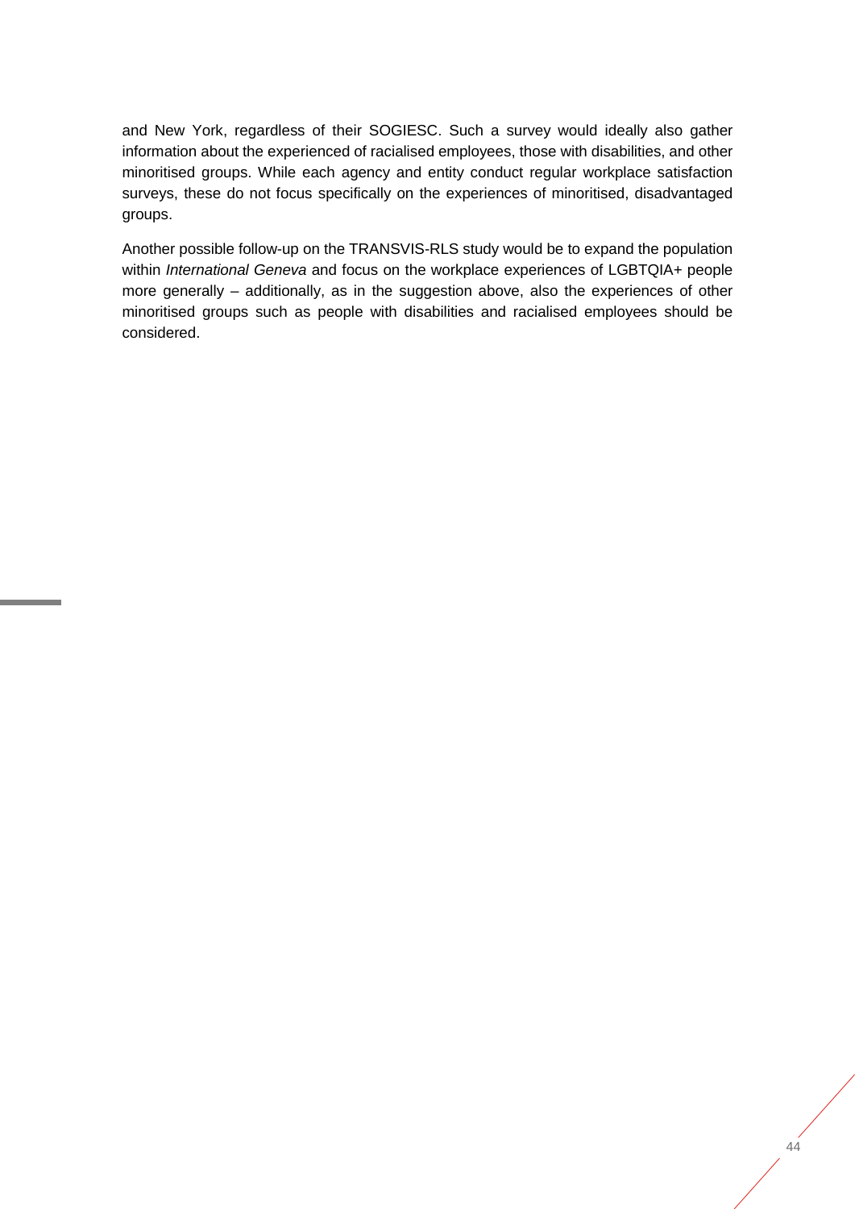and New York, regardless of their SOGIESC. Such a survey would ideally also gather information about the experienced of racialised employees, those with disabilities, and other minoritised groups. While each agency and entity conduct regular workplace satisfaction surveys, these do not focus specifically on the experiences of minoritised, disadvantaged groups.

Another possible follow-up on the TRANSVIS-RLS study would be to expand the population within *International Geneva* and focus on the workplace experiences of LGBTQIA+ people more generally – additionally, as in the suggestion above, also the experiences of other minoritised groups such as people with disabilities and racialised employees should be considered.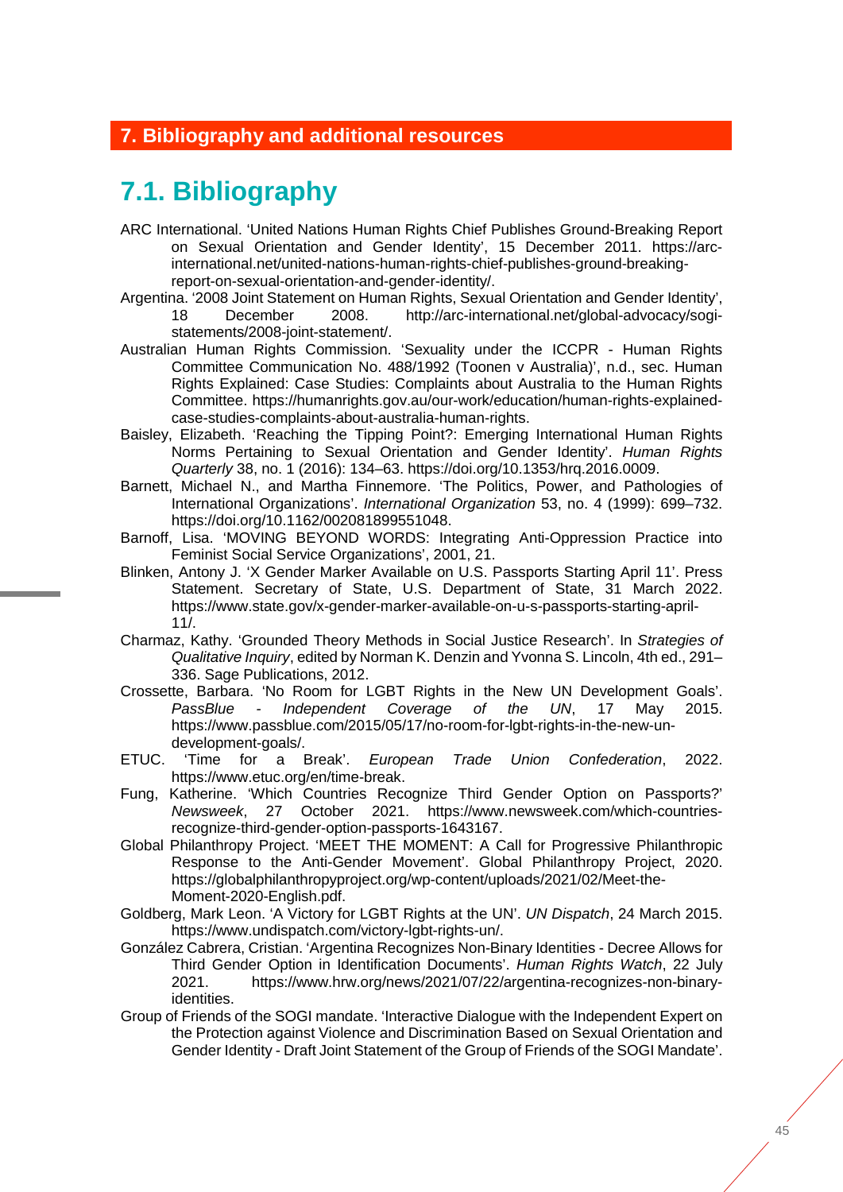# 7. Bibliography and additional resources

## 7.1. Bibliography

ARC International. 'United Nations Human Rights Chief Publishes Ground-Breaking Report on Sexual Orientation and Gender Identity', 15 December 2011. https://arc-international.net/united-nations-human-rights-chief-publishes-ground-breaking-report-on-sexual-orientation-and-gender-identity/.

Argentina. '2008 Joint Statement on Human Rights, Sexual Orientation and Gender Identity', 18 December 2008. http://arc-international.net/global-advocacy/sogi-statements/2008-joint-statement/.

Australian Human Rights Commission. 'Sexuality under the ICCPR - Human Rights Committee Communication No. 488/1992 (Toonen v Australia)', n.d., sec. Human Rights Explained: Case Studies: Complaints about Australia to the Human Rights Committee. https://humanrights.gov.au/our-work/education/human-rights-explained-case-studies-complaints-about-australia-human-rights.

Baisley, Elizabeth. 'Reaching the Tipping Point?: Emerging International Human Rights Norms Pertaining to Sexual Orientation and Gender Identity'. *Human Rights Quarterly* 38, no. 1 (2016): 134–63. https://doi.org/10.1353/hrq.2016.0009.

Barnett, Michael N., and Martha Finnemore. 'The Politics, Power, and Pathologies of International Organizations'. *International Organization* 53, no. 4 (1999): 699–732. https://doi.org/10.1162/002081899551048.

Barnoff, Lisa. 'MOVING BEYOND WORDS: Integrating Anti-Oppression Practice into Feminist Social Service Organizations', 2001, 21.

Blinken, Antony J. 'X Gender Marker Available on U.S. Passports Starting April 11'. Press Statement. Secretary of State, U.S. Department of State, 31 March 2022. https://www.state.gov/x-gender-marker-available-on-u-s-passports-starting-april-11/.

Charmaz, Kathy. 'Grounded Theory Methods in Social Justice Research'. In *Strategies of Qualitative Inquiry*, edited by Norman K. Denzin and Yvonna S. Lincoln, 4th ed., 291–336. Sage Publications, 2012.

Crossette, Barbara. 'No Room for LGBT Rights in the New UN Development Goals'. *PassBlue - Independent Coverage of the UN*, 17 May 2015. https://www.passblue.com/2015/05/17/no-room-for-lgbt-rights-in-the-new-un-development-goals/.

ETUC. 'Time for a Break'. *European Trade Union Confederation*, 2022. https://www.etuc.org/en/time-break.

Fung, Katherine. 'Which Countries Recognize Third Gender Option on Passports?' *Newsweek*, 27 October 2021. https://www.newsweek.com/which-countries-recognize-third-gender-option-passports-1643167.

Global Philanthropy Project. 'MEET THE MOMENT: A Call for Progressive Philanthropic Response to the Anti-Gender Movement'. Global Philanthropy Project, 2020. https://globalphilanthropyproject.org/wp-content/uploads/2021/02/Meet-the-Moment-2020-English.pdf.

Goldberg, Mark Leon. 'A Victory for LGBT Rights at the UN'. *UN Dispatch*, 24 March 2015. https://www.undispatch.com/victory-lgbt-rights-un/.

González Cabrera, Cristian. 'Argentina Recognizes Non-Binary Identities - Decree Allows for Third Gender Option in Identification Documents'. *Human Rights Watch*, 22 July 2021. https://www.hrw.org/news/2021/07/22/argentina-recognizes-non-binary-identities.

Group of Friends of the SOGI mandate. 'Interactive Dialogue with the Independent Expert on the Protection against Violence and Discrimination Based on Sexual Orientation and Gender Identity - Draft Joint Statement of the Group of Friends of the SOGI Mandate'.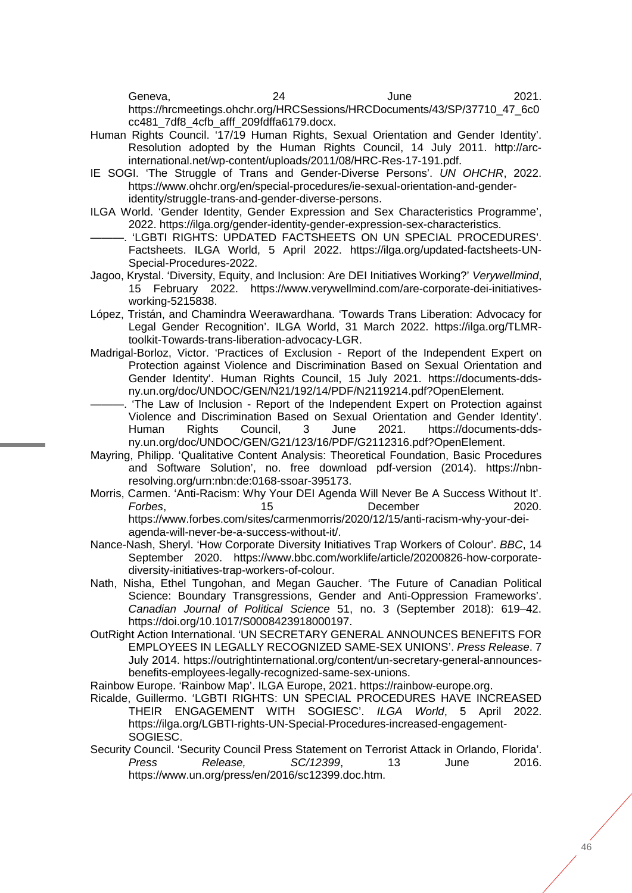Geneva, 24 June 2021. https://hrcmeetings.ohchr.org/HRCSessions/HRCDocuments/43/SP/37710_47_6c0cc481_7df8_4cfb_afff_209fdffa6179.docx.

Human Rights Council. '17/19 Human Rights, Sexual Orientation and Gender Identity'. Resolution adopted by the Human Rights Council, 14 July 2011. http://arc-international.net/wp-content/uploads/2011/08/HRC-Res-17-191.pdf.

IE SOGI. 'The Struggle of Trans and Gender-Diverse Persons'. *UN OHCHR*, 2022. https://www.ohchr.org/en/special-procedures/ie-sexual-orientation-and-gender-identity/struggle-trans-and-gender-diverse-persons.

ILGA World. 'Gender Identity, Gender Expression and Sex Characteristics Programme', 2022. https://ilga.org/gender-identity-gender-expression-sex-characteristics.

———. 'LGBTI RIGHTS: UPDATED FACTSHEETS ON UN SPECIAL PROCEDURES'. Factsheets. ILGA World, 5 April 2022. https://ilga.org/updated-factsheets-UN-Special-Procedures-2022.

Jagoo, Krystal. 'Diversity, Equity, and Inclusion: Are DEI Initiatives Working?' *Verywellmind*, 15 February 2022. https://www.verywellmind.com/are-corporate-dei-initiatives-working-5215838.

López, Tristán, and Chamindra Weerawardhana. 'Towards Trans Liberation: Advocacy for Legal Gender Recognition'. ILGA World, 31 March 2022. https://ilga.org/TLMR-toolkit-Towards-trans-liberation-advocacy-LGR.

Madrigal-Borloz, Victor. 'Practices of Exclusion - Report of the Independent Expert on Protection against Violence and Discrimination Based on Sexual Orientation and Gender Identity'. Human Rights Council, 15 July 2021. https://documents-dds-ny.un.org/doc/UNDOC/GEN/N21/192/14/PDF/N2119214.pdf?OpenElement.

———. 'The Law of Inclusion - Report of the Independent Expert on Protection against Violence and Discrimination Based on Sexual Orientation and Gender Identity'. Human Rights Council, 3 June 2021. https://documents-dds-ny.un.org/doc/UNDOC/GEN/G21/123/16/PDF/G2112316.pdf?OpenElement.

Mayring, Philipp. 'Qualitative Content Analysis: Theoretical Foundation, Basic Procedures and Software Solution', no. free download pdf-version (2014). https://nbn-resolving.org/urn:nbn:de:0168-ssoar-395173.

Morris, Carmen. 'Anti-Racism: Why Your DEI Agenda Will Never Be A Success Without It'. *Forbes*, 15 December 2020. https://www.forbes.com/sites/carmenmorris/2020/12/15/anti-racism-why-your-dei-agenda-will-never-be-a-success-without-it/.

Nance-Nash, Sheryl. 'How Corporate Diversity Initiatives Trap Workers of Colour'. *BBC*, 14 September 2020. https://www.bbc.com/worklife/article/20200826-how-corporate-diversity-initiatives-trap-workers-of-colour.

Nath, Nisha, Ethel Tungohan, and Megan Gaucher. 'The Future of Canadian Political Science: Boundary Transgressions, Gender and Anti-Oppression Frameworks'. *Canadian Journal of Political Science* 51, no. 3 (September 2018): 619–42. https://doi.org/10.1017/S0008423918000197.

OutRight Action International. 'UN SECRETARY GENERAL ANNOUNCES BENEFITS FOR EMPLOYEES IN LEGALLY RECOGNIZED SAME-SEX UNIONS'. *Press Release*. 7 July 2014. https://outrightinternational.org/content/un-secretary-general-announces-benefits-employees-legally-recognized-same-sex-unions.

Rainbow Europe. 'Rainbow Map'. ILGA Europe, 2021. https://rainbow-europe.org.

Ricalde, Guillermo. 'LGBTI RIGHTS: UN SPECIAL PROCEDURES HAVE INCREASED THEIR ENGAGEMENT WITH SOGIESC'. *ILGA World*, 5 April 2022. https://ilga.org/LGBTI-rights-UN-Special-Procedures-increased-engagement-SOGIESC.

Security Council. 'Security Council Press Statement on Terrorist Attack in Orlando, Florida'. *Press Release, SC/12399*, 13 June 2016. https://www.un.org/press/en/2016/sc12399.doc.htm.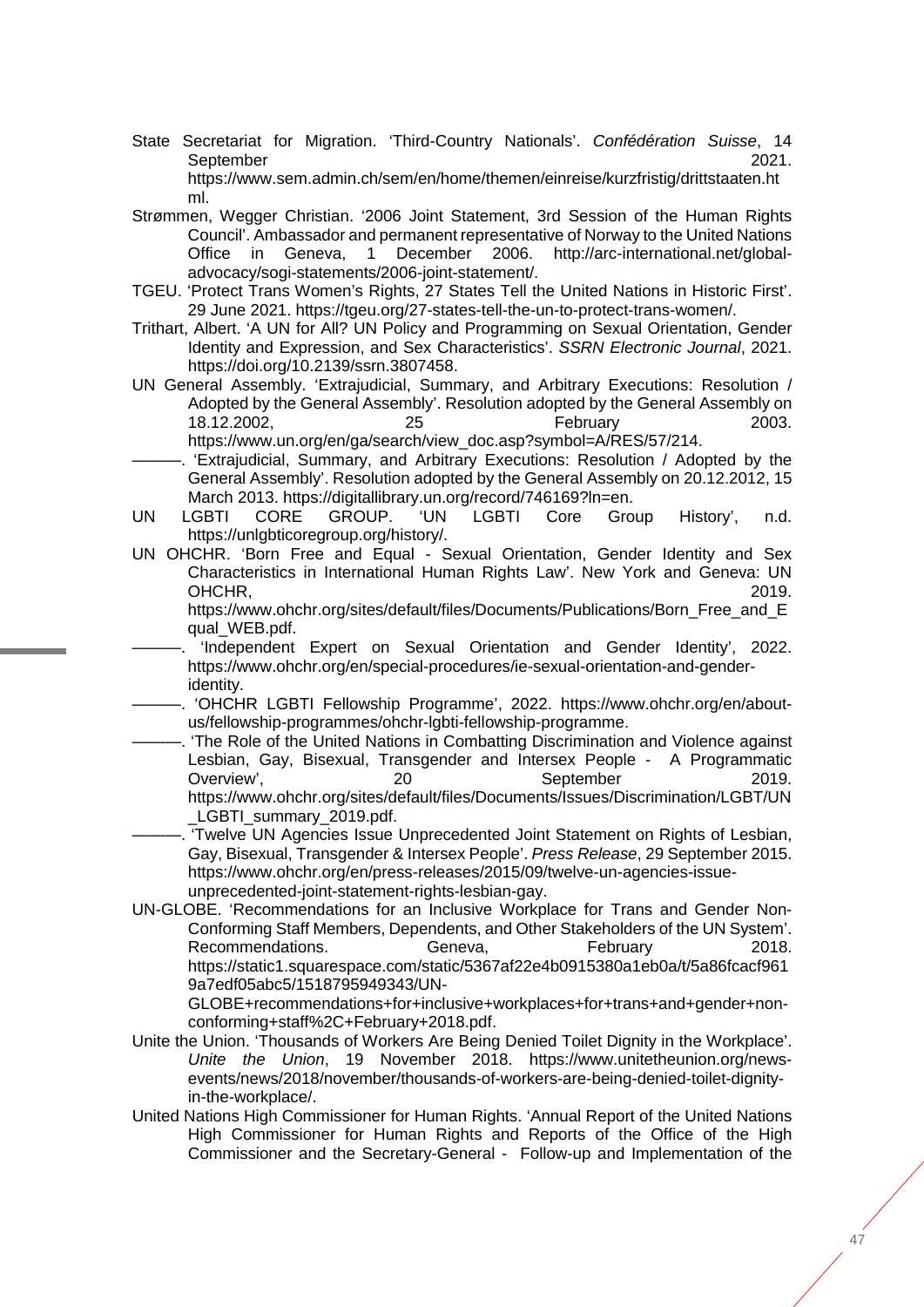State Secretariat for Migration. 'Third-Country Nationals'. *Confédération Suisse*, 14 September 2021. https://www.sem.admin.ch/sem/en/home/themen/einreise/kurzfristig/drittstaaten.html.

Strømmen, Wegger Christian. '2006 Joint Statement, 3rd Session of the Human Rights Council'. Ambassador and permanent representative of Norway to the United Nations Office in Geneva, 1 December 2006. http://arc-international.net/global-advocacy/sogi-statements/2006-joint-statement/.

TGEU. 'Protect Trans Women's Rights, 27 States Tell the United Nations in Historic First'. 29 June 2021. https://tgeu.org/27-states-tell-the-un-to-protect-trans-women/.

Trithart, Albert. 'A UN for All? UN Policy and Programming on Sexual Orientation, Gender Identity and Expression, and Sex Characteristics'. *SSRN Electronic Journal*, 2021. https://doi.org/10.2139/ssrn.3807458.

UN General Assembly. 'Extrajudicial, Summary, and Arbitrary Executions: Resolution / Adopted by the General Assembly'. Resolution adopted by the General Assembly on 18.12.2002, 25 February 2003. https://www.un.org/en/ga/search/view_doc.asp?symbol=A/RES/57/214.

———. 'Extrajudicial, Summary, and Arbitrary Executions: Resolution / Adopted by the General Assembly'. Resolution adopted by the General Assembly on 20.12.2012, 15 March 2013. https://digitallibrary.un.org/record/746169?ln=en.

UN LGBTI CORE GROUP. 'UN LGBTI Core Group History', n.d. https://unlgbticoregroup.org/history/.

UN OHCHR. 'Born Free and Equal - Sexual Orientation, Gender Identity and Sex Characteristics in International Human Rights Law'. New York and Geneva: UN OHCHR, 2019. https://www.ohchr.org/sites/default/files/Documents/Publications/Born_Free_and_Equal_WEB.pdf.

———. 'Independent Expert on Sexual Orientation and Gender Identity', 2022. https://www.ohchr.org/en/special-procedures/ie-sexual-orientation-and-gender-identity.

———. 'OHCHR LGBTI Fellowship Programme', 2022. https://www.ohchr.org/en/about-us/fellowship-programmes/ohchr-lgbti-fellowship-programme.

———. 'The Role of the United Nations in Combatting Discrimination and Violence against Lesbian, Gay, Bisexual, Transgender and Intersex People - A Programmatic Overview', 20 September 2019. https://www.ohchr.org/sites/default/files/Documents/Issues/Discrimination/LGBT/UN_LGBTI_summary_2019.pdf.

———. 'Twelve UN Agencies Issue Unprecedented Joint Statement on Rights of Lesbian, Gay, Bisexual, Transgender & Intersex People'. *Press Release*, 29 September 2015. https://www.ohchr.org/en/press-releases/2015/09/twelve-un-agencies-issue-unprecedented-joint-statement-rights-lesbian-gay.

UN-GLOBE. 'Recommendations for an Inclusive Workplace for Trans and Gender Non-Conforming Staff Members, Dependents, and Other Stakeholders of the UN System'. Recommendations. Geneva, February 2018. https://static1.squarespace.com/static/5367af22e4b0915380a1eb0a/t/5a86fcacf9619a7edf05abc5/1518795949343/UN-GLOBE+recommendations+for+inclusive+workplaces+for+trans+and+gender+non-conforming+staff%2C+February+2018.pdf.

Unite the Union. 'Thousands of Workers Are Being Denied Toilet Dignity in the Workplace'. *Unite the Union*, 19 November 2018. https://www.unitetheunion.org/news-events/news/2018/november/thousands-of-workers-are-being-denied-toilet-dignity-in-the-workplace/.

United Nations High Commissioner for Human Rights. 'Annual Report of the United Nations High Commissioner for Human Rights and Reports of the Office of the High Commissioner and the Secretary-General - Follow-up and Implementation of the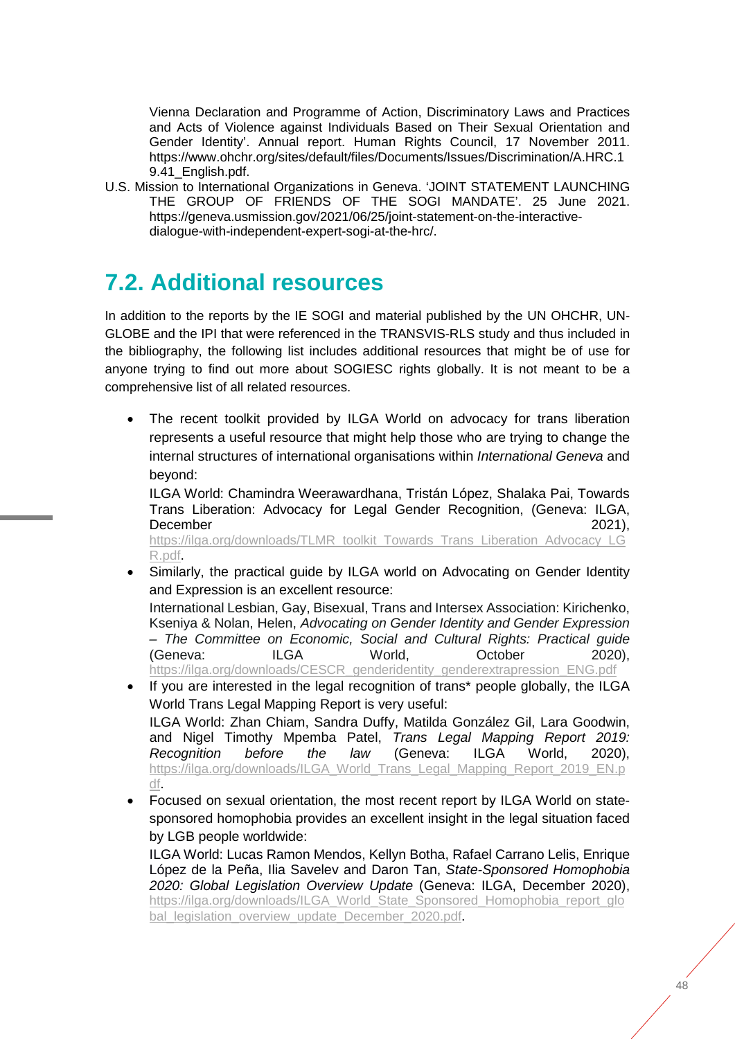Vienna Declaration and Programme of Action, Discriminatory Laws and Practices and Acts of Violence against Individuals Based on Their Sexual Orientation and Gender Identity'. Annual report. Human Rights Council, 17 November 2011. https://www.ohchr.org/sites/default/files/Documents/Issues/Discrimination/A.HRC.19.41_English.pdf.

U.S. Mission to International Organizations in Geneva. 'JOINT STATEMENT LAUNCHING THE GROUP OF FRIENDS OF THE SOGI MANDATE'. 25 June 2021. https://geneva.usmission.gov/2021/06/25/joint-statement-on-the-interactive-dialogue-with-independent-expert-sogi-at-the-hrc/.

## 7.2. Additional resources

In addition to the reports by the IE SOGI and material published by the UN OHCHR, UN-GLOBE and the IPI that were referenced in the TRANSVIS-RLS study and thus included in the bibliography, the following list includes additional resources that might be of use for anyone trying to find out more about SOGIESC rights globally. It is not meant to be a comprehensive list of all related resources.

- The recent toolkit provided by ILGA World on advocacy for trans liberation represents a useful resource that might help those who are trying to change the internal structures of international organisations within *International Geneva* and beyond:
  ILGA World: Chamindra Weerawardhana, Tristán López, Shalaka Pai, Towards Trans Liberation: Advocacy for Legal Gender Recognition, (Geneva: ILGA, December 2021), https://ilga.org/downloads/TLMR_toolkit_Towards_Trans_Liberation_Advocacy_LGR.pdf.
- Similarly, the practical guide by ILGA world on Advocating on Gender Identity and Expression is an excellent resource:
  International Lesbian, Gay, Bisexual, Trans and Intersex Association: Kirichenko, Kseniya & Nolan, Helen, *Advocating on Gender Identity and Gender Expression – The Committee on Economic, Social and Cultural Rights: Practical guide* (Geneva: ILGA World, October 2020), https://ilga.org/downloads/CESCR_genderidentity_genderextrapression_ENG.pdf
- If you are interested in the legal recognition of trans* people globally, the ILGA World Trans Legal Mapping Report is very useful:
  ILGA World: Zhan Chiam, Sandra Duffy, Matilda González Gil, Lara Goodwin, and Nigel Timothy Mpemba Patel, *Trans Legal Mapping Report 2019: Recognition before the law* (Geneva: ILGA World, 2020), https://ilga.org/downloads/ILGA_World_Trans_Legal_Mapping_Report_2019_EN.pdf.
- Focused on sexual orientation, the most recent report by ILGA World on state-sponsored homophobia provides an excellent insight in the legal situation faced by LGB people worldwide:
  ILGA World: Lucas Ramon Mendos, Kellyn Botha, Rafael Carrano Lelis, Enrique López de la Peña, Ilia Savelev and Daron Tan, *State-Sponsored Homophobia 2020: Global Legislation Overview Update* (Geneva: ILGA, December 2020), https://ilga.org/downloads/ILGA_World_State_Sponsored_Homophobia_report_global_legislation_overview_update_December_2020.pdf.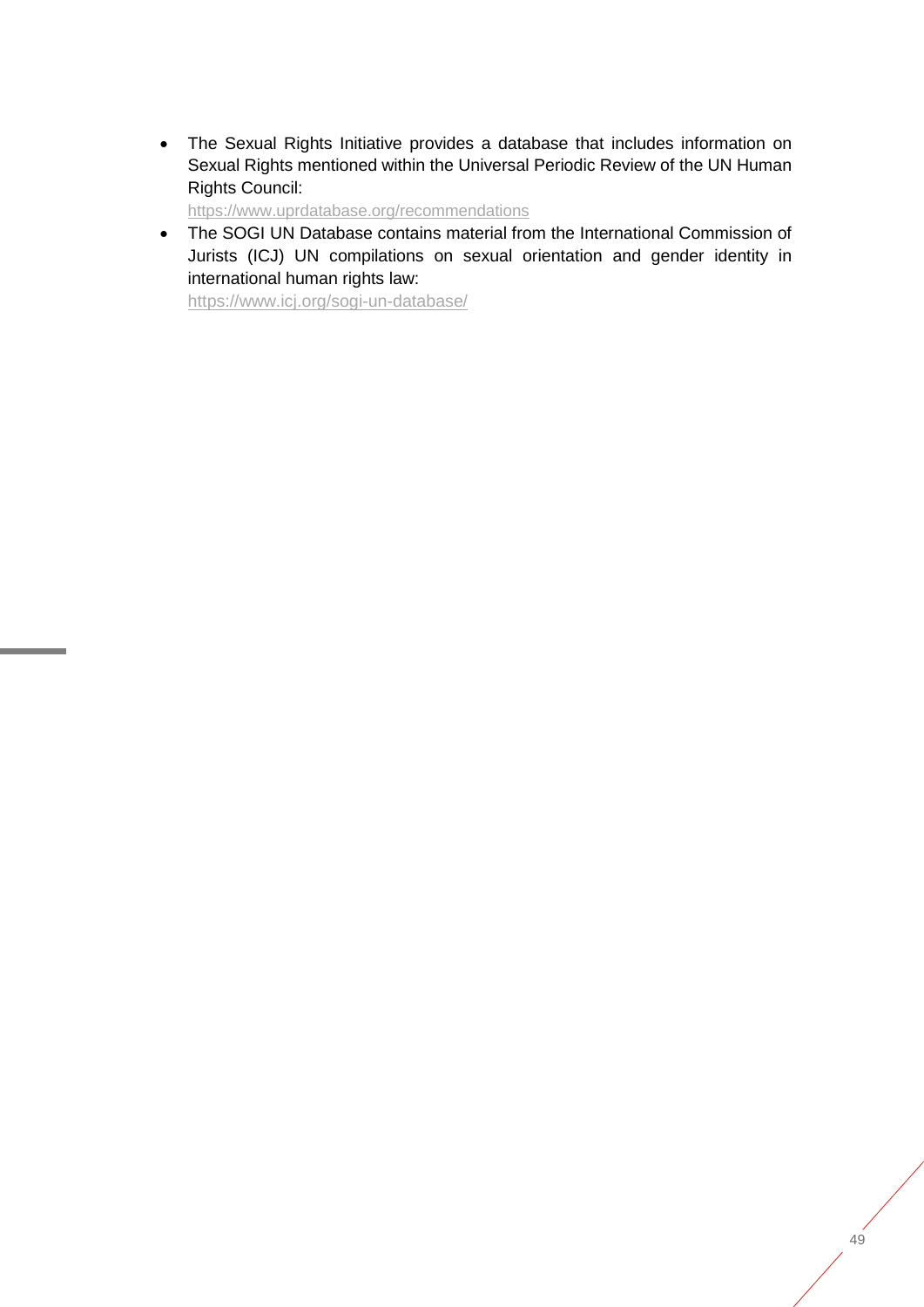- The Sexual Rights Initiative provides a database that includes information on Sexual Rights mentioned within the Universal Periodic Review of the UN Human Rights Council:
  https://www.uprdatabase.org/recommendations
- The SOGI UN Database contains material from the International Commission of Jurists (ICJ) UN compilations on sexual orientation and gender identity in international human rights law:
  https://www.icj.org/sogi-un-database/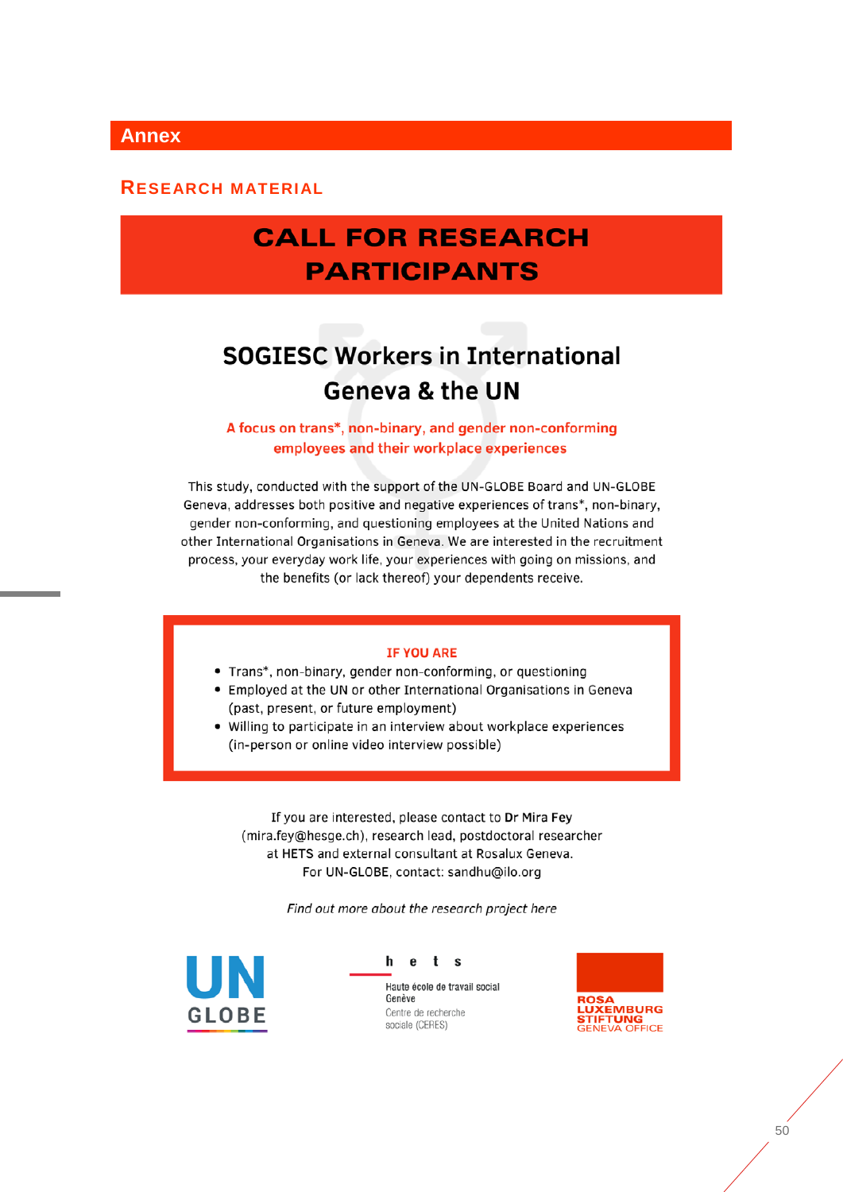# Annex

## RESEARCH MATERIAL

# CALL FOR RESEARCH PARTICIPANTS

## SOGIESC Workers in International Geneva & the UN

A focus on trans*, non-binary, and gender non-conforming employees and their workplace experiences

This study, conducted with the support of the UN-GLOBE Board and UN-GLOBE Geneva, addresses both positive and negative experiences of trans*, non-binary, gender non-conforming, and questioning employees at the United Nations and other International Organisations in Geneva. We are interested in the recruitment process, your everyday work life, your experiences with going on missions, and the benefits (or lack thereof) your dependents receive.

**IF YOU ARE**

- Trans*, non-binary, gender non-conforming, or questioning
- Employed at the UN or other International Organisations in Geneva (past, present, or future employment)
- Willing to participate in an interview about workplace experiences (in-person or online video interview possible)

If you are interested, please contact to **Dr Mira Fey** (mira.fey@hesge.ch), research lead, postdoctoral researcher at HETS and external consultant at Rosalux Geneva.
For UN-GLOBE, contact: sandhu@ilo.org

*Find out more about the research project here*

UN GLOBE

hets
Haute école de travail social Genève
Centre de recherche sociale (CERES)

ROSA LUXEMBURG STIFTUNG
GENEVA OFFICE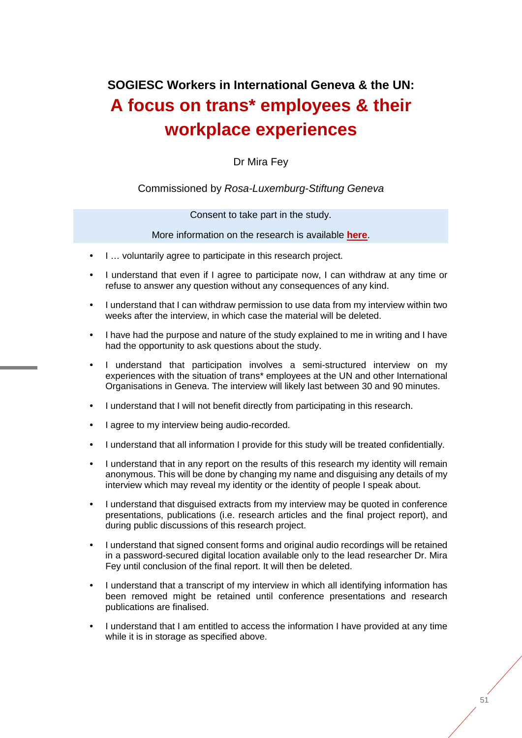**SOGIESC Workers in International Geneva & the UN:**

# A focus on trans* employees & their workplace experiences

Dr Mira Fey

Commissioned by *Rosa-Luxemburg-Stiftung Geneva*

Consent to take part in the study.

More information on the research is available **here**.

- I … voluntarily agree to participate in this research project.
- I understand that even if I agree to participate now, I can withdraw at any time or refuse to answer any question without any consequences of any kind.
- I understand that I can withdraw permission to use data from my interview within two weeks after the interview, in which case the material will be deleted.
- I have had the purpose and nature of the study explained to me in writing and I have had the opportunity to ask questions about the study.
- I understand that participation involves a semi-structured interview on my experiences with the situation of trans* employees at the UN and other International Organisations in Geneva. The interview will likely last between 30 and 90 minutes.
- I understand that I will not benefit directly from participating in this research.
- I agree to my interview being audio-recorded.
- I understand that all information I provide for this study will be treated confidentially.
- I understand that in any report on the results of this research my identity will remain anonymous. This will be done by changing my name and disguising any details of my interview which may reveal my identity or the identity of people I speak about.
- I understand that disguised extracts from my interview may be quoted in conference presentations, publications (i.e. research articles and the final project report), and during public discussions of this research project.
- I understand that signed consent forms and original audio recordings will be retained in a password-secured digital location available only to the lead researcher Dr. Mira Fey until conclusion of the final report. It will then be deleted.
- I understand that a transcript of my interview in which all identifying information has been removed might be retained until conference presentations and research publications are finalised.
- I understand that I am entitled to access the information I have provided at any time while it is in storage as specified above.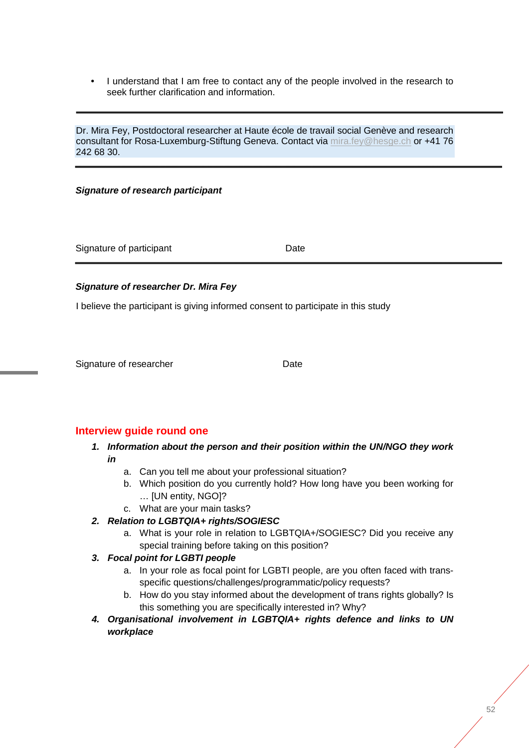- I understand that I am free to contact any of the people involved in the research to seek further clarification and information.

---

Dr. Mira Fey, Postdoctoral researcher at Haute école de travail social Genève and research consultant for Rosa-Luxemburg-Stiftung Geneva. Contact via mira.fey@hesge.ch or +41 76 242 68 30.

---

***Signature of research participant***

Signature of participant Date

---

***Signature of researcher Dr. Mira Fey***

I believe the participant is giving informed consent to participate in this study

Signature of researcher Date

## Interview guide round one

1. ***Information about the person and their position within the UN/NGO they work in***
   a. Can you tell me about your professional situation?
   b. Which position do you currently hold? How long have you been working for … [UN entity, NGO]?
   c. What are your main tasks?
2. ***Relation to LGBTQIA+ rights/SOGIESC***
   a. What is your role in relation to LGBTQIA+/SOGIESC? Did you receive any special training before taking on this position?
3. ***Focal point for LGBTI people***
   a. In your role as focal point for LGBTI people, are you often faced with trans-specific questions/challenges/programmatic/policy requests?
   b. How do you stay informed about the development of trans rights globally? Is this something you are specifically interested in? Why?
4. ***Organisational involvement in LGBTQIA+ rights defence and links to UN workplace***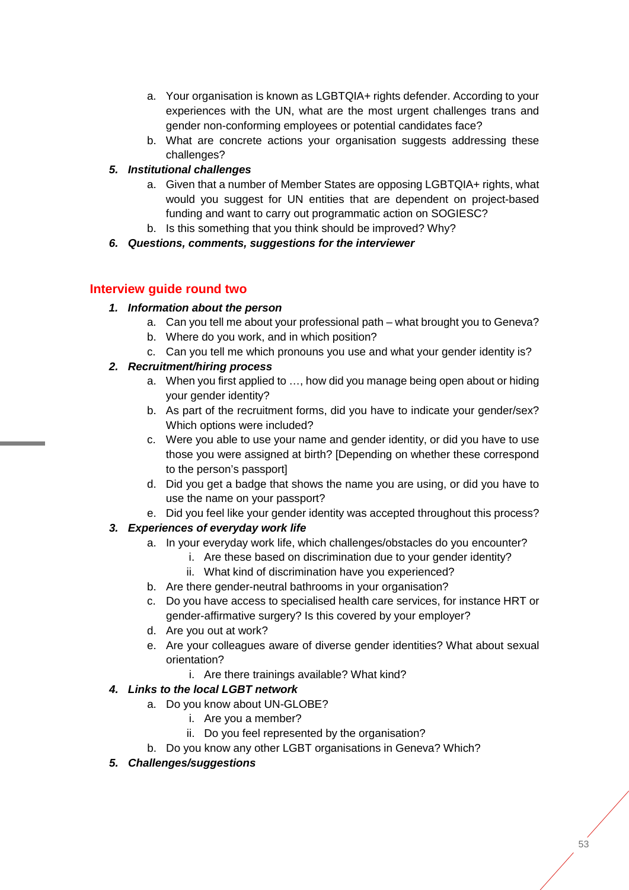a. Your organisation is known as LGBTQIA+ rights defender. According to your experiences with the UN, what are the most urgent challenges trans and gender non-conforming employees or potential candidates face?
   b. What are concrete actions your organisation suggests addressing these challenges?

5. ***Institutional challenges***
   a. Given that a number of Member States are opposing LGBTQIA+ rights, what would you suggest for UN entities that are dependent on project-based funding and want to carry out programmatic action on SOGIESC?
   b. Is this something that you think should be improved? Why?
6. ***Questions, comments, suggestions for the interviewer***

## Interview guide round two

1. ***Information about the person***
   a. Can you tell me about your professional path – what brought you to Geneva?
   b. Where do you work, and in which position?
   c. Can you tell me which pronouns you use and what your gender identity is?
2. ***Recruitment/hiring process***
   a. When you first applied to …, how did you manage being open about or hiding your gender identity?
   b. As part of the recruitment forms, did you have to indicate your gender/sex? Which options were included?
   c. Were you able to use your name and gender identity, or did you have to use those you were assigned at birth? [Depending on whether these correspond to the person's passport]
   d. Did you get a badge that shows the name you are using, or did you have to use the name on your passport?
   e. Did you feel like your gender identity was accepted throughout this process?
3. ***Experiences of everyday work life***
   a. In your everyday work life, which challenges/obstacles do you encounter?
      i. Are these based on discrimination due to your gender identity?
      ii. What kind of discrimination have you experienced?
   b. Are there gender-neutral bathrooms in your organisation?
   c. Do you have access to specialised health care services, for instance HRT or gender-affirmative surgery? Is this covered by your employer?
   d. Are you out at work?
   e. Are your colleagues aware of diverse gender identities? What about sexual orientation?
      i. Are there trainings available? What kind?
4. ***Links to the local LGBT network***
   a. Do you know about UN-GLOBE?
      i. Are you a member?
      ii. Do you feel represented by the organisation?
   b. Do you know any other LGBT organisations in Geneva? Which?
5. ***Challenges/suggestions***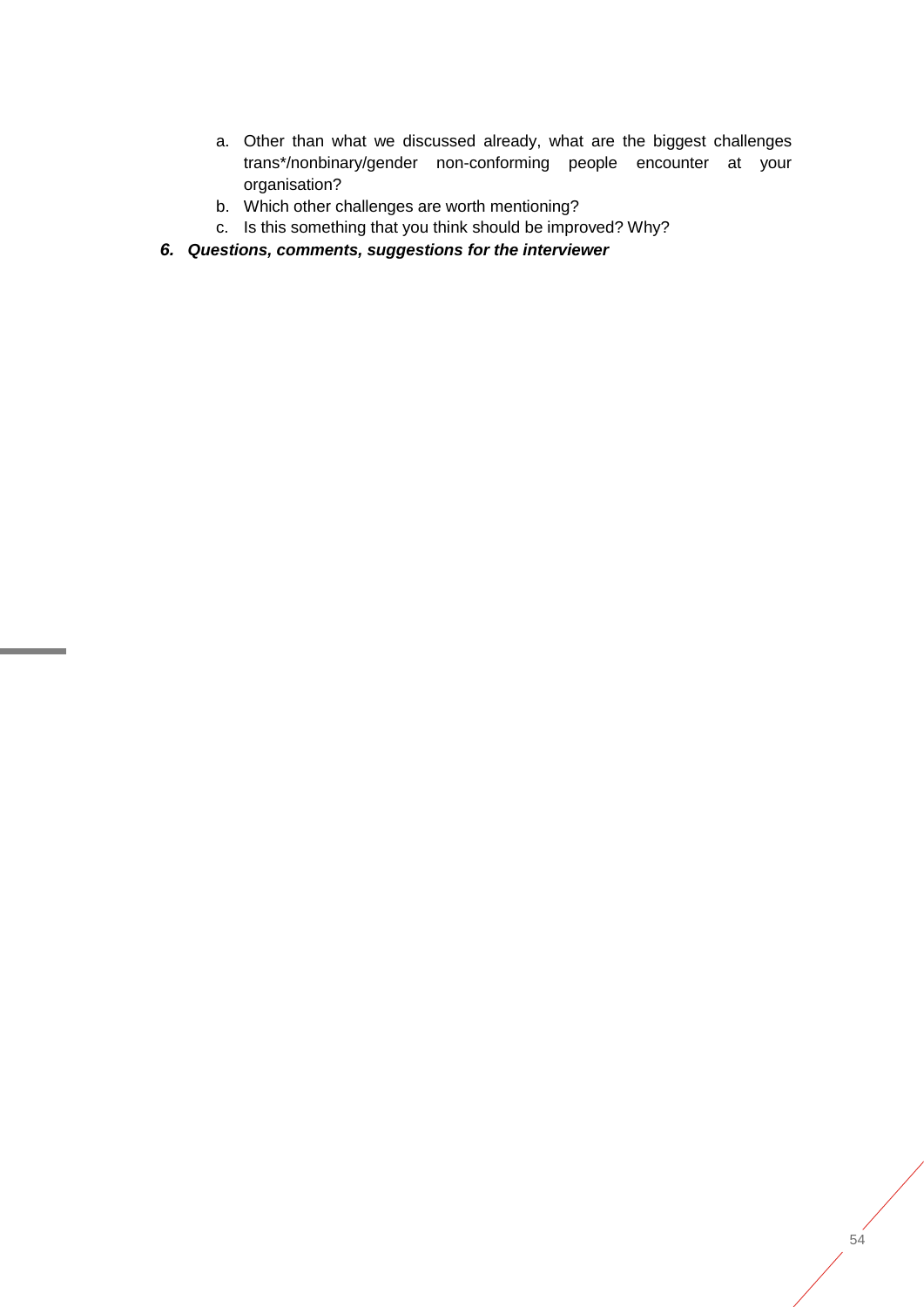a. Other than what we discussed already, what are the biggest challenges trans*/nonbinary/gender non-conforming people encounter at your organisation?
b. Which other challenges are worth mentioning?
c. Is this something that you think should be improved? Why?

6. ***Questions, comments, suggestions for the interviewer***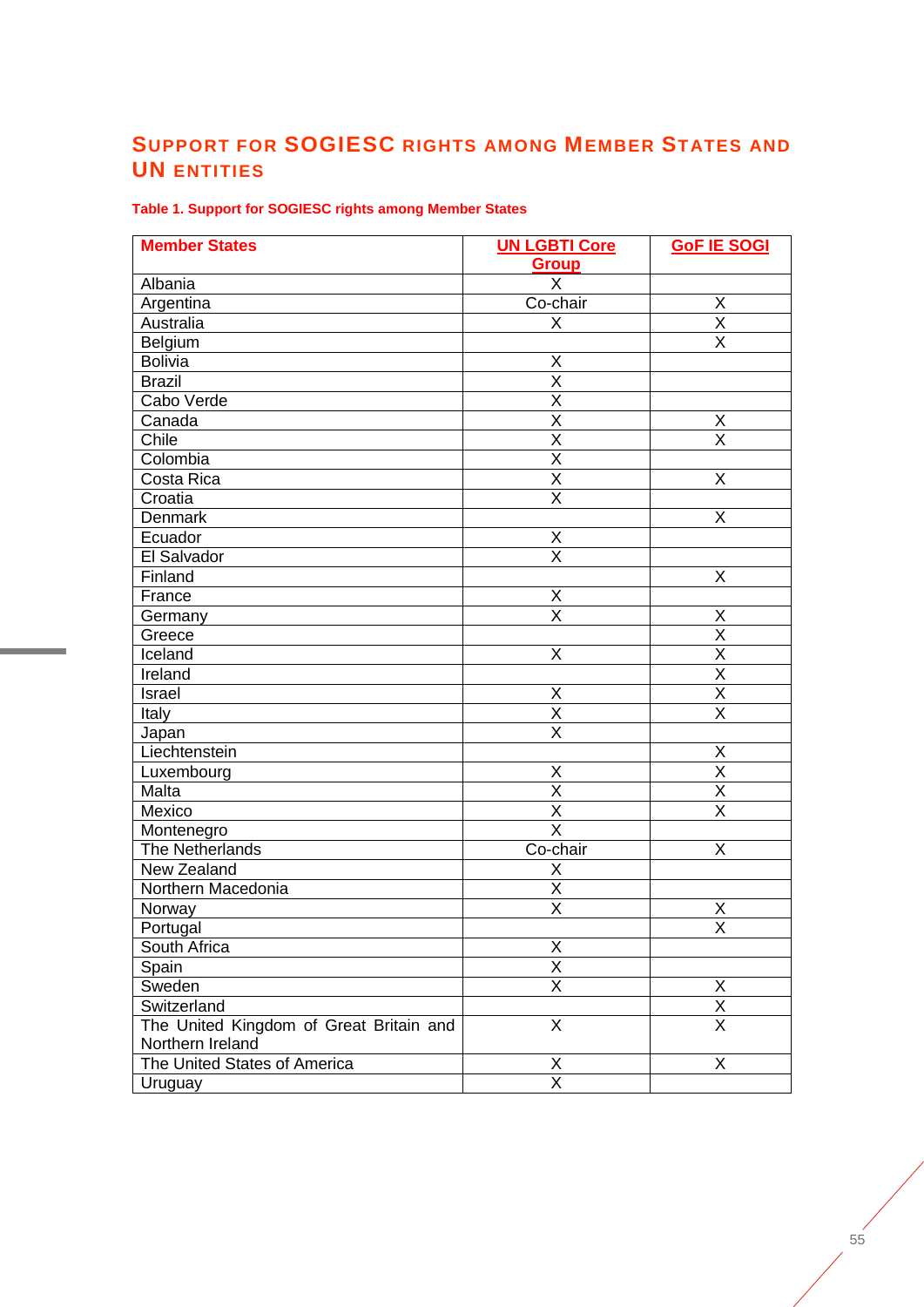## Support for SOGIESC rights among Member States and UN entities

**Table 1. Support for SOGIESC rights among Member States**

| Member States | UN LGBTI Core Group | GoF IE SOGI |
|---|---|---|
| Albania | X | |
| Argentina | Co-chair | X |
| Australia | X | X |
| Belgium | | X |
| Bolivia | X | |
| Brazil | X | |
| Cabo Verde | X | |
| Canada | X | X |
| Chile | X | X |
| Colombia | X | |
| Costa Rica | X | X |
| Croatia | X | |
| Denmark | | X |
| Ecuador | X | |
| El Salvador | X | |
| Finland | | X |
| France | X | |
| Germany | X | X |
| Greece | | X |
| Iceland | X | X |
| Ireland | | X |
| Israel | X | X |
| Italy | X | X |
| Japan | X | |
| Liechtenstein | | X |
| Luxembourg | X | X |
| Malta | X | X |
| Mexico | X | X |
| Montenegro | X | |
| The Netherlands | Co-chair | X |
| New Zealand | X | |
| Northern Macedonia | X | |
| Norway | X | X |
| Portugal | | X |
| South Africa | X | |
| Spain | X | |
| Sweden | X | X |
| Switzerland | | X |
| The United Kingdom of Great Britain and Northern Ireland | X | X |
| The United States of America | X | X |
| Uruguay | X | |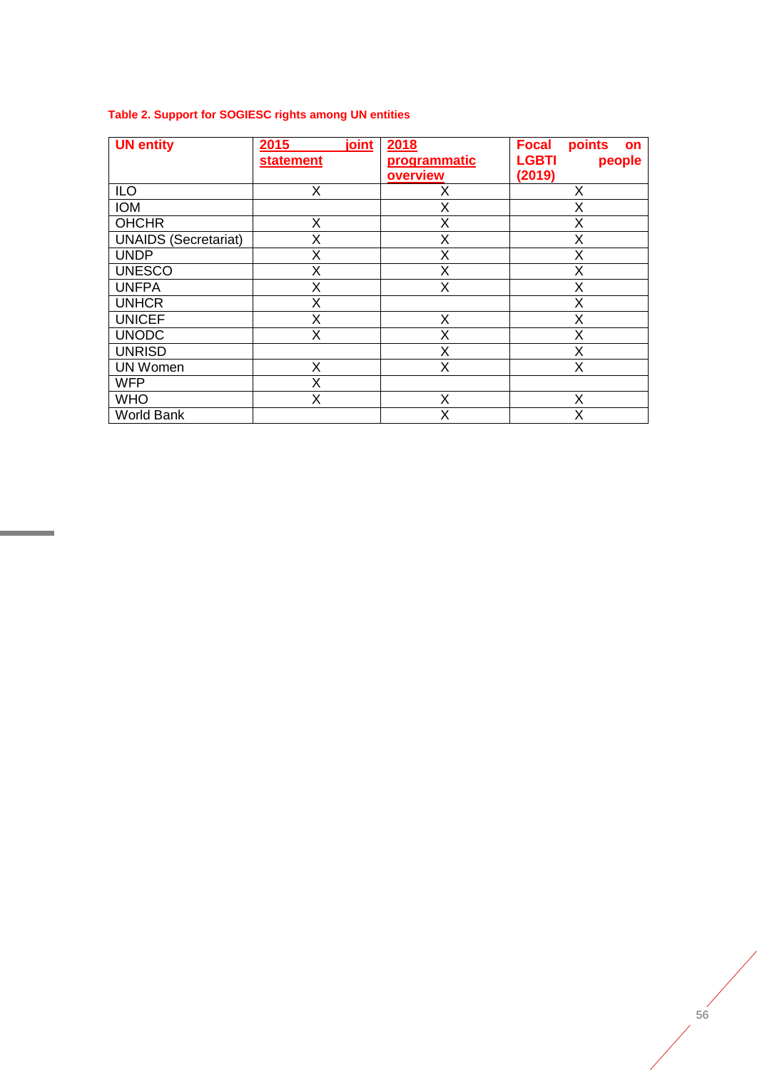**Table 2. Support for SOGIESC rights among UN entities**

| UN entity | 2015 joint statement | 2018 programmatic overview | Focal points on LGBTI people (2019) |
|---|---|---|---|
| ILO | X | X | X |
| IOM | | X | X |
| OHCHR | X | X | X |
| UNAIDS (Secretariat) | X | X | X |
| UNDP | X | X | X |
| UNESCO | X | X | X |
| UNFPA | X | X | X |
| UNHCR | X | | X |
| UNICEF | X | X | X |
| UNODC | X | X | X |
| UNRISD | | X | X |
| UN Women | X | X | X |
| WFP | X | | |
| WHO | X | X | X |
| World Bank | | X | X |